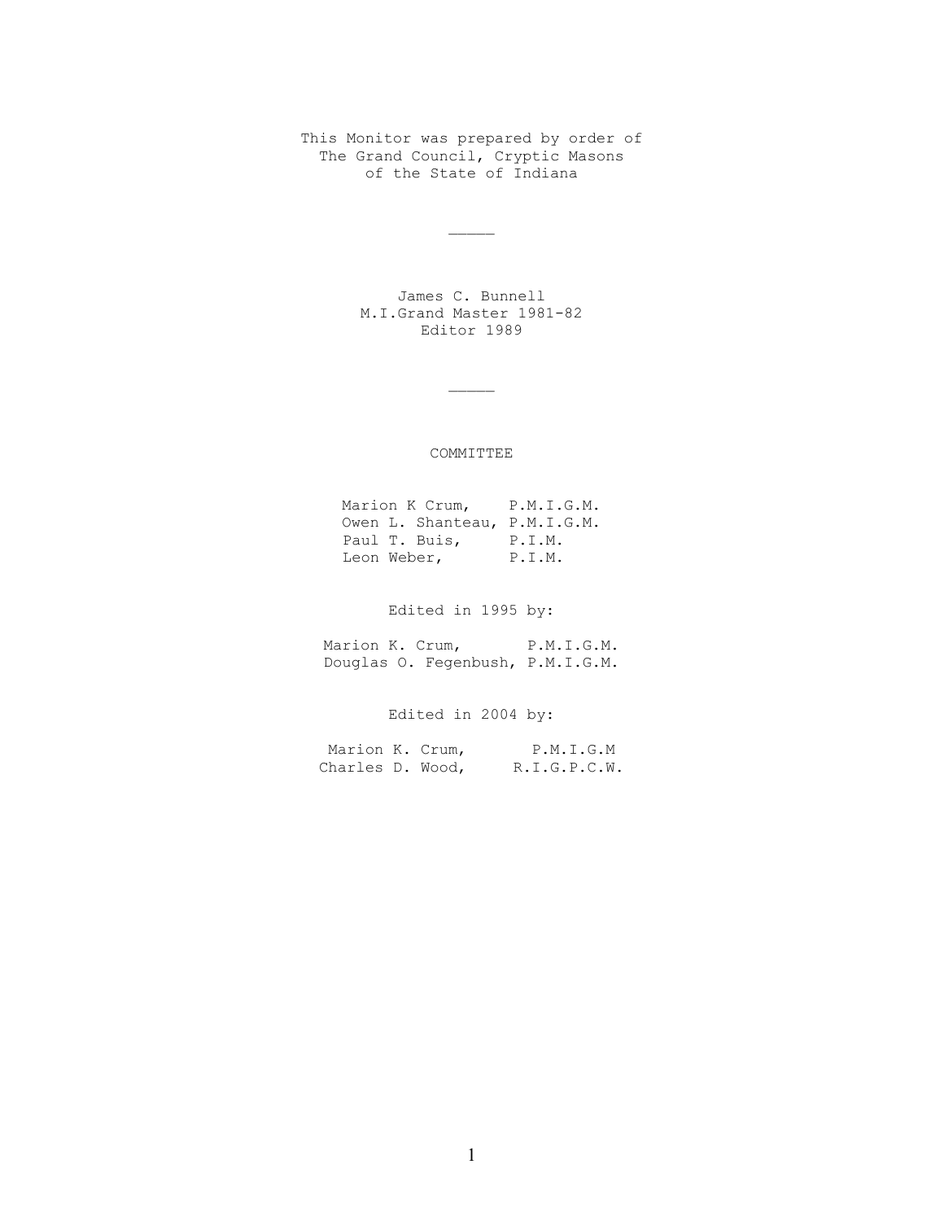This Monitor was prepared by order of
The Grand Council, Cryptic Masons
of the State of Indiana

_____

James C. Bunnell
M.I.Grand Master 1981-82
Editor 1989

_____

COMMITTEE

Marion K Crum, P.M.I.G.M.
Owen L. Shanteau, P.M.I.G.M.
Paul T. Buis, P.I.M.
Leon Weber, P.I.M.

Edited in 1995 by:

Marion K. Crum, P.M.I.G.M.
Douglas O. Fegenbush, P.M.I.G.M.

Edited in 2004 by:

Marion K. Crum, P.M.I.G.M
Charles D. Wood, R.I.G.P.C.W.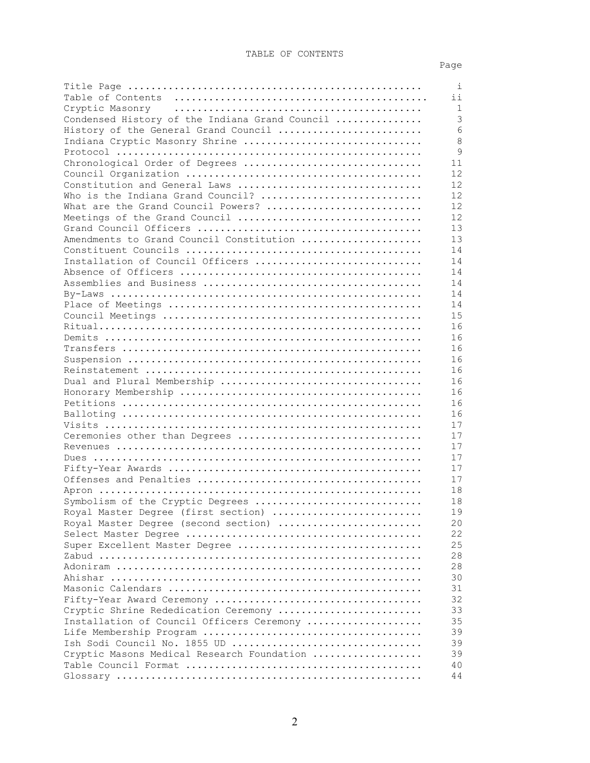# TABLE OF CONTENTS

| | Page |
|---|---|
| Title Page | i |
| Table of Contents | ii |
| Cryptic Masonry | 1 |
| Condensed History of the Indiana Grand Council | 3 |
| History of the General Grand Council | 6 |
| Indiana Cryptic Masonry Shrine | 8 |
| Protocol | 9 |
| Chronological Order of Degrees | 11 |
| Council Organization | 12 |
| Constitution and General Laws | 12 |
| Who is the Indiana Grand Council? | 12 |
| What are the Grand Council Powers? | 12 |
| Meetings of the Grand Council | 12 |
| Grand Council Officers | 13 |
| Amendments to Grand Council Constitution | 13 |
| Constituent Councils | 14 |
| Installation of Council Officers | 14 |
| Absence of Officers | 14 |
| Assemblies and Business | 14 |
| By-Laws | 14 |
| Place of Meetings | 14 |
| Council Meetings | 15 |
| Ritual | 16 |
| Demits | 16 |
| Transfers | 16 |
| Suspension | 16 |
| Reinstatement | 16 |
| Dual and Plural Membership | 16 |
| Honorary Membership | 16 |
| Petitions | 16 |
| Balloting | 16 |
| Visits | 17 |
| Ceremonies other than Degrees | 17 |
| Revenues | 17 |
| Dues | 17 |
| Fifty-Year Awards | 17 |
| Offenses and Penalties | 17 |
| Apron | 18 |
| Symbolism of the Cryptic Degrees | 18 |
| Royal Master Degree (first section) | 19 |
| Royal Master Degree (second section) | 20 |
| Select Master Degree | 22 |
| Super Excellent Master Degree | 25 |
| Zabud | 28 |
| Adoniram | 28 |
| Ahishar | 30 |
| Masonic Calendars | 31 |
| Fifty-Year Award Ceremony | 32 |
| Cryptic Shrine Rededication Ceremony | 33 |
| Installation of Council Officers Ceremony | 35 |
| Life Membership Program | 39 |
| Ish Sodi Council No. 1855 UD | 39 |
| Cryptic Masons Medical Research Foundation | 39 |
| Table Council Format | 40 |
| Glossary | 44 |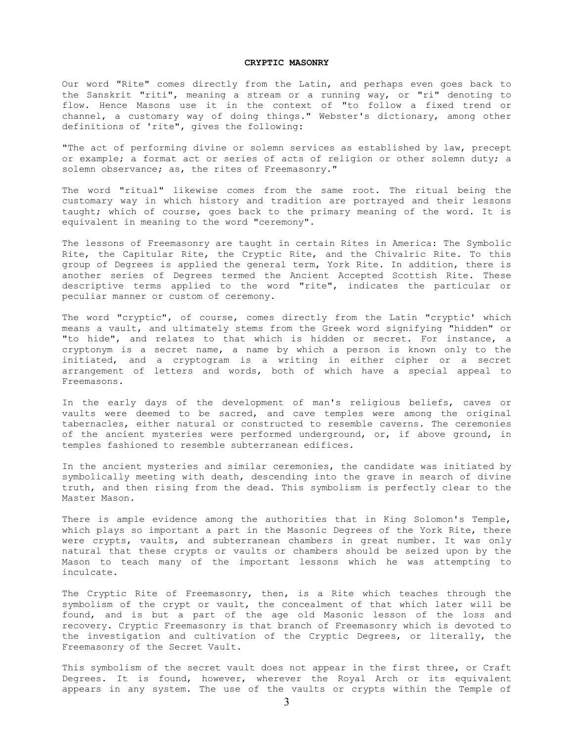## CRYPTIC MASONRY

Our word "Rite" comes directly from the Latin, and perhaps even goes back to the Sanskrit "riti", meaning a stream or a running way, or "ri" denoting to flow. Hence Masons use it in the context of "to follow a fixed trend or channel, a customary way of doing things." Webster's dictionary, among other definitions of 'rite", gives the following:

"The act of performing divine or solemn services as established by law, precept or example; a format act or series of acts of religion or other solemn duty; a solemn observance; as, the rites of Freemasonry."

The word "ritual" likewise comes from the same root. The ritual being the customary way in which history and tradition are portrayed and their lessons taught; which of course, goes back to the primary meaning of the word. It is equivalent in meaning to the word "ceremony".

The lessons of Freemasonry are taught in certain Rites in America: The Symbolic Rite, the Capitular Rite, the Cryptic Rite, and the Chivalric Rite. To this group of Degrees is applied the general term, York Rite. In addition, there is another series of Degrees termed the Ancient Accepted Scottish Rite. These descriptive terms applied to the word "rite", indicates the particular or peculiar manner or custom of ceremony.

The word "cryptic", of course, comes directly from the Latin "cryptic' which means a vault, and ultimately stems from the Greek word signifying "hidden" or "to hide", and relates to that which is hidden or secret. For instance, a cryptonym is a secret name, a name by which a person is known only to the initiated, and a cryptogram is a writing in either cipher or a secret arrangement of letters and words, both of which have a special appeal to Freemasons.

In the early days of the development of man's religious beliefs, caves or vaults were deemed to be sacred, and cave temples were among the original tabernacles, either natural or constructed to resemble caverns. The ceremonies of the ancient mysteries were performed underground, or, if above ground, in temples fashioned to resemble subterranean edifices.

In the ancient mysteries and similar ceremonies, the candidate was initiated by symbolically meeting with death, descending into the grave in search of divine truth, and then rising from the dead. This symbolism is perfectly clear to the Master Mason.

There is ample evidence among the authorities that in King Solomon's Temple, which plays so important a part in the Masonic Degrees of the York Rite, there were crypts, vaults, and subterranean chambers in great number. It was only natural that these crypts or vaults or chambers should be seized upon by the Mason to teach many of the important lessons which he was attempting to inculcate.

The Cryptic Rite of Freemasonry, then, is a Rite which teaches through the symbolism of the crypt or vault, the concealment of that which later will be found, and is but a part of the age old Masonic lesson of the loss and recovery. Cryptic Freemasonry is that branch of Freemasonry which is devoted to the investigation and cultivation of the Cryptic Degrees, or literally, the Freemasonry of the Secret Vault.

This symbolism of the secret vault does not appear in the first three, or Craft Degrees. It is found, however, wherever the Royal Arch or its equivalent appears in any system. The use of the vaults or crypts within the Temple of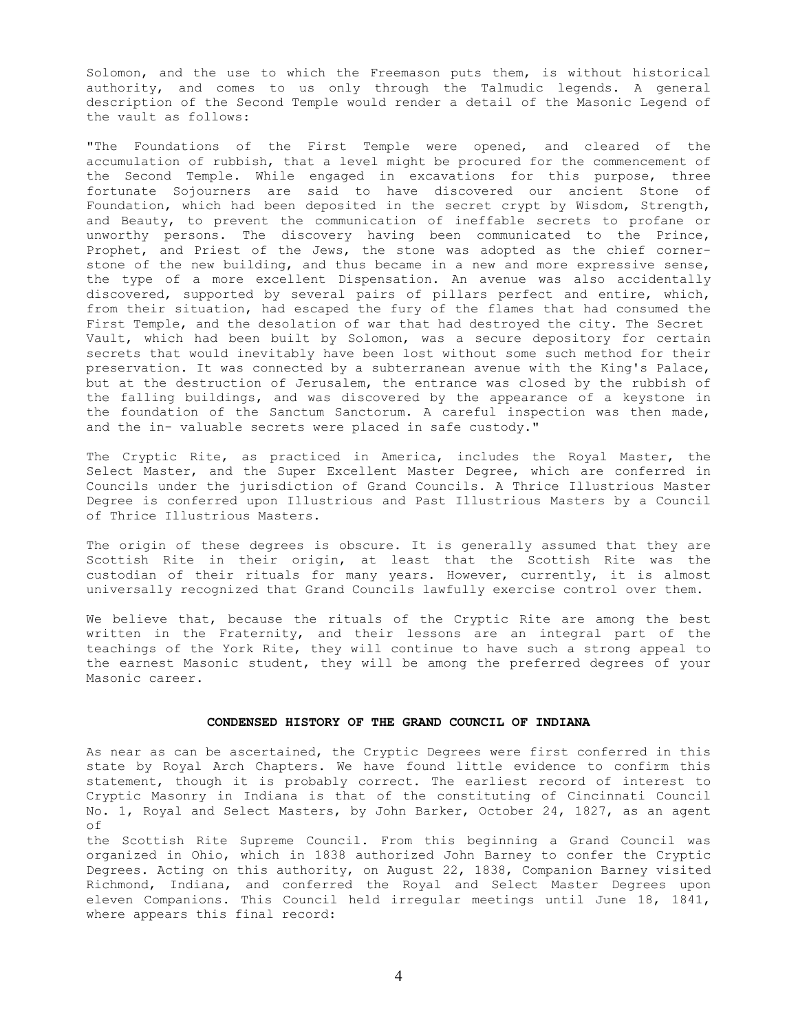Solomon, and the use to which the Freemason puts them, is without historical authority, and comes to us only through the Talmudic legends. A general description of the Second Temple would render a detail of the Masonic Legend of the vault as follows:

"The Foundations of the First Temple were opened, and cleared of the accumulation of rubbish, that a level might be procured for the commencement of the Second Temple. While engaged in excavations for this purpose, three fortunate Sojourners are said to have discovered our ancient Stone of Foundation, which had been deposited in the secret crypt by Wisdom, Strength, and Beauty, to prevent the communication of ineffable secrets to profane or unworthy persons. The discovery having been communicated to the Prince, Prophet, and Priest of the Jews, the stone was adopted as the chief corner-stone of the new building, and thus became in a new and more expressive sense, the type of a more excellent Dispensation. An avenue was also accidentally discovered, supported by several pairs of pillars perfect and entire, which, from their situation, had escaped the fury of the flames that had consumed the First Temple, and the desolation of war that had destroyed the city. The Secret Vault, which had been built by Solomon, was a secure depository for certain secrets that would inevitably have been lost without some such method for their preservation. It was connected by a subterranean avenue with the King's Palace, but at the destruction of Jerusalem, the entrance was closed by the rubbish of the falling buildings, and was discovered by the appearance of a keystone in the foundation of the Sanctum Sanctorum. A careful inspection was then made, and the in- valuable secrets were placed in safe custody."

The Cryptic Rite, as practiced in America, includes the Royal Master, the Select Master, and the Super Excellent Master Degree, which are conferred in Councils under the jurisdiction of Grand Councils. A Thrice Illustrious Master Degree is conferred upon Illustrious and Past Illustrious Masters by a Council of Thrice Illustrious Masters.

The origin of these degrees is obscure. It is generally assumed that they are Scottish Rite in their origin, at least that the Scottish Rite was the custodian of their rituals for many years. However, currently, it is almost universally recognized that Grand Councils lawfully exercise control over them.

We believe that, because the rituals of the Cryptic Rite are among the best written in the Fraternity, and their lessons are an integral part of the teachings of the York Rite, they will continue to have such a strong appeal to the earnest Masonic student, they will be among the preferred degrees of your Masonic career.

## CONDENSED HISTORY OF THE GRAND COUNCIL OF INDIANA

As near as can be ascertained, the Cryptic Degrees were first conferred in this state by Royal Arch Chapters. We have found little evidence to confirm this statement, though it is probably correct. The earliest record of interest to Cryptic Masonry in Indiana is that of the constituting of Cincinnati Council No. 1, Royal and Select Masters, by John Barker, October 24, 1827, as an agent of the Scottish Rite Supreme Council. From this beginning a Grand Council was organized in Ohio, which in 1838 authorized John Barney to confer the Cryptic Degrees. Acting on this authority, on August 22, 1838, Companion Barney visited Richmond, Indiana, and conferred the Royal and Select Master Degrees upon eleven Companions. This Council held irregular meetings until June 18, 1841, where appears this final record: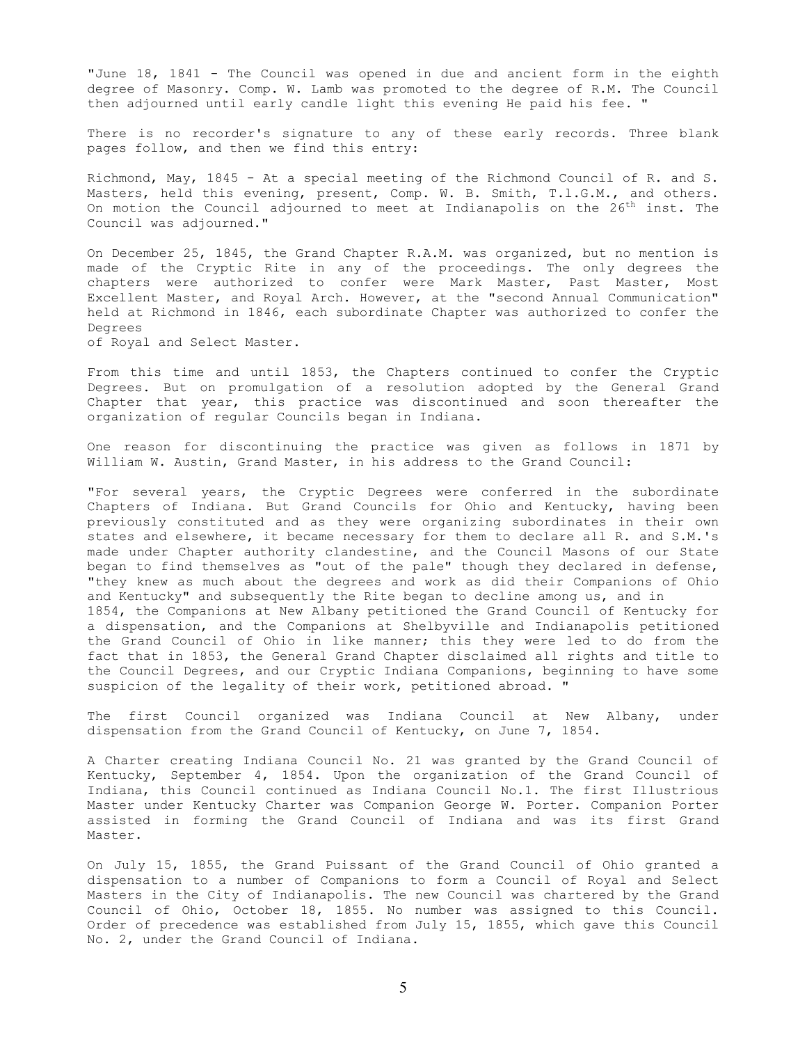"June 18, 1841 - The Council was opened in due and ancient form in the eighth degree of Masonry. Comp. W. Lamb was promoted to the degree of R.M. The Council then adjourned until early candle light this evening He paid his fee. "

There is no recorder's signature to any of these early records. Three blank pages follow, and then we find this entry:

Richmond, May, 1845 - At a special meeting of the Richmond Council of R. and S. Masters, held this evening, present, Comp. W. B. Smith, T.1.G.M., and others. On motion the Council adjourned to meet at Indianapolis on the 26th inst. The Council was adjourned."

On December 25, 1845, the Grand Chapter R.A.M. was organized, but no mention is made of the Cryptic Rite in any of the proceedings. The only degrees the chapters were authorized to confer were Mark Master, Past Master, Most Excellent Master, and Royal Arch. However, at the "second Annual Communication" held at Richmond in 1846, each subordinate Chapter was authorized to confer the Degrees of Royal and Select Master.

From this time and until 1853, the Chapters continued to confer the Cryptic Degrees. But on promulgation of a resolution adopted by the General Grand Chapter that year, this practice was discontinued and soon thereafter the organization of regular Councils began in Indiana.

One reason for discontinuing the practice was given as follows in 1871 by William W. Austin, Grand Master, in his address to the Grand Council:

"For several years, the Cryptic Degrees were conferred in the subordinate Chapters of Indiana. But Grand Councils for Ohio and Kentucky, having been previously constituted and as they were organizing subordinates in their own states and elsewhere, it became necessary for them to declare all R. and S.M.'s made under Chapter authority clandestine, and the Council Masons of our State began to find themselves as "out of the pale" though they declared in defense, "they knew as much about the degrees and work as did their Companions of Ohio and Kentucky" and subsequently the Rite began to decline among us, and in 1854, the Companions at New Albany petitioned the Grand Council of Kentucky for a dispensation, and the Companions at Shelbyville and Indianapolis petitioned the Grand Council of Ohio in like manner; this they were led to do from the fact that in 1853, the General Grand Chapter disclaimed all rights and title to the Council Degrees, and our Cryptic Indiana Companions, beginning to have some suspicion of the legality of their work, petitioned abroad. "

The first Council organized was Indiana Council at New Albany, under dispensation from the Grand Council of Kentucky, on June 7, 1854.

A Charter creating Indiana Council No. 21 was granted by the Grand Council of Kentucky, September 4, 1854. Upon the organization of the Grand Council of Indiana, this Council continued as Indiana Council No.1. The first Illustrious Master under Kentucky Charter was Companion George W. Porter. Companion Porter assisted in forming the Grand Council of Indiana and was its first Grand Master.

On July 15, 1855, the Grand Puissant of the Grand Council of Ohio granted a dispensation to a number of Companions to form a Council of Royal and Select Masters in the City of Indianapolis. The new Council was chartered by the Grand Council of Ohio, October 18, 1855. No number was assigned to this Council. Order of precedence was established from July 15, 1855, which gave this Council No. 2, under the Grand Council of Indiana.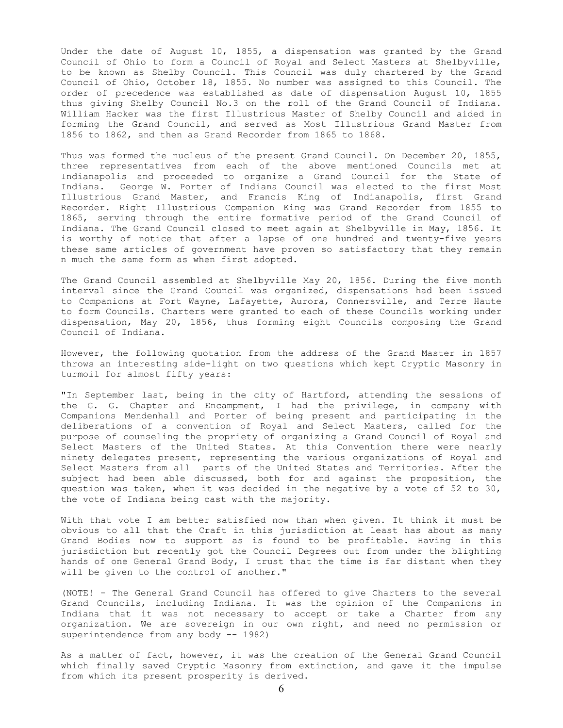Under the date of August 10, 1855, a dispensation was granted by the Grand Council of Ohio to form a Council of Royal and Select Masters at Shelbyville, to be known as Shelby Council. This Council was duly chartered by the Grand Council of Ohio, October 18, 1855. No number was assigned to this Council. The order of precedence was established as date of dispensation August 10, 1855 thus giving Shelby Council No.3 on the roll of the Grand Council of Indiana. William Hacker was the first Illustrious Master of Shelby Council and aided in forming the Grand Council, and served as Most Illustrious Grand Master from 1856 to 1862, and then as Grand Recorder from 1865 to 1868.

Thus was formed the nucleus of the present Grand Council. On December 20, 1855, three representatives from each of the above mentioned Councils met at Indianapolis and proceeded to organize a Grand Council for the State of Indiana. George W. Porter of Indiana Council was elected to the first Most Illustrious Grand Master, and Francis King of Indianapolis, first Grand Recorder. Right Illustrious Companion King was Grand Recorder from 1855 to 1865, serving through the entire formative period of the Grand Council of Indiana. The Grand Council closed to meet again at Shelbyville in May, 1856. It is worthy of notice that after a lapse of one hundred and twenty-five years these same articles of government have proven so satisfactory that they remain n much the same form as when first adopted.

The Grand Council assembled at Shelbyville May 20, 1856. During the five month interval since the Grand Council was organized, dispensations had been issued to Companions at Fort Wayne, Lafayette, Aurora, Connersville, and Terre Haute to form Councils. Charters were granted to each of these Councils working under dispensation, May 20, 1856, thus forming eight Councils composing the Grand Council of Indiana.

However, the following quotation from the address of the Grand Master in 1857 throws an interesting side-light on two questions which kept Cryptic Masonry in turmoil for almost fifty years:

"In September last, being in the city of Hartford, attending the sessions of the G. G. Chapter and Encampment, I had the privilege, in company with Companions Mendenhall and Porter of being present and participating in the deliberations of a convention of Royal and Select Masters, called for the purpose of counseling the propriety of organizing a Grand Council of Royal and Select Masters of the United States. At this Convention there were nearly ninety delegates present, representing the various organizations of Royal and Select Masters from all parts of the United States and Territories. After the subject had been able discussed, both for and against the proposition, the question was taken, when it was decided in the negative by a vote of 52 to 30, the vote of Indiana being cast with the majority.

With that vote I am better satisfied now than when given. It think it must be obvious to all that the Craft in this jurisdiction at least has about as many Grand Bodies now to support as is found to be profitable. Having in this jurisdiction but recently got the Council Degrees out from under the blighting hands of one General Grand Body, I trust that the time is far distant when they will be given to the control of another."

(NOTE! - The General Grand Council has offered to give Charters to the several Grand Councils, including Indiana. It was the opinion of the Companions in Indiana that it was not necessary to accept or take a Charter from any organization. We are sovereign in our own right, and need no permission or superintendence from any body -- 1982)

As a matter of fact, however, it was the creation of the General Grand Council which finally saved Cryptic Masonry from extinction, and gave it the impulse from which its present prosperity is derived.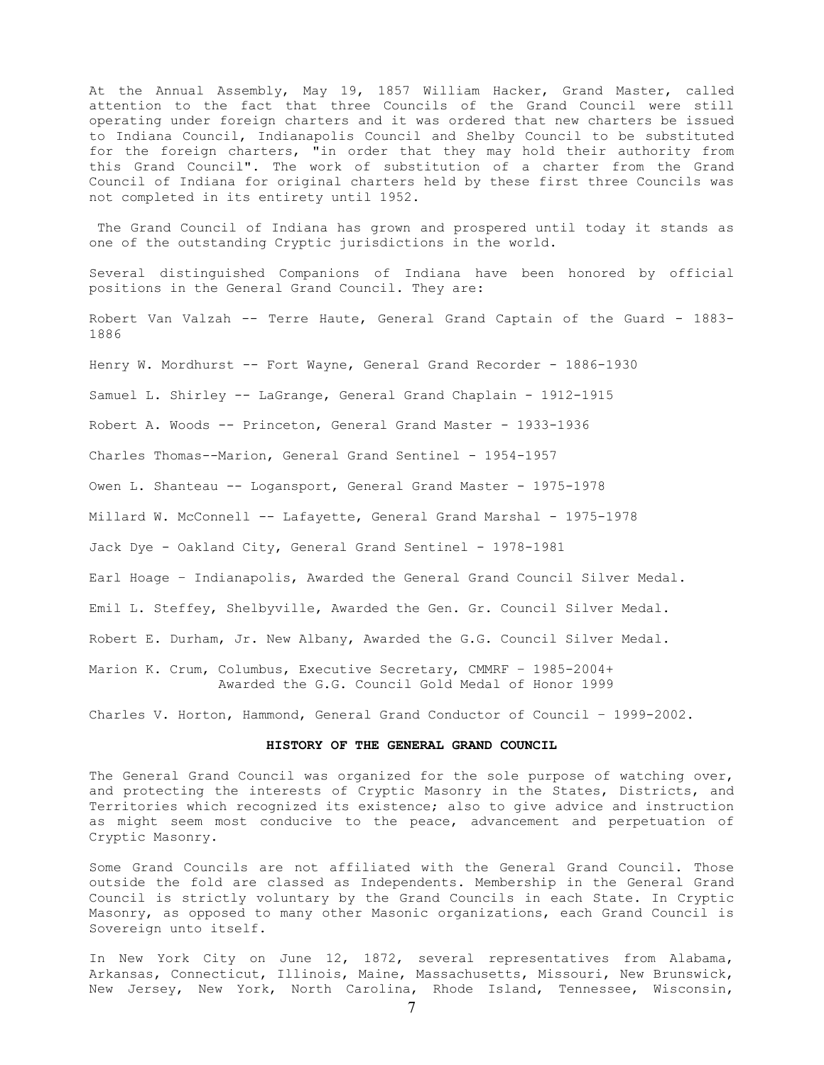At the Annual Assembly, May 19, 1857 William Hacker, Grand Master, called attention to the fact that three Councils of the Grand Council were still operating under foreign charters and it was ordered that new charters be issued to Indiana Council, Indianapolis Council and Shelby Council to be substituted for the foreign charters, "in order that they may hold their authority from this Grand Council". The work of substitution of a charter from the Grand Council of Indiana for original charters held by these first three Councils was not completed in its entirety until 1952.

The Grand Council of Indiana has grown and prospered until today it stands as one of the outstanding Cryptic jurisdictions in the world.

Several distinguished Companions of Indiana have been honored by official positions in the General Grand Council. They are:

Robert Van Valzah -- Terre Haute, General Grand Captain of the Guard - 1883-1886

Henry W. Mordhurst -- Fort Wayne, General Grand Recorder - 1886-1930

Samuel L. Shirley -- LaGrange, General Grand Chaplain - 1912-1915

Robert A. Woods -- Princeton, General Grand Master - 1933-1936

Charles Thomas--Marion, General Grand Sentinel - 1954-1957

Owen L. Shanteau -- Logansport, General Grand Master - 1975-1978

Millard W. McConnell -- Lafayette, General Grand Marshal - 1975-1978

Jack Dye - Oakland City, General Grand Sentinel - 1978-1981

Earl Hoage – Indianapolis, Awarded the General Grand Council Silver Medal.

Emil L. Steffey, Shelbyville, Awarded the Gen. Gr. Council Silver Medal.

Robert E. Durham, Jr. New Albany, Awarded the G.G. Council Silver Medal.

Marion K. Crum, Columbus, Executive Secretary, CMMRF – 1985-2004+
Awarded the G.G. Council Gold Medal of Honor 1999

Charles V. Horton, Hammond, General Grand Conductor of Council – 1999-2002.

**HISTORY OF THE GENERAL GRAND COUNCIL**

The General Grand Council was organized for the sole purpose of watching over, and protecting the interests of Cryptic Masonry in the States, Districts, and Territories which recognized its existence; also to give advice and instruction as might seem most conducive to the peace, advancement and perpetuation of Cryptic Masonry.

Some Grand Councils are not affiliated with the General Grand Council. Those outside the fold are classed as Independents. Membership in the General Grand Council is strictly voluntary by the Grand Councils in each State. In Cryptic Masonry, as opposed to many other Masonic organizations, each Grand Council is Sovereign unto itself.

In New York City on June 12, 1872, several representatives from Alabama, Arkansas, Connecticut, Illinois, Maine, Massachusetts, Missouri, New Brunswick, New Jersey, New York, North Carolina, Rhode Island, Tennessee, Wisconsin,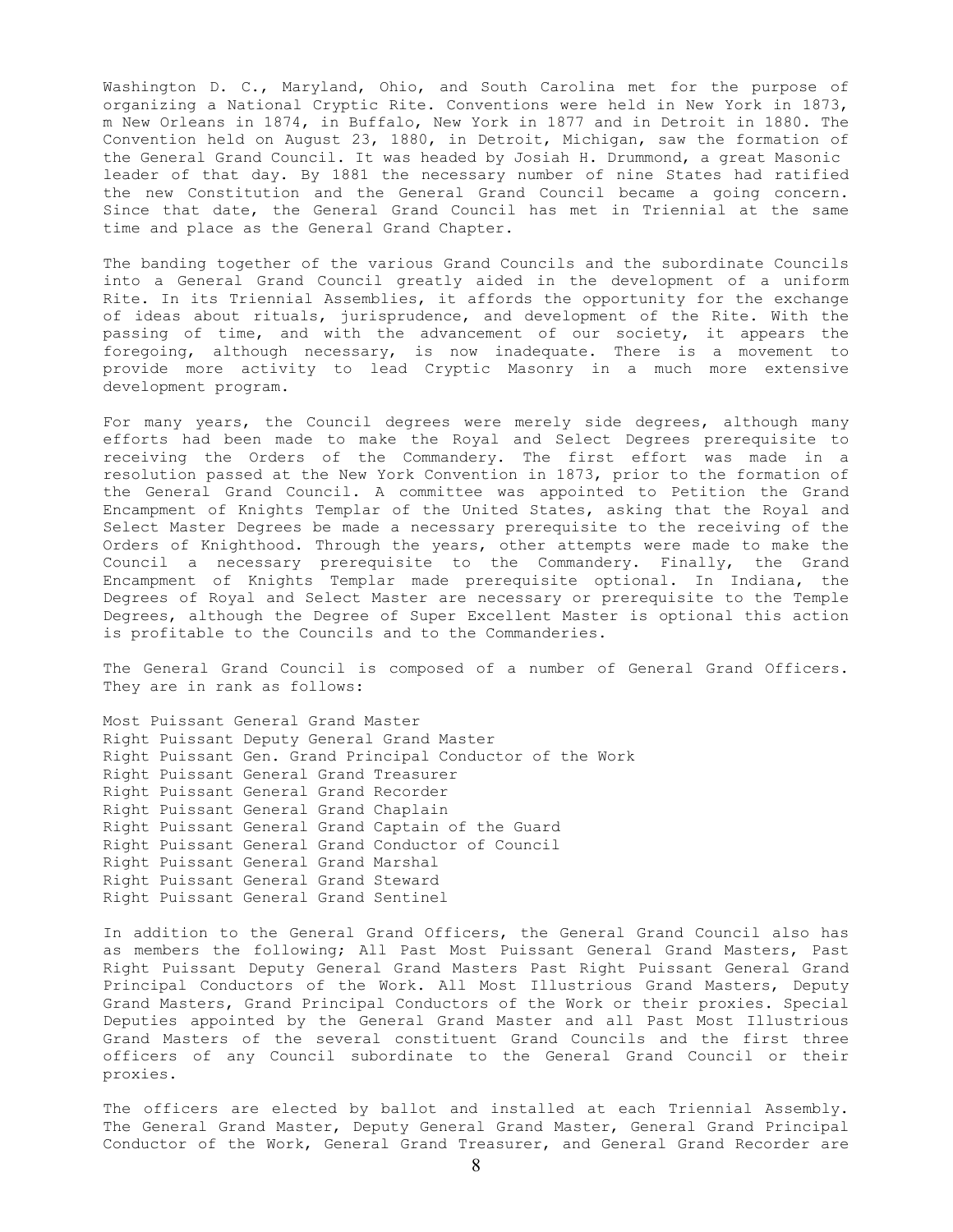Washington D. C., Maryland, Ohio, and South Carolina met for the purpose of organizing a National Cryptic Rite. Conventions were held in New York in 1873, m New Orleans in 1874, in Buffalo, New York in 1877 and in Detroit in 1880. The Convention held on August 23, 1880, in Detroit, Michigan, saw the formation of the General Grand Council. It was headed by Josiah H. Drummond, a great Masonic leader of that day. By 1881 the necessary number of nine States had ratified the new Constitution and the General Grand Council became a going concern. Since that date, the General Grand Council has met in Triennial at the same time and place as the General Grand Chapter.

The banding together of the various Grand Councils and the subordinate Councils into a General Grand Council greatly aided in the development of a uniform Rite. In its Triennial Assemblies, it affords the opportunity for the exchange of ideas about rituals, jurisprudence, and development of the Rite. With the passing of time, and with the advancement of our society, it appears the foregoing, although necessary, is now inadequate. There is a movement to provide more activity to lead Cryptic Masonry in a much more extensive development program.

For many years, the Council degrees were merely side degrees, although many efforts had been made to make the Royal and Select Degrees prerequisite to receiving the Orders of the Commandery. The first effort was made in a resolution passed at the New York Convention in 1873, prior to the formation of the General Grand Council. A committee was appointed to Petition the Grand Encampment of Knights Templar of the United States, asking that the Royal and Select Master Degrees be made a necessary prerequisite to the receiving of the Orders of Knighthood. Through the years, other attempts were made to make the Council a necessary prerequisite to the Commandery. Finally, the Grand Encampment of Knights Templar made prerequisite optional. In Indiana, the Degrees of Royal and Select Master are necessary or prerequisite to the Temple Degrees, although the Degree of Super Excellent Master is optional this action is profitable to the Councils and to the Commanderies.

The General Grand Council is composed of a number of General Grand Officers. They are in rank as follows:

Most Puissant General Grand Master
Right Puissant Deputy General Grand Master
Right Puissant Gen. Grand Principal Conductor of the Work
Right Puissant General Grand Treasurer
Right Puissant General Grand Recorder
Right Puissant General Grand Chaplain
Right Puissant General Grand Captain of the Guard
Right Puissant General Grand Conductor of Council
Right Puissant General Grand Marshal
Right Puissant General Grand Steward
Right Puissant General Grand Sentinel

In addition to the General Grand Officers, the General Grand Council also has as members the following; All Past Most Puissant General Grand Masters, Past Right Puissant Deputy General Grand Masters Past Right Puissant General Grand Principal Conductors of the Work. All Most Illustrious Grand Masters, Deputy Grand Masters, Grand Principal Conductors of the Work or their proxies. Special Deputies appointed by the General Grand Master and all Past Most Illustrious Grand Masters of the several constituent Grand Councils and the first three officers of any Council subordinate to the General Grand Council or their proxies.

The officers are elected by ballot and installed at each Triennial Assembly. The General Grand Master, Deputy General Grand Master, General Grand Principal Conductor of the Work, General Grand Treasurer, and General Grand Recorder are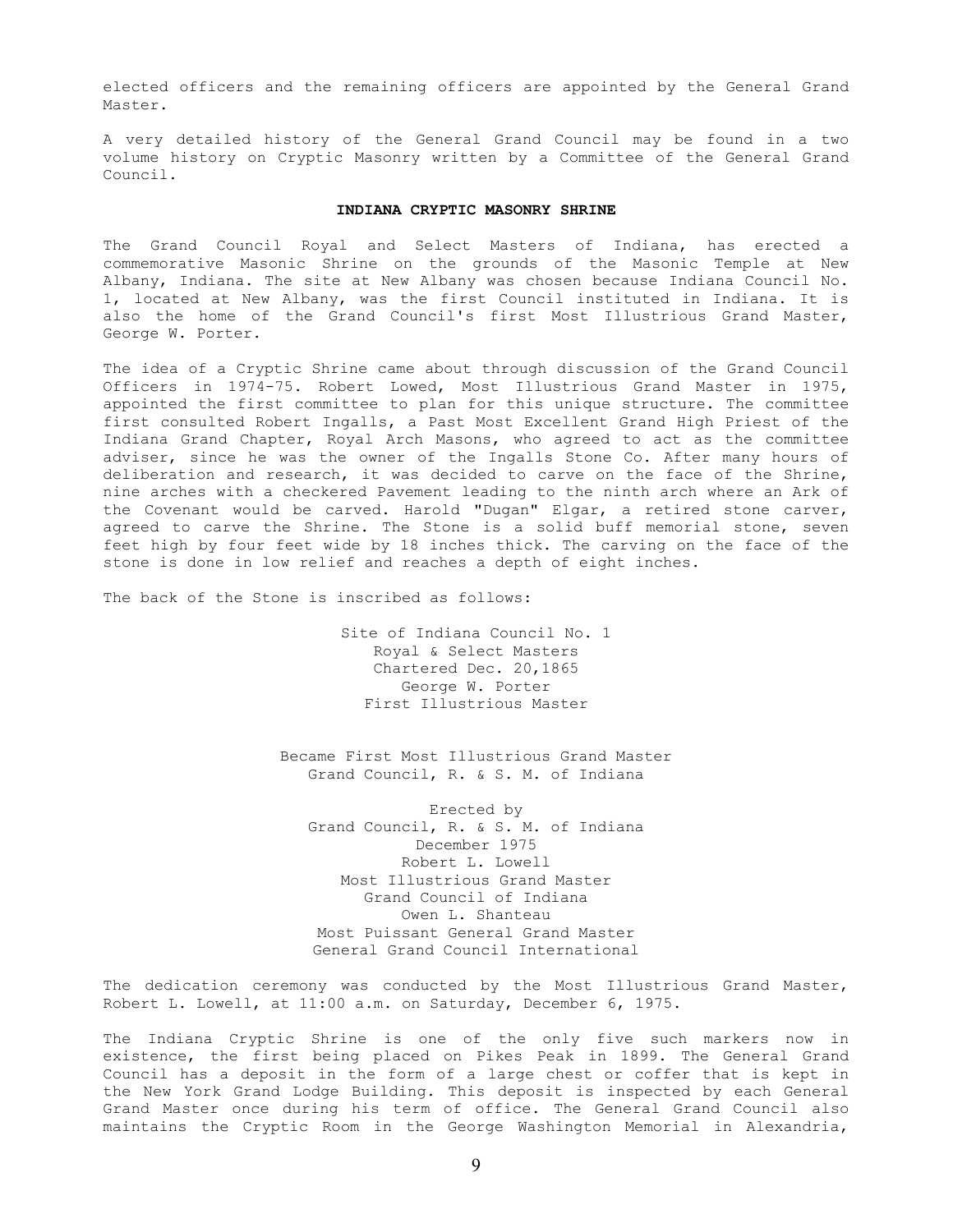elected officers and the remaining officers are appointed by the General Grand Master.

A very detailed history of the General Grand Council may be found in a two volume history on Cryptic Masonry written by a Committee of the General Grand Council.

### INDIANA CRYPTIC MASONRY SHRINE

The Grand Council Royal and Select Masters of Indiana, has erected a commemorative Masonic Shrine on the grounds of the Masonic Temple at New Albany, Indiana. The site at New Albany was chosen because Indiana Council No. 1, located at New Albany, was the first Council instituted in Indiana. It is also the home of the Grand Council's first Most Illustrious Grand Master, George W. Porter.

The idea of a Cryptic Shrine came about through discussion of the Grand Council Officers in 1974-75. Robert Lowed, Most Illustrious Grand Master in 1975, appointed the first committee to plan for this unique structure. The committee first consulted Robert Ingalls, a Past Most Excellent Grand High Priest of the Indiana Grand Chapter, Royal Arch Masons, who agreed to act as the committee adviser, since he was the owner of the Ingalls Stone Co. After many hours of deliberation and research, it was decided to carve on the face of the Shrine, nine arches with a checkered Pavement leading to the ninth arch where an Ark of the Covenant would be carved. Harold "Dugan" Elgar, a retired stone carver, agreed to carve the Shrine. The Stone is a solid buff memorial stone, seven feet high by four feet wide by 18 inches thick. The carving on the face of the stone is done in low relief and reaches a depth of eight inches.

The back of the Stone is inscribed as follows:

Site of Indiana Council No. 1  
Royal & Select Masters  
Chartered Dec. 20,1865  
George W. Porter  
First Illustrious Master

Became First Most Illustrious Grand Master  
Grand Council, R. & S. M. of Indiana

Erected by  
Grand Council, R. & S. M. of Indiana  
December 1975  
Robert L. Lowell  
Most Illustrious Grand Master  
Grand Council of Indiana  
Owen L. Shanteau  
Most Puissant General Grand Master  
General Grand Council International

The dedication ceremony was conducted by the Most Illustrious Grand Master, Robert L. Lowell, at 11:00 a.m. on Saturday, December 6, 1975.

The Indiana Cryptic Shrine is one of the only five such markers now in existence, the first being placed on Pikes Peak in 1899. The General Grand Council has a deposit in the form of a large chest or coffer that is kept in the New York Grand Lodge Building. This deposit is inspected by each General Grand Master once during his term of office. The General Grand Council also maintains the Cryptic Room in the George Washington Memorial in Alexandria,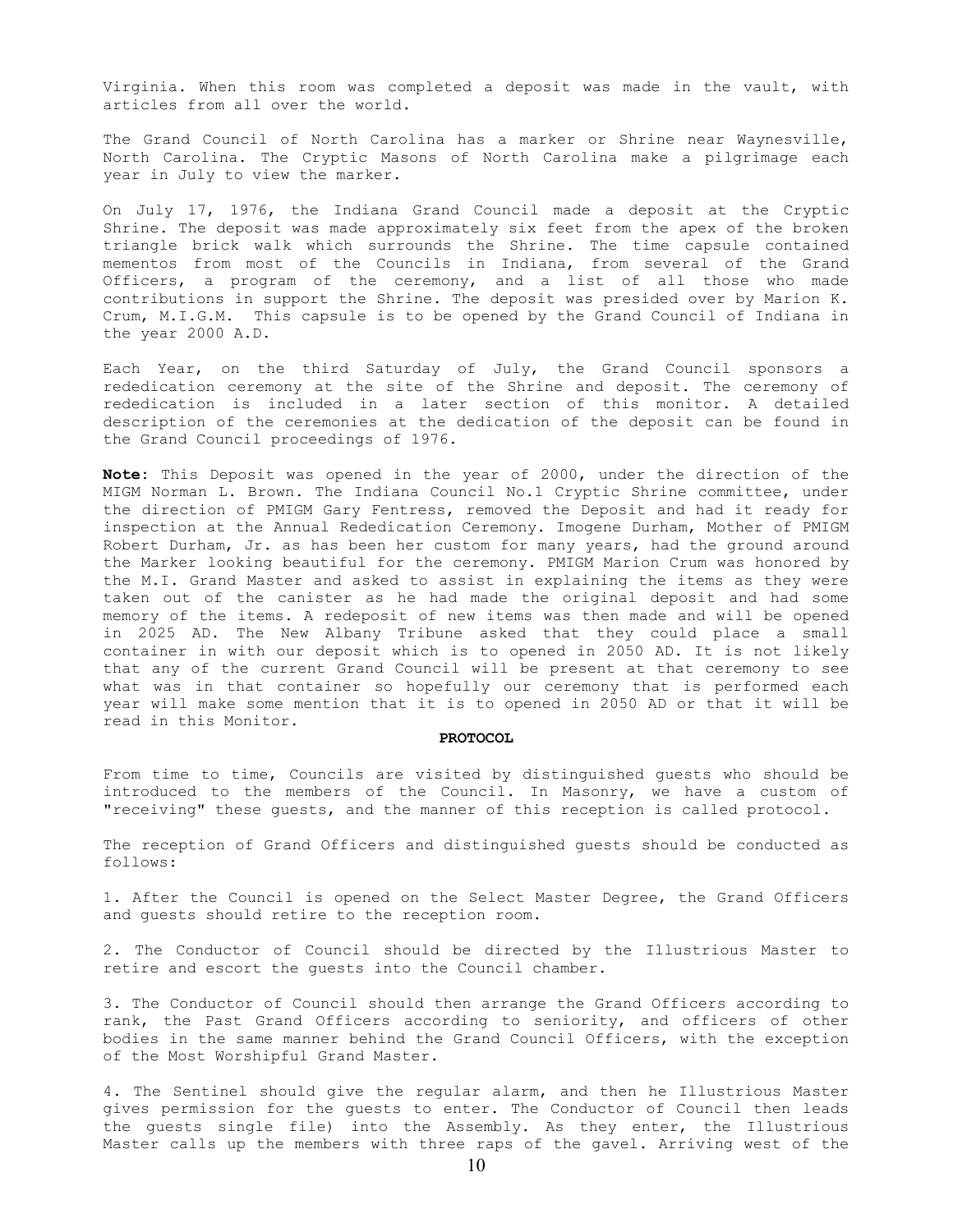Virginia. When this room was completed a deposit was made in the vault, with articles from all over the world.

The Grand Council of North Carolina has a marker or Shrine near Waynesville, North Carolina. The Cryptic Masons of North Carolina make a pilgrimage each year in July to view the marker.

On July 17, 1976, the Indiana Grand Council made a deposit at the Cryptic Shrine. The deposit was made approximately six feet from the apex of the broken triangle brick walk which surrounds the Shrine. The time capsule contained mementos from most of the Councils in Indiana, from several of the Grand Officers, a program of the ceremony, and a list of all those who made contributions in support the Shrine. The deposit was presided over by Marion K. Crum, M.I.G.M. This capsule is to be opened by the Grand Council of Indiana in the year 2000 A.D.

Each Year, on the third Saturday of July, the Grand Council sponsors a rededication ceremony at the site of the Shrine and deposit. The ceremony of rededication is included in a later section of this monitor. A detailed description of the ceremonies at the dedication of the deposit can be found in the Grand Council proceedings of 1976.

**Note**: This Deposit was opened in the year of 2000, under the direction of the MIGM Norman L. Brown. The Indiana Council No.1 Cryptic Shrine committee, under the direction of PMIGM Gary Fentress, removed the Deposit and had it ready for inspection at the Annual Rededication Ceremony. Imogene Durham, Mother of PMIGM Robert Durham, Jr. as has been her custom for many years, had the ground around the Marker looking beautiful for the ceremony. PMIGM Marion Crum was honored by the M.I. Grand Master and asked to assist in explaining the items as they were taken out of the canister as he had made the original deposit and had some memory of the items. A redeposit of new items was then made and will be opened in 2025 AD. The New Albany Tribune asked that they could place a small container in with our deposit which is to opened in 2050 AD. It is not likely that any of the current Grand Council will be present at that ceremony to see what was in that container so hopefully our ceremony that is performed each year will make some mention that it is to opened in 2050 AD or that it will be read in this Monitor.

## PROTOCOL

From time to time, Councils are visited by distinguished guests who should be introduced to the members of the Council. In Masonry, we have a custom of "receiving" these guests, and the manner of this reception is called protocol.

The reception of Grand Officers and distinguished guests should be conducted as follows:

1. After the Council is opened on the Select Master Degree, the Grand Officers and guests should retire to the reception room.

2. The Conductor of Council should be directed by the Illustrious Master to retire and escort the guests into the Council chamber.

3. The Conductor of Council should then arrange the Grand Officers according to rank, the Past Grand Officers according to seniority, and officers of other bodies in the same manner behind the Grand Council Officers, with the exception of the Most Worshipful Grand Master.

4. The Sentinel should give the regular alarm, and then he Illustrious Master gives permission for the guests to enter. The Conductor of Council then leads the guests single file) into the Assembly. As they enter, the Illustrious Master calls up the members with three raps of the gavel. Arriving west of the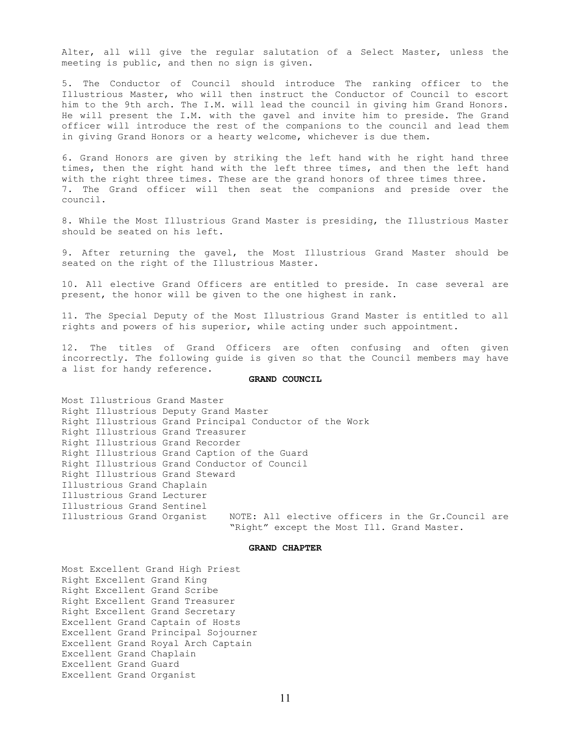Alter, all will give the regular salutation of a Select Master, unless the meeting is public, and then no sign is given.

5. The Conductor of Council should introduce The ranking officer to the Illustrious Master, who will then instruct the Conductor of Council to escort him to the 9th arch. The I.M. will lead the council in giving him Grand Honors. He will present the I.M. with the gavel and invite him to preside. The Grand officer will introduce the rest of the companions to the council and lead them in giving Grand Honors or a hearty welcome, whichever is due them.

6. Grand Honors are given by striking the left hand with he right hand three times, then the right hand with the left three times, and then the left hand with the right three times. These are the grand honors of three times three.

7. The Grand officer will then seat the companions and preside over the council.

8. While the Most Illustrious Grand Master is presiding, the Illustrious Master should be seated on his left.

9. After returning the gavel, the Most Illustrious Grand Master should be seated on the right of the Illustrious Master.

10. All elective Grand Officers are entitled to preside. In case several are present, the honor will be given to the one highest in rank.

11. The Special Deputy of the Most Illustrious Grand Master is entitled to all rights and powers of his superior, while acting under such appointment.

12. The titles of Grand Officers are often confusing and often given incorrectly. The following guide is given so that the Council members may have a list for handy reference.

**GRAND COUNCIL**

Most Illustrious Grand Master
Right Illustrious Deputy Grand Master
Right Illustrious Grand Principal Conductor of the Work
Right Illustrious Grand Treasurer
Right Illustrious Grand Recorder
Right Illustrious Grand Caption of the Guard
Right Illustrious Grand Conductor of Council
Right Illustrious Grand Steward
Illustrious Grand Chaplain
Illustrious Grand Lecturer
Illustrious Grand Sentinel
Illustrious Grand Organist

NOTE: All elective officers in the Gr.Council are "Right" except the Most Ill. Grand Master.

**GRAND CHAPTER**

Most Excellent Grand High Priest
Right Excellent Grand King
Right Excellent Grand Scribe
Right Excellent Grand Treasurer
Right Excellent Grand Secretary
Excellent Grand Captain of Hosts
Excellent Grand Principal Sojourner
Excellent Grand Royal Arch Captain
Excellent Grand Chaplain
Excellent Grand Guard
Excellent Grand Organist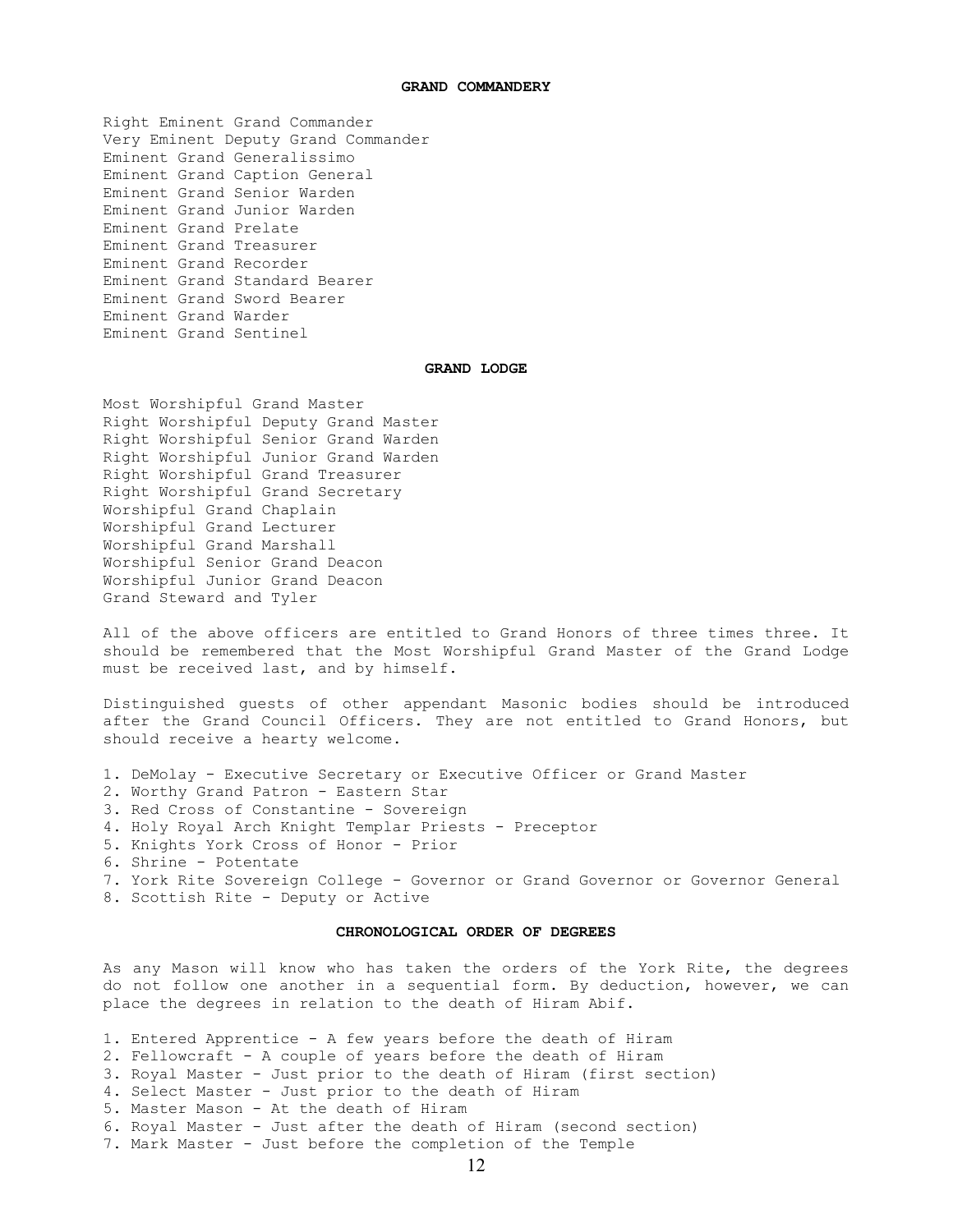## GRAND COMMANDERY

Right Eminent Grand Commander
Very Eminent Deputy Grand Commander
Eminent Grand Generalissimo
Eminent Grand Caption General
Eminent Grand Senior Warden
Eminent Grand Junior Warden
Eminent Grand Prelate
Eminent Grand Treasurer
Eminent Grand Recorder
Eminent Grand Standard Bearer
Eminent Grand Sword Bearer
Eminent Grand Warder
Eminent Grand Sentinel

## GRAND LODGE

Most Worshipful Grand Master
Right Worshipful Deputy Grand Master
Right Worshipful Senior Grand Warden
Right Worshipful Junior Grand Warden
Right Worshipful Grand Treasurer
Right Worshipful Grand Secretary
Worshipful Grand Chaplain
Worshipful Grand Lecturer
Worshipful Grand Marshall
Worshipful Senior Grand Deacon
Worshipful Junior Grand Deacon
Grand Steward and Tyler

All of the above officers are entitled to Grand Honors of three times three. It should be remembered that the Most Worshipful Grand Master of the Grand Lodge must be received last, and by himself.

Distinguished guests of other appendant Masonic bodies should be introduced after the Grand Council Officers. They are not entitled to Grand Honors, but should receive a hearty welcome.

1. DeMolay - Executive Secretary or Executive Officer or Grand Master
2. Worthy Grand Patron - Eastern Star
3. Red Cross of Constantine - Sovereign
4. Holy Royal Arch Knight Templar Priests - Preceptor
5. Knights York Cross of Honor - Prior
6. Shrine - Potentate
7. York Rite Sovereign College - Governor or Grand Governor or Governor General
8. Scottish Rite - Deputy or Active

## CHRONOLOGICAL ORDER OF DEGREES

As any Mason will know who has taken the orders of the York Rite, the degrees do not follow one another in a sequential form. By deduction, however, we can place the degrees in relation to the death of Hiram Abif.

1. Entered Apprentice - A few years before the death of Hiram
2. Fellowcraft - A couple of years before the death of Hiram
3. Royal Master - Just prior to the death of Hiram (first section)
4. Select Master - Just prior to the death of Hiram
5. Master Mason - At the death of Hiram
6. Royal Master - Just after the death of Hiram (second section)
7. Mark Master - Just before the completion of the Temple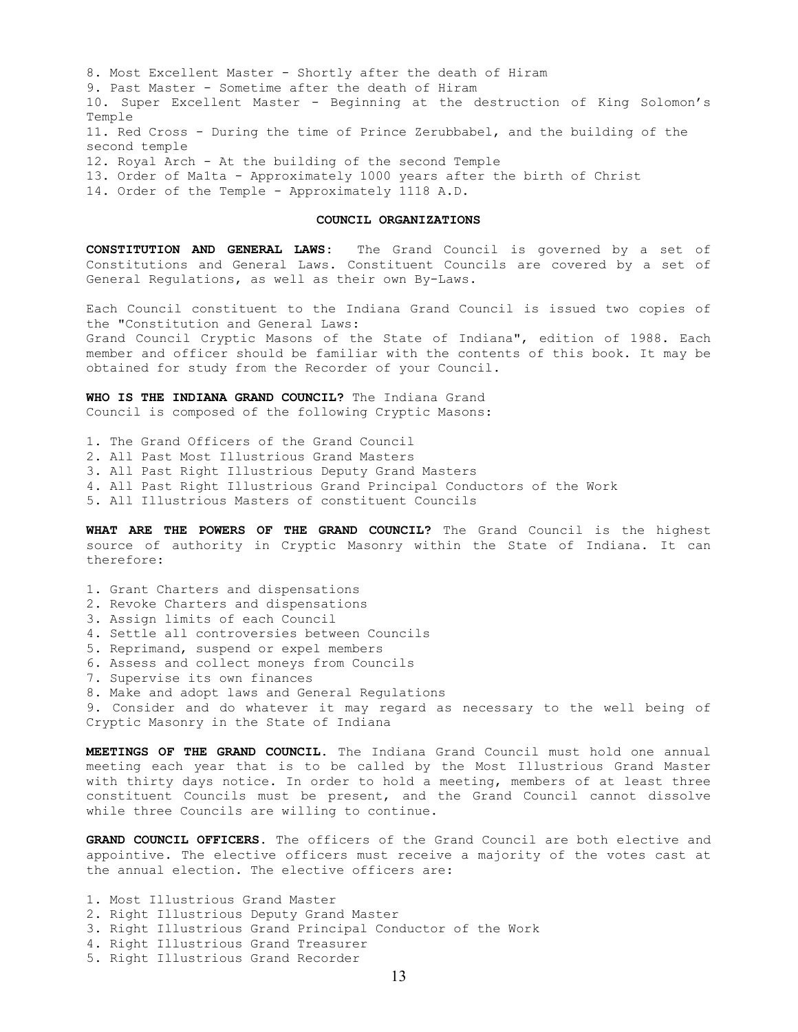8. Most Excellent Master - Shortly after the death of Hiram
9. Past Master - Sometime after the death of Hiram
10. Super Excellent Master - Beginning at the destruction of King Solomon's Temple
11. Red Cross - During the time of Prince Zerubbabel, and the building of the second temple
12. Royal Arch - At the building of the second Temple
13. Order of Malta - Approximately 1000 years after the birth of Christ
14. Order of the Temple - Approximately 1118 A.D.

## COUNCIL ORGANIZATIONS

**CONSTITUTION AND GENERAL LAWS:** The Grand Council is governed by a set of Constitutions and General Laws. Constituent Councils are covered by a set of General Regulations, as well as their own By-Laws.

Each Council constituent to the Indiana Grand Council is issued two copies of the "Constitution and General Laws:
Grand Council Cryptic Masons of the State of Indiana", edition of 1988. Each member and officer should be familiar with the contents of this book. It may be obtained for study from the Recorder of your Council.

**WHO IS THE INDIANA GRAND COUNCIL?** The Indiana Grand Council is composed of the following Cryptic Masons:

1. The Grand Officers of the Grand Council
2. All Past Most Illustrious Grand Masters
3. All Past Right Illustrious Deputy Grand Masters
4. All Past Right Illustrious Grand Principal Conductors of the Work
5. All Illustrious Masters of constituent Councils

**WHAT ARE THE POWERS OF THE GRAND COUNCIL?** The Grand Council is the highest source of authority in Cryptic Masonry within the State of Indiana. It can therefore:

1. Grant Charters and dispensations
2. Revoke Charters and dispensations
3. Assign limits of each Council
4. Settle all controversies between Councils
5. Reprimand, suspend or expel members
6. Assess and collect moneys from Councils
7. Supervise its own finances
8. Make and adopt laws and General Regulations
9. Consider and do whatever it may regard as necessary to the well being of Cryptic Masonry in the State of Indiana

**MEETINGS OF THE GRAND COUNCIL.** The Indiana Grand Council must hold one annual meeting each year that is to be called by the Most Illustrious Grand Master with thirty days notice. In order to hold a meeting, members of at least three constituent Councils must be present, and the Grand Council cannot dissolve while three Councils are willing to continue.

**GRAND COUNCIL OFFICERS.** The officers of the Grand Council are both elective and appointive. The elective officers must receive a majority of the votes cast at the annual election. The elective officers are:

1. Most Illustrious Grand Master
2. Right Illustrious Deputy Grand Master
3. Right Illustrious Grand Principal Conductor of the Work
4. Right Illustrious Grand Treasurer
5. Right Illustrious Grand Recorder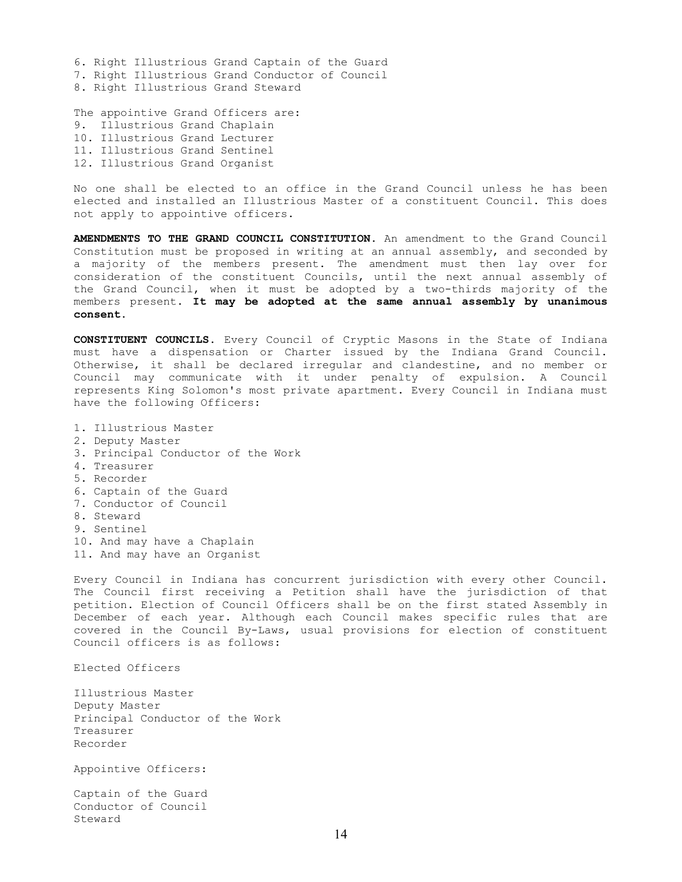6. Right Illustrious Grand Captain of the Guard
7. Right Illustrious Grand Conductor of Council
8. Right Illustrious Grand Steward

The appointive Grand Officers are:

9. Illustrious Grand Chaplain
10. Illustrious Grand Lecturer
11. Illustrious Grand Sentinel
12. Illustrious Grand Organist

No one shall be elected to an office in the Grand Council unless he has been elected and installed an Illustrious Master of a constituent Council. This does not apply to appointive officers.

**AMENDMENTS TO THE GRAND COUNCIL CONSTITUTION.** An amendment to the Grand Council Constitution must be proposed in writing at an annual assembly, and seconded by a majority of the members present. The amendment must then lay over for consideration of the constituent Councils, until the next annual assembly of the Grand Council, when it must be adopted by a two-thirds majority of the members present. **It may be adopted at the same annual assembly by unanimous consent.**

**CONSTITUENT COUNCILS.** Every Council of Cryptic Masons in the State of Indiana must have a dispensation or Charter issued by the Indiana Grand Council. Otherwise, it shall be declared irregular and clandestine, and no member or Council may communicate with it under penalty of expulsion. A Council represents King Solomon's most private apartment. Every Council in Indiana must have the following Officers:

1. Illustrious Master
2. Deputy Master
3. Principal Conductor of the Work
4. Treasurer
5. Recorder
6. Captain of the Guard
7. Conductor of Council
8. Steward
9. Sentinel
10. And may have a Chaplain
11. And may have an Organist

Every Council in Indiana has concurrent jurisdiction with every other Council. The Council first receiving a Petition shall have the jurisdiction of that petition. Election of Council Officers shall be on the first stated Assembly in December of each year. Although each Council makes specific rules that are covered in the Council By-Laws, usual provisions for election of constituent Council officers is as follows:

Elected Officers

Illustrious Master
Deputy Master
Principal Conductor of the Work
Treasurer
Recorder

Appointive Officers:

Captain of the Guard
Conductor of Council
Steward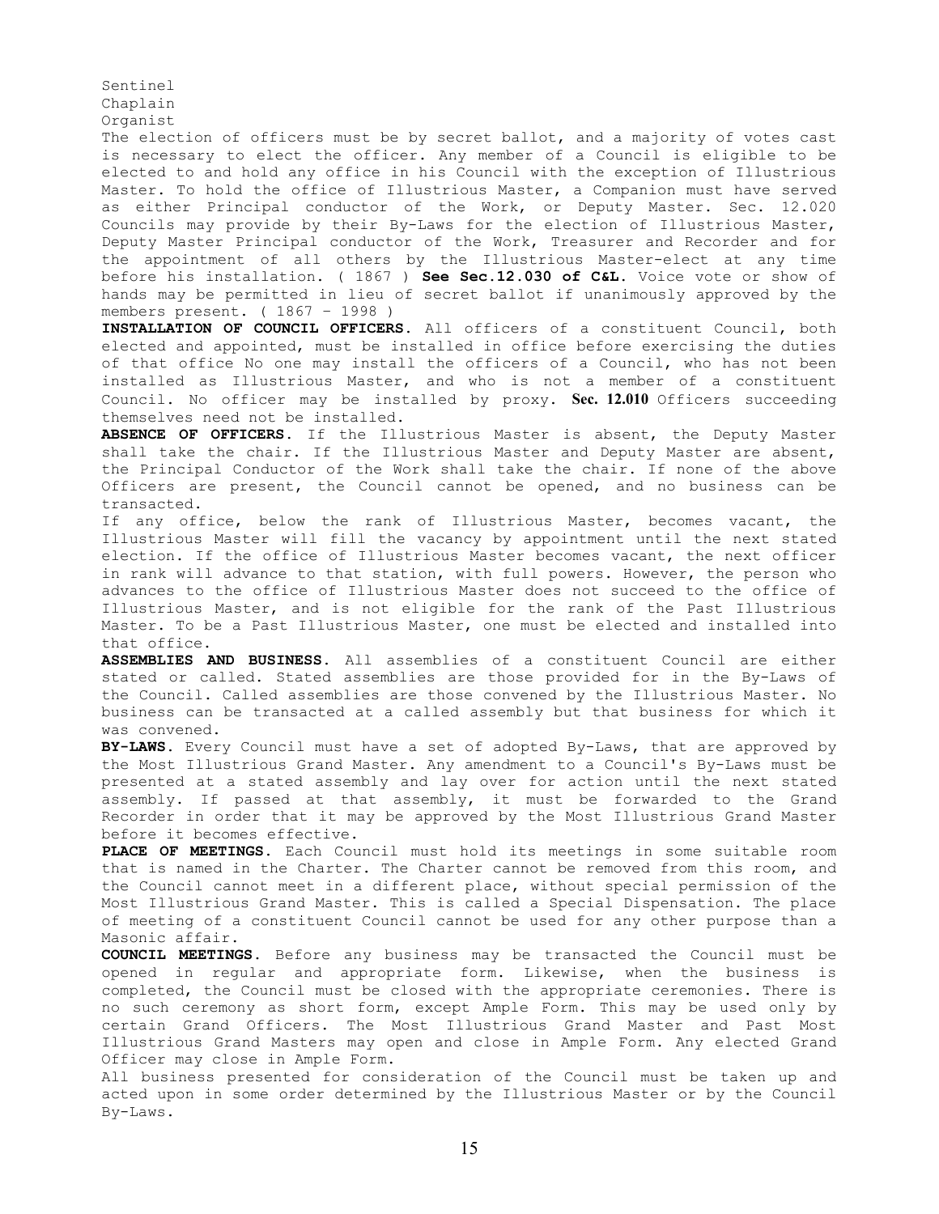Sentinel
Chaplain
Organist

The election of officers must be by secret ballot, and a majority of votes cast is necessary to elect the officer. Any member of a Council is eligible to be elected to and hold any office in his Council with the exception of Illustrious Master. To hold the office of Illustrious Master, a Companion must have served as either Principal conductor of the Work, or Deputy Master. Sec. 12.020 Councils may provide by their By-Laws for the election of Illustrious Master, Deputy Master Principal conductor of the Work, Treasurer and Recorder and for the appointment of all others by the Illustrious Master-elect at any time before his installation. ( 1867 ) **See Sec.12.030 of C&L.** Voice vote or show of hands may be permitted in lieu of secret ballot if unanimously approved by the members present. ( 1867 – 1998 )

**INSTALLATION OF COUNCIL OFFICERS.** All officers of a constituent Council, both elected and appointed, must be installed in office before exercising the duties of that office No one may install the officers of a Council, who has not been installed as Illustrious Master, and who is not a member of a constituent Council. No officer may be installed by proxy. **Sec. 12.010** Officers succeeding themselves need not be installed.

**ABSENCE OF OFFICERS.** If the Illustrious Master is absent, the Deputy Master shall take the chair. If the Illustrious Master and Deputy Master are absent, the Principal Conductor of the Work shall take the chair. If none of the above Officers are present, the Council cannot be opened, and no business can be transacted.

If any office, below the rank of Illustrious Master, becomes vacant, the Illustrious Master will fill the vacancy by appointment until the next stated election. If the office of Illustrious Master becomes vacant, the next officer in rank will advance to that station, with full powers. However, the person who advances to the office of Illustrious Master does not succeed to the office of Illustrious Master, and is not eligible for the rank of the Past Illustrious Master. To be a Past Illustrious Master, one must be elected and installed into that office.

**ASSEMBLIES AND BUSINESS.** All assemblies of a constituent Council are either stated or called. Stated assemblies are those provided for in the By-Laws of the Council. Called assemblies are those convened by the Illustrious Master. No business can be transacted at a called assembly but that business for which it was convened.

**BY-LAWS.** Every Council must have a set of adopted By-Laws, that are approved by the Most Illustrious Grand Master. Any amendment to a Council's By-Laws must be presented at a stated assembly and lay over for action until the next stated assembly. If passed at that assembly, it must be forwarded to the Grand Recorder in order that it may be approved by the Most Illustrious Grand Master before it becomes effective.

**PLACE OF MEETINGS.** Each Council must hold its meetings in some suitable room that is named in the Charter. The Charter cannot be removed from this room, and the Council cannot meet in a different place, without special permission of the Most Illustrious Grand Master. This is called a Special Dispensation. The place of meeting of a constituent Council cannot be used for any other purpose than a Masonic affair.

**COUNCIL MEETINGS.** Before any business may be transacted the Council must be opened in regular and appropriate form. Likewise, when the business is completed, the Council must be closed with the appropriate ceremonies. There is no such ceremony as short form, except Ample Form. This may be used only by certain Grand Officers. The Most Illustrious Grand Master and Past Most Illustrious Grand Masters may open and close in Ample Form. Any elected Grand Officer may close in Ample Form.

All business presented for consideration of the Council must be taken up and acted upon in some order determined by the Illustrious Master or by the Council By-Laws.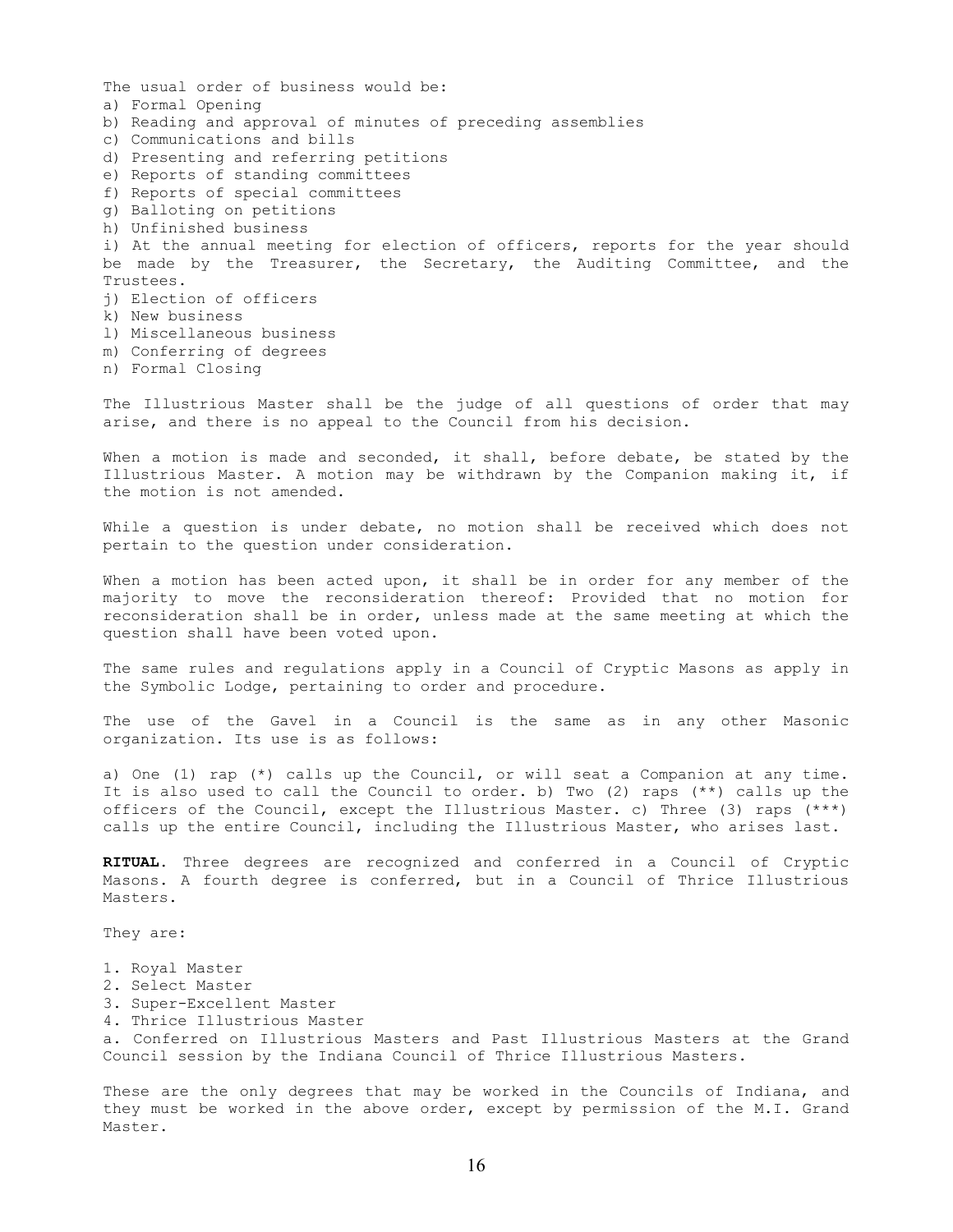The usual order of business would be:

a) Formal Opening
b) Reading and approval of minutes of preceding assemblies
c) Communications and bills
d) Presenting and referring petitions
e) Reports of standing committees
f) Reports of special committees
g) Balloting on petitions
h) Unfinished business
i) At the annual meeting for election of officers, reports for the year should be made by the Treasurer, the Secretary, the Auditing Committee, and the Trustees.
j) Election of officers
k) New business
l) Miscellaneous business
m) Conferring of degrees
n) Formal Closing

The Illustrious Master shall be the judge of all questions of order that may arise, and there is no appeal to the Council from his decision.

When a motion is made and seconded, it shall, before debate, be stated by the Illustrious Master. A motion may be withdrawn by the Companion making it, if the motion is not amended.

While a question is under debate, no motion shall be received which does not pertain to the question under consideration.

When a motion has been acted upon, it shall be in order for any member of the majority to move the reconsideration thereof: Provided that no motion for reconsideration shall be in order, unless made at the same meeting at which the question shall have been voted upon.

The same rules and regulations apply in a Council of Cryptic Masons as apply in the Symbolic Lodge, pertaining to order and procedure.

The use of the Gavel in a Council is the same as in any other Masonic organization. Its use is as follows:

a) One (1) rap (*) calls up the Council, or will seat a Companion at any time. It is also used to call the Council to order. b) Two (2) raps (**) calls up the officers of the Council, except the Illustrious Master. c) Three (3) raps (***) calls up the entire Council, including the Illustrious Master, who arises last.

**RITUAL**. Three degrees are recognized and conferred in a Council of Cryptic Masons. A fourth degree is conferred, but in a Council of Thrice Illustrious Masters.

They are:

1. Royal Master
2. Select Master
3. Super-Excellent Master
4. Thrice Illustrious Master

a. Conferred on Illustrious Masters and Past Illustrious Masters at the Grand Council session by the Indiana Council of Thrice Illustrious Masters.

These are the only degrees that may be worked in the Councils of Indiana, and they must be worked in the above order, except by permission of the M.I. Grand Master.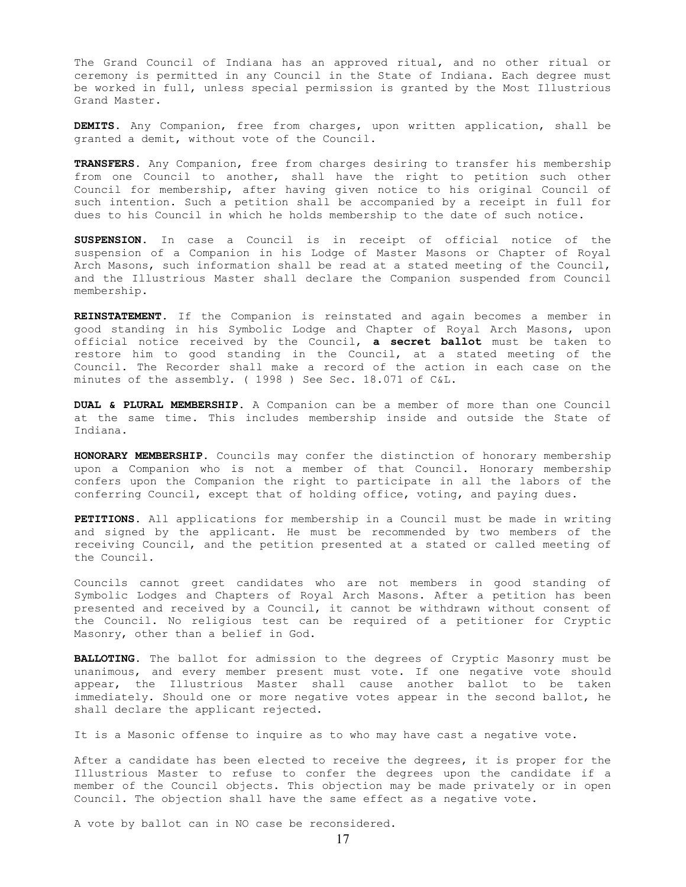The Grand Council of Indiana has an approved ritual, and no other ritual or ceremony is permitted in any Council in the State of Indiana. Each degree must be worked in full, unless special permission is granted by the Most Illustrious Grand Master.

**DEMITS.** Any Companion, free from charges, upon written application, shall be granted a demit, without vote of the Council.

**TRANSFERS.** Any Companion, free from charges desiring to transfer his membership from one Council to another, shall have the right to petition such other Council for membership, after having given notice to his original Council of such intention. Such a petition shall be accompanied by a receipt in full for dues to his Council in which he holds membership to the date of such notice.

**SUSPENSION.** In case a Council is in receipt of official notice of the suspension of a Companion in his Lodge of Master Masons or Chapter of Royal Arch Masons, such information shall be read at a stated meeting of the Council, and the Illustrious Master shall declare the Companion suspended from Council membership.

**REINSTATEMENT.** If the Companion is reinstated and again becomes a member in good standing in his Symbolic Lodge and Chapter of Royal Arch Masons, upon official notice received by the Council, **a secret ballot** must be taken to restore him to good standing in the Council, at a stated meeting of the Council. The Recorder shall make a record of the action in each case on the minutes of the assembly. ( 1998 ) See Sec. 18.071 of C&L.

**DUAL & PLURAL MEMBERSHIP.** A Companion can be a member of more than one Council at the same time. This includes membership inside and outside the State of Indiana.

**HONORARY MEMBERSHIP.** Councils may confer the distinction of honorary membership upon a Companion who is not a member of that Council. Honorary membership confers upon the Companion the right to participate in all the labors of the conferring Council, except that of holding office, voting, and paying dues.

**PETITIONS.** All applications for membership in a Council must be made in writing and signed by the applicant. He must be recommended by two members of the receiving Council, and the petition presented at a stated or called meeting of the Council.

Councils cannot greet candidates who are not members in good standing of Symbolic Lodges and Chapters of Royal Arch Masons. After a petition has been presented and received by a Council, it cannot be withdrawn without consent of the Council. No religious test can be required of a petitioner for Cryptic Masonry, other than a belief in God.

**BALLOTING.** The ballot for admission to the degrees of Cryptic Masonry must be unanimous, and every member present must vote. If one negative vote should appear, the Illustrious Master shall cause another ballot to be taken immediately. Should one or more negative votes appear in the second ballot, he shall declare the applicant rejected.

It is a Masonic offense to inquire as to who may have cast a negative vote.

After a candidate has been elected to receive the degrees, it is proper for the Illustrious Master to refuse to confer the degrees upon the candidate if a member of the Council objects. This objection may be made privately or in open Council. The objection shall have the same effect as a negative vote.

A vote by ballot can in NO case be reconsidered.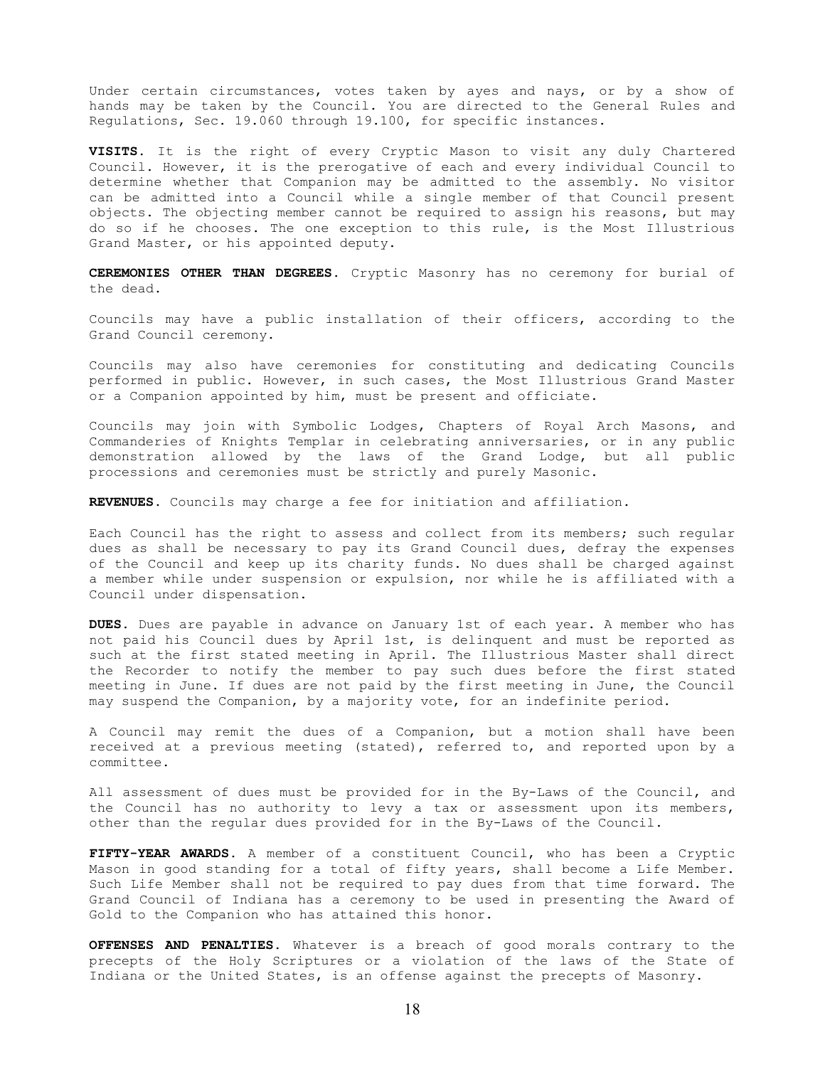Under certain circumstances, votes taken by ayes and nays, or by a show of hands may be taken by the Council. You are directed to the General Rules and Regulations, Sec. 19.060 through 19.100, for specific instances.

**VISITS.** It is the right of every Cryptic Mason to visit any duly Chartered Council. However, it is the prerogative of each and every individual Council to determine whether that Companion may be admitted to the assembly. No visitor can be admitted into a Council while a single member of that Council present objects. The objecting member cannot be required to assign his reasons, but may do so if he chooses. The one exception to this rule, is the Most Illustrious Grand Master, or his appointed deputy.

**CEREMONIES OTHER THAN DEGREES.** Cryptic Masonry has no ceremony for burial of the dead.

Councils may have a public installation of their officers, according to the Grand Council ceremony.

Councils may also have ceremonies for constituting and dedicating Councils performed in public. However, in such cases, the Most Illustrious Grand Master or a Companion appointed by him, must be present and officiate.

Councils may join with Symbolic Lodges, Chapters of Royal Arch Masons, and Commanderies of Knights Templar in celebrating anniversaries, or in any public demonstration allowed by the laws of the Grand Lodge, but all public processions and ceremonies must be strictly and purely Masonic.

**REVENUES.** Councils may charge a fee for initiation and affiliation.

Each Council has the right to assess and collect from its members; such regular dues as shall be necessary to pay its Grand Council dues, defray the expenses of the Council and keep up its charity funds. No dues shall be charged against a member while under suspension or expulsion, nor while he is affiliated with a Council under dispensation.

**DUES.** Dues are payable in advance on January 1st of each year. A member who has not paid his Council dues by April 1st, is delinquent and must be reported as such at the first stated meeting in April. The Illustrious Master shall direct the Recorder to notify the member to pay such dues before the first stated meeting in June. If dues are not paid by the first meeting in June, the Council may suspend the Companion, by a majority vote, for an indefinite period.

A Council may remit the dues of a Companion, but a motion shall have been received at a previous meeting (stated), referred to, and reported upon by a committee.

All assessment of dues must be provided for in the By-Laws of the Council, and the Council has no authority to levy a tax or assessment upon its members, other than the regular dues provided for in the By-Laws of the Council.

**FIFTY-YEAR AWARDS.** A member of a constituent Council, who has been a Cryptic Mason in good standing for a total of fifty years, shall become a Life Member. Such Life Member shall not be required to pay dues from that time forward. The Grand Council of Indiana has a ceremony to be used in presenting the Award of Gold to the Companion who has attained this honor.

**OFFENSES AND PENALTIES.** Whatever is a breach of good morals contrary to the precepts of the Holy Scriptures or a violation of the laws of the State of Indiana or the United States, is an offense against the precepts of Masonry.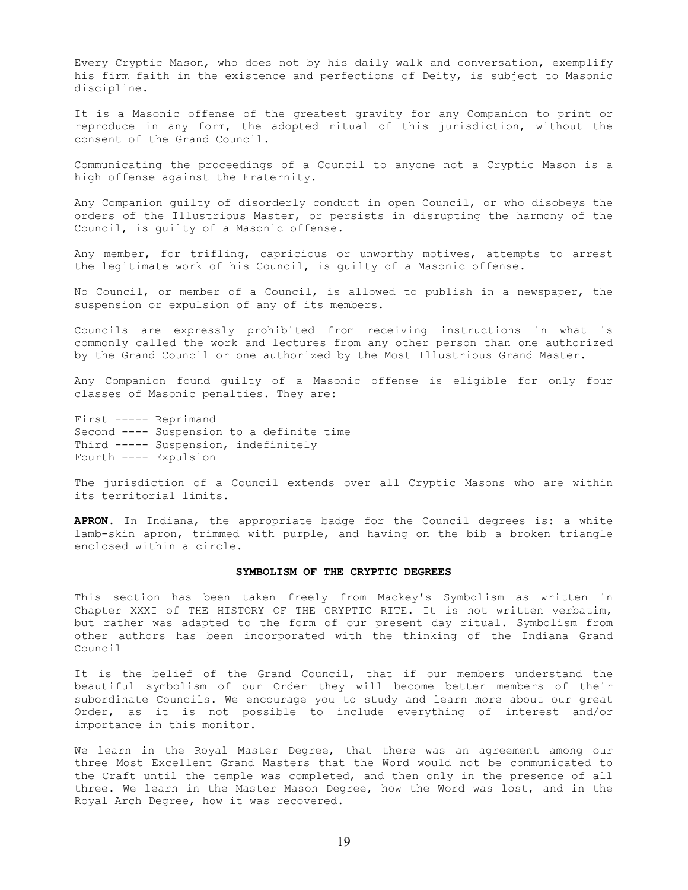Every Cryptic Mason, who does not by his daily walk and conversation, exemplify his firm faith in the existence and perfections of Deity, is subject to Masonic discipline.

It is a Masonic offense of the greatest gravity for any Companion to print or reproduce in any form, the adopted ritual of this jurisdiction, without the consent of the Grand Council.

Communicating the proceedings of a Council to anyone not a Cryptic Mason is a high offense against the Fraternity.

Any Companion guilty of disorderly conduct in open Council, or who disobeys the orders of the Illustrious Master, or persists in disrupting the harmony of the Council, is guilty of a Masonic offense.

Any member, for trifling, capricious or unworthy motives, attempts to arrest the legitimate work of his Council, is guilty of a Masonic offense.

No Council, or member of a Council, is allowed to publish in a newspaper, the suspension or expulsion of any of its members.

Councils are expressly prohibited from receiving instructions in what is commonly called the work and lectures from any other person than one authorized by the Grand Council or one authorized by the Most Illustrious Grand Master.

Any Companion found guilty of a Masonic offense is eligible for only four classes of Masonic penalties. They are:

First ----- Reprimand
Second ---- Suspension to a definite time
Third ----- Suspension, indefinitely
Fourth ---- Expulsion

The jurisdiction of a Council extends over all Cryptic Masons who are within its territorial limits.

**APRON.** In Indiana, the appropriate badge for the Council degrees is: a white lamb-skin apron, trimmed with purple, and having on the bib a broken triangle enclosed within a circle.

## SYMBOLISM OF THE CRYPTIC DEGREES

This section has been taken freely from Mackey's Symbolism as written in Chapter XXXI of THE HISTORY OF THE CRYPTIC RITE. It is not written verbatim, but rather was adapted to the form of our present day ritual. Symbolism from other authors has been incorporated with the thinking of the Indiana Grand Council

It is the belief of the Grand Council, that if our members understand the beautiful symbolism of our Order they will become better members of their subordinate Councils. We encourage you to study and learn more about our great Order, as it is not possible to include everything of interest and/or importance in this monitor.

We learn in the Royal Master Degree, that there was an agreement among our three Most Excellent Grand Masters that the Word would not be communicated to the Craft until the temple was completed, and then only in the presence of all three. We learn in the Master Mason Degree, how the Word was lost, and in the Royal Arch Degree, how it was recovered.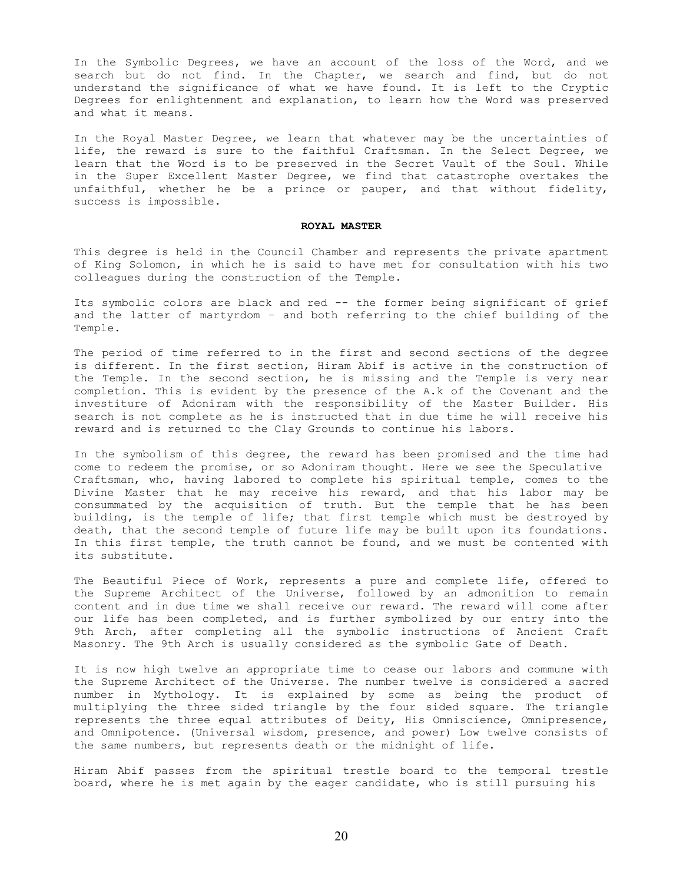In the Symbolic Degrees, we have an account of the loss of the Word, and we search but do not find. In the Chapter, we search and find, but do not understand the significance of what we have found. It is left to the Cryptic Degrees for enlightenment and explanation, to learn how the Word was preserved and what it means.

In the Royal Master Degree, we learn that whatever may be the uncertainties of life, the reward is sure to the faithful Craftsman. In the Select Degree, we learn that the Word is to be preserved in the Secret Vault of the Soul. While in the Super Excellent Master Degree, we find that catastrophe overtakes the unfaithful, whether he be a prince or pauper, and that without fidelity, success is impossible.

**ROYAL MASTER**

This degree is held in the Council Chamber and represents the private apartment of King Solomon, in which he is said to have met for consultation with his two colleagues during the construction of the Temple.

Its symbolic colors are black and red -- the former being significant of grief and the latter of martyrdom – and both referring to the chief building of the Temple.

The period of time referred to in the first and second sections of the degree is different. In the first section, Hiram Abif is active in the construction of the Temple. In the second section, he is missing and the Temple is very near completion. This is evident by the presence of the A.k of the Covenant and the investiture of Adoniram with the responsibility of the Master Builder. His search is not complete as he is instructed that in due time he will receive his reward and is returned to the Clay Grounds to continue his labors.

In the symbolism of this degree, the reward has been promised and the time had come to redeem the promise, or so Adoniram thought. Here we see the Speculative Craftsman, who, having labored to complete his spiritual temple, comes to the Divine Master that he may receive his reward, and that his labor may be consummated by the acquisition of truth. But the temple that he has been building, is the temple of life; that first temple which must be destroyed by death, that the second temple of future life may be built upon its foundations. In this first temple, the truth cannot be found, and we must be contented with its substitute.

The Beautiful Piece of Work, represents a pure and complete life, offered to the Supreme Architect of the Universe, followed by an admonition to remain content and in due time we shall receive our reward. The reward will come after our life has been completed, and is further symbolized by our entry into the 9th Arch, after completing all the symbolic instructions of Ancient Craft Masonry. The 9th Arch is usually considered as the symbolic Gate of Death.

It is now high twelve an appropriate time to cease our labors and commune with the Supreme Architect of the Universe. The number twelve is considered a sacred number in Mythology. It is explained by some as being the product of multiplying the three sided triangle by the four sided square. The triangle represents the three equal attributes of Deity, His Omniscience, Omnipresence, and Omnipotence. (Universal wisdom, presence, and power) Low twelve consists of the same numbers, but represents death or the midnight of life.

Hiram Abif passes from the spiritual trestle board to the temporal trestle board, where he is met again by the eager candidate, who is still pursuing his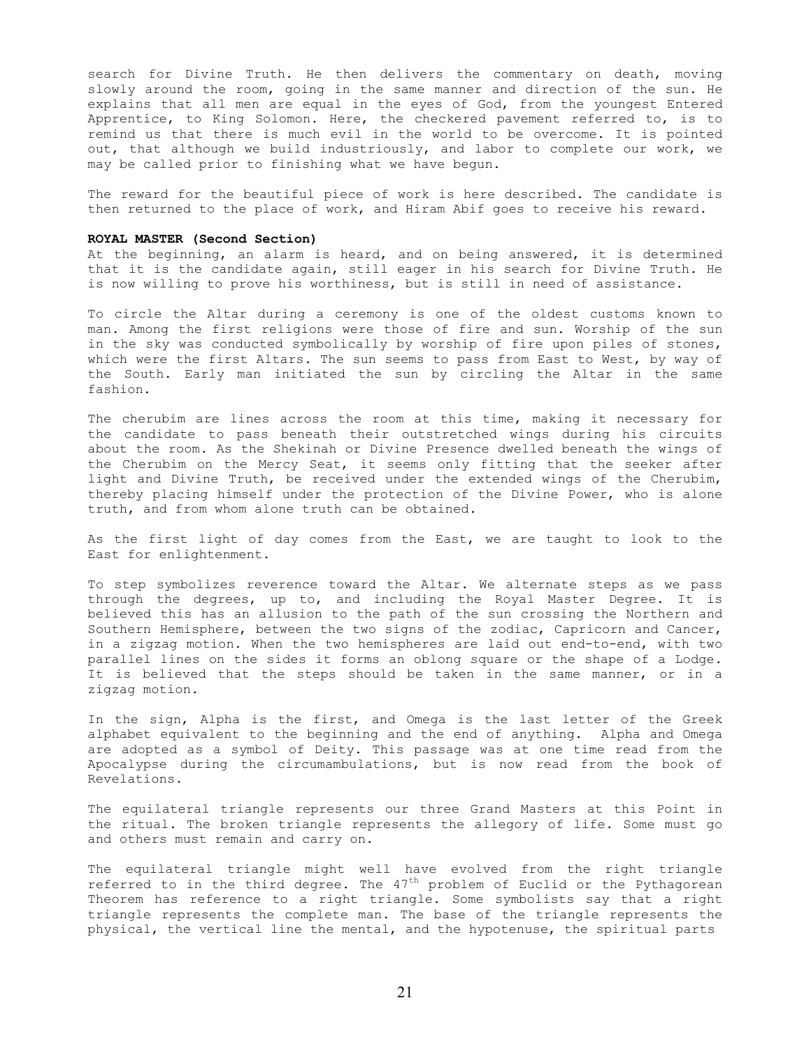search for Divine Truth. He then delivers the commentary on death, moving slowly around the room, going in the same manner and direction of the sun. He explains that all men are equal in the eyes of God, from the youngest Entered Apprentice, to King Solomon. Here, the checkered pavement referred to, is to remind us that there is much evil in the world to be overcome. It is pointed out, that although we build industriously, and labor to complete our work, we may be called prior to finishing what we have begun.

The reward for the beautiful piece of work is here described. The candidate is then returned to the place of work, and Hiram Abif goes to receive his reward.

**ROYAL MASTER (Second Section)**

At the beginning, an alarm is heard, and on being answered, it is determined that it is the candidate again, still eager in his search for Divine Truth. He is now willing to prove his worthiness, but is still in need of assistance.

To circle the Altar during a ceremony is one of the oldest customs known to man. Among the first religions were those of fire and sun. Worship of the sun in the sky was conducted symbolically by worship of fire upon piles of stones, which were the first Altars. The sun seems to pass from East to West, by way of the South. Early man initiated the sun by circling the Altar in the same fashion.

The cherubim are lines across the room at this time, making it necessary for the candidate to pass beneath their outstretched wings during his circuits about the room. As the Shekinah or Divine Presence dwelled beneath the wings of the Cherubim on the Mercy Seat, it seems only fitting that the seeker after light and Divine Truth, be received under the extended wings of the Cherubim, thereby placing himself under the protection of the Divine Power, who is alone truth, and from whom alone truth can be obtained.

As the first light of day comes from the East, we are taught to look to the East for enlightenment.

To step symbolizes reverence toward the Altar. We alternate steps as we pass through the degrees, up to, and including the Royal Master Degree. It is believed this has an allusion to the path of the sun crossing the Northern and Southern Hemisphere, between the two signs of the zodiac, Capricorn and Cancer, in a zigzag motion. When the two hemispheres are laid out end-to-end, with two parallel lines on the sides it forms an oblong square or the shape of a Lodge. It is believed that the steps should be taken in the same manner, or in a zigzag motion.

In the sign, Alpha is the first, and Omega is the last letter of the Greek alphabet equivalent to the beginning and the end of anything. Alpha and Omega are adopted as a symbol of Deity. This passage was at one time read from the Apocalypse during the circumambulations, but is now read from the book of Revelations.

The equilateral triangle represents our three Grand Masters at this Point in the ritual. The broken triangle represents the allegory of life. Some must go and others must remain and carry on.

The equilateral triangle might well have evolved from the right triangle referred to in the third degree. The 47th problem of Euclid or the Pythagorean Theorem has reference to a right triangle. Some symbolists say that a right triangle represents the complete man. The base of the triangle represents the physical, the vertical line the mental, and the hypotenuse, the spiritual parts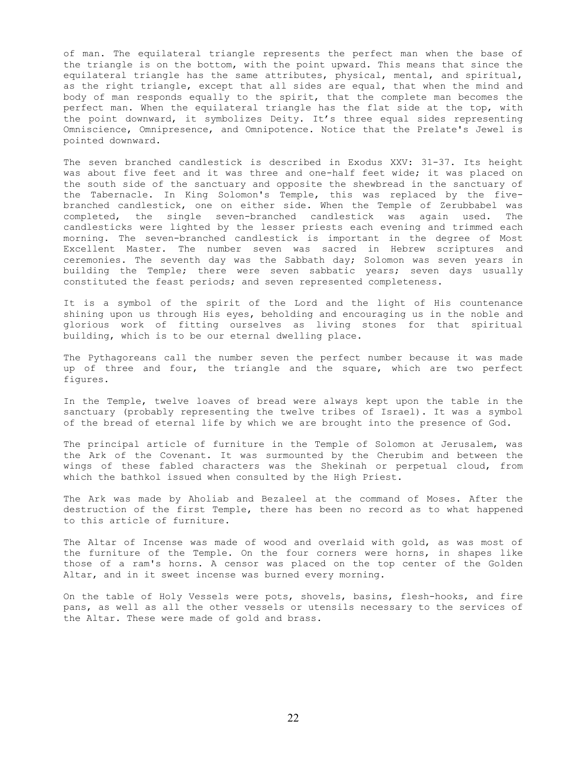of man. The equilateral triangle represents the perfect man when the base of the triangle is on the bottom, with the point upward. This means that since the equilateral triangle has the same attributes, physical, mental, and spiritual, as the right triangle, except that all sides are equal, that when the mind and body of man responds equally to the spirit, that the complete man becomes the perfect man. When the equilateral triangle has the flat side at the top, with the point downward, it symbolizes Deity. It's three equal sides representing Omniscience, Omnipresence, and Omnipotence. Notice that the Prelate's Jewel is pointed downward.

The seven branched candlestick is described in Exodus XXV: 31-37. Its height was about five feet and it was three and one-half feet wide; it was placed on the south side of the sanctuary and opposite the shewbread in the sanctuary of the Tabernacle. In King Solomon's Temple, this was replaced by the five-branched candlestick, one on either side. When the Temple of Zerubbabel was completed, the single seven-branched candlestick was again used. The candlesticks were lighted by the lesser priests each evening and trimmed each morning. The seven-branched candlestick is important in the degree of Most Excellent Master. The number seven was sacred in Hebrew scriptures and ceremonies. The seventh day was the Sabbath day; Solomon was seven years in building the Temple; there were seven sabbatic years; seven days usually constituted the feast periods; and seven represented completeness.

It is a symbol of the spirit of the Lord and the light of His countenance shining upon us through His eyes, beholding and encouraging us in the noble and glorious work of fitting ourselves as living stones for that spiritual building, which is to be our eternal dwelling place.

The Pythagoreans call the number seven the perfect number because it was made up of three and four, the triangle and the square, which are two perfect figures.

In the Temple, twelve loaves of bread were always kept upon the table in the sanctuary (probably representing the twelve tribes of Israel). It was a symbol of the bread of eternal life by which we are brought into the presence of God.

The principal article of furniture in the Temple of Solomon at Jerusalem, was the Ark of the Covenant. It was surmounted by the Cherubim and between the wings of these fabled characters was the Shekinah or perpetual cloud, from which the bathkol issued when consulted by the High Priest.

The Ark was made by Aholiab and Bezaleel at the command of Moses. After the destruction of the first Temple, there has been no record as to what happened to this article of furniture.

The Altar of Incense was made of wood and overlaid with gold, as was most of the furniture of the Temple. On the four corners were horns, in shapes like those of a ram's horns. A censor was placed on the top center of the Golden Altar, and in it sweet incense was burned every morning.

On the table of Holy Vessels were pots, shovels, basins, flesh-hooks, and fire pans, as well as all the other vessels or utensils necessary to the services of the Altar. These were made of gold and brass.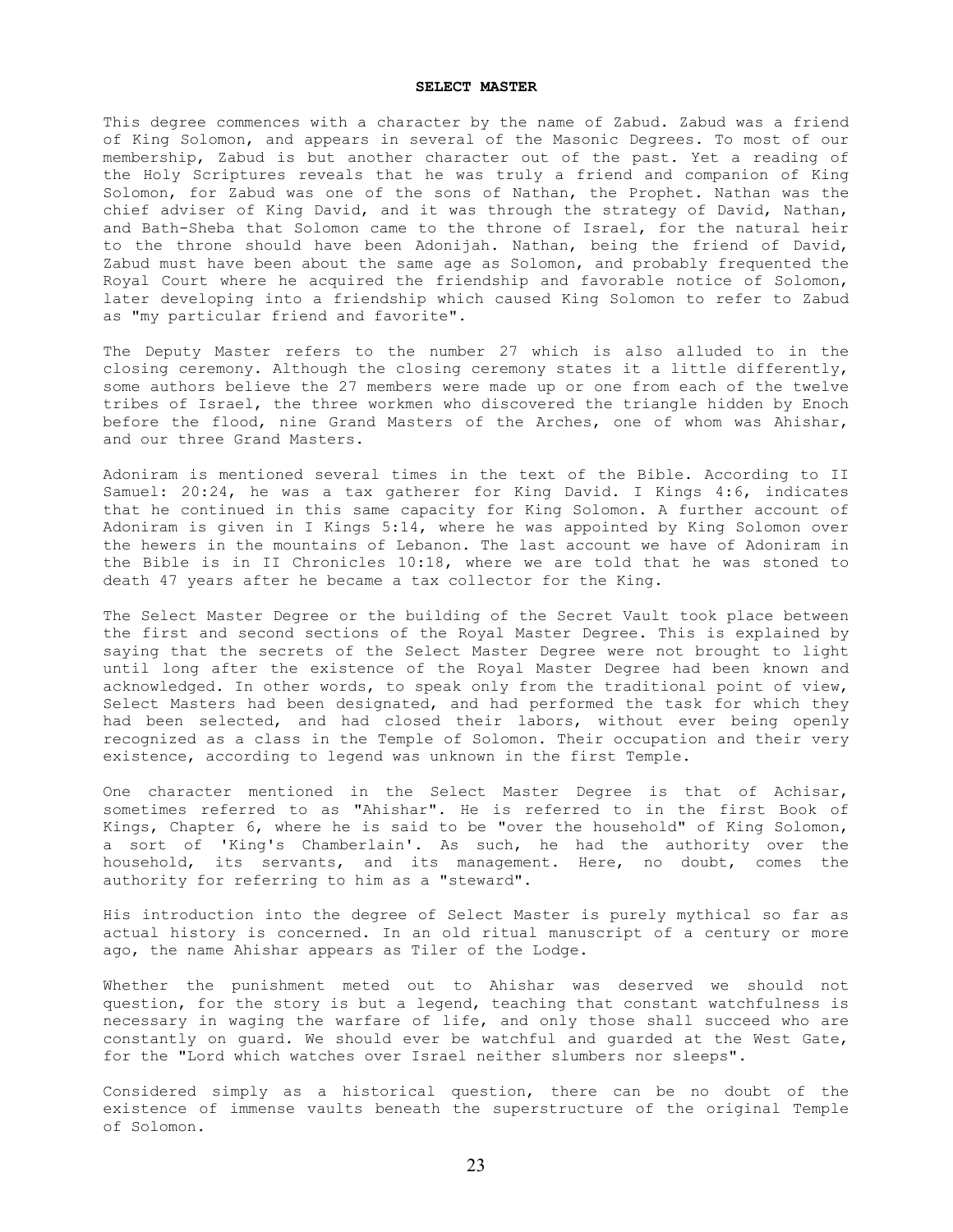## SELECT MASTER

This degree commences with a character by the name of Zabud. Zabud was a friend of King Solomon, and appears in several of the Masonic Degrees. To most of our membership, Zabud is but another character out of the past. Yet a reading of the Holy Scriptures reveals that he was truly a friend and companion of King Solomon, for Zabud was one of the sons of Nathan, the Prophet. Nathan was the chief adviser of King David, and it was through the strategy of David, Nathan, and Bath-Sheba that Solomon came to the throne of Israel, for the natural heir to the throne should have been Adonijah. Nathan, being the friend of David, Zabud must have been about the same age as Solomon, and probably frequented the Royal Court where he acquired the friendship and favorable notice of Solomon, later developing into a friendship which caused King Solomon to refer to Zabud as "my particular friend and favorite".

The Deputy Master refers to the number 27 which is also alluded to in the closing ceremony. Although the closing ceremony states it a little differently, some authors believe the 27 members were made up or one from each of the twelve tribes of Israel, the three workmen who discovered the triangle hidden by Enoch before the flood, nine Grand Masters of the Arches, one of whom was Ahishar, and our three Grand Masters.

Adoniram is mentioned several times in the text of the Bible. According to II Samuel: 20:24, he was a tax gatherer for King David. I Kings 4:6, indicates that he continued in this same capacity for King Solomon. A further account of Adoniram is given in I Kings 5:14, where he was appointed by King Solomon over the hewers in the mountains of Lebanon. The last account we have of Adoniram in the Bible is in II Chronicles 10:18, where we are told that he was stoned to death 47 years after he became a tax collector for the King.

The Select Master Degree or the building of the Secret Vault took place between the first and second sections of the Royal Master Degree. This is explained by saying that the secrets of the Select Master Degree were not brought to light until long after the existence of the Royal Master Degree had been known and acknowledged. In other words, to speak only from the traditional point of view, Select Masters had been designated, and had performed the task for which they had been selected, and had closed their labors, without ever being openly recognized as a class in the Temple of Solomon. Their occupation and their very existence, according to legend was unknown in the first Temple.

One character mentioned in the Select Master Degree is that of Achisar, sometimes referred to as "Ahishar". He is referred to in the first Book of Kings, Chapter 6, where he is said to be "over the household" of King Solomon, a sort of 'King's Chamberlain'. As such, he had the authority over the household, its servants, and its management. Here, no doubt, comes the authority for referring to him as a "steward".

His introduction into the degree of Select Master is purely mythical so far as actual history is concerned. In an old ritual manuscript of a century or more ago, the name Ahishar appears as Tiler of the Lodge.

Whether the punishment meted out to Ahishar was deserved we should not question, for the story is but a legend, teaching that constant watchfulness is necessary in waging the warfare of life, and only those shall succeed who are constantly on guard. We should ever be watchful and guarded at the West Gate, for the "Lord which watches over Israel neither slumbers nor sleeps".

Considered simply as a historical question, there can be no doubt of the existence of immense vaults beneath the superstructure of the original Temple of Solomon.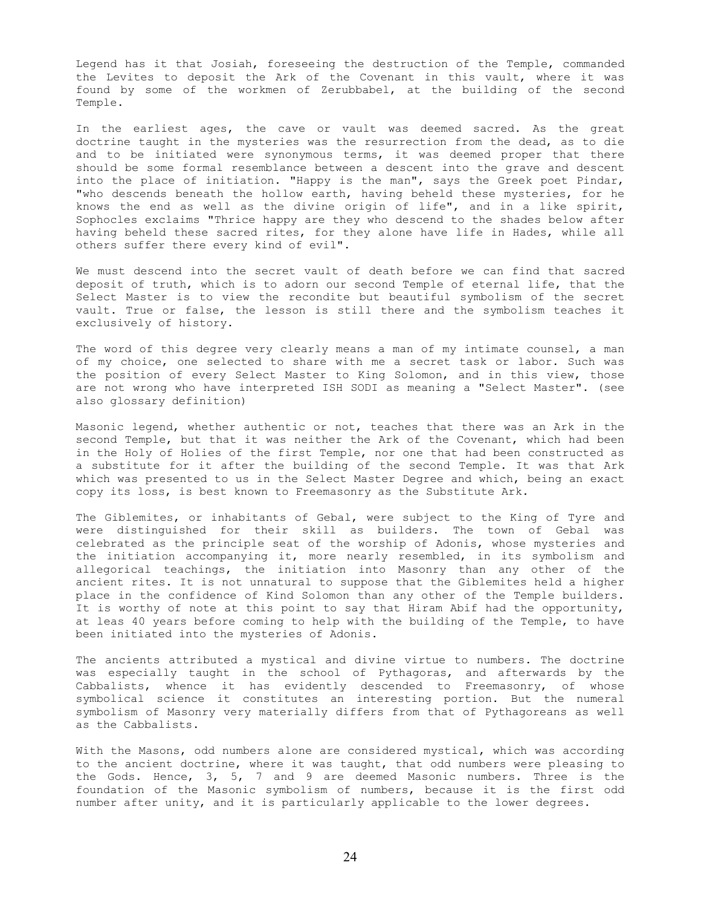Legend has it that Josiah, foreseeing the destruction of the Temple, commanded the Levites to deposit the Ark of the Covenant in this vault, where it was found by some of the workmen of Zerubbabel, at the building of the second Temple.

In the earliest ages, the cave or vault was deemed sacred. As the great doctrine taught in the mysteries was the resurrection from the dead, as to die and to be initiated were synonymous terms, it was deemed proper that there should be some formal resemblance between a descent into the grave and descent into the place of initiation. "Happy is the man", says the Greek poet Pindar, "who descends beneath the hollow earth, having beheld these mysteries, for he knows the end as well as the divine origin of life", and in a like spirit, Sophocles exclaims "Thrice happy are they who descend to the shades below after having beheld these sacred rites, for they alone have life in Hades, while all others suffer there every kind of evil".

We must descend into the secret vault of death before we can find that sacred deposit of truth, which is to adorn our second Temple of eternal life, that the Select Master is to view the recondite but beautiful symbolism of the secret vault. True or false, the lesson is still there and the symbolism teaches it exclusively of history.

The word of this degree very clearly means a man of my intimate counsel, a man of my choice, one selected to share with me a secret task or labor. Such was the position of every Select Master to King Solomon, and in this view, those are not wrong who have interpreted ISH SODI as meaning a "Select Master". (see also glossary definition)

Masonic legend, whether authentic or not, teaches that there was an Ark in the second Temple, but that it was neither the Ark of the Covenant, which had been in the Holy of Holies of the first Temple, nor one that had been constructed as a substitute for it after the building of the second Temple. It was that Ark which was presented to us in the Select Master Degree and which, being an exact copy its loss, is best known to Freemasonry as the Substitute Ark.

The Giblemites, or inhabitants of Gebal, were subject to the King of Tyre and were distinguished for their skill as builders. The town of Gebal was celebrated as the principle seat of the worship of Adonis, whose mysteries and the initiation accompanying it, more nearly resembled, in its symbolism and allegorical teachings, the initiation into Masonry than any other of the ancient rites. It is not unnatural to suppose that the Giblemites held a higher place in the confidence of Kind Solomon than any other of the Temple builders. It is worthy of note at this point to say that Hiram Abif had the opportunity, at leas 40 years before coming to help with the building of the Temple, to have been initiated into the mysteries of Adonis.

The ancients attributed a mystical and divine virtue to numbers. The doctrine was especially taught in the school of Pythagoras, and afterwards by the Cabbalists, whence it has evidently descended to Freemasonry, of whose symbolical science it constitutes an interesting portion. But the numeral symbolism of Masonry very materially differs from that of Pythagoreans as well as the Cabbalists.

With the Masons, odd numbers alone are considered mystical, which was according to the ancient doctrine, where it was taught, that odd numbers were pleasing to the Gods. Hence, 3, 5, 7 and 9 are deemed Masonic numbers. Three is the foundation of the Masonic symbolism of numbers, because it is the first odd number after unity, and it is particularly applicable to the lower degrees.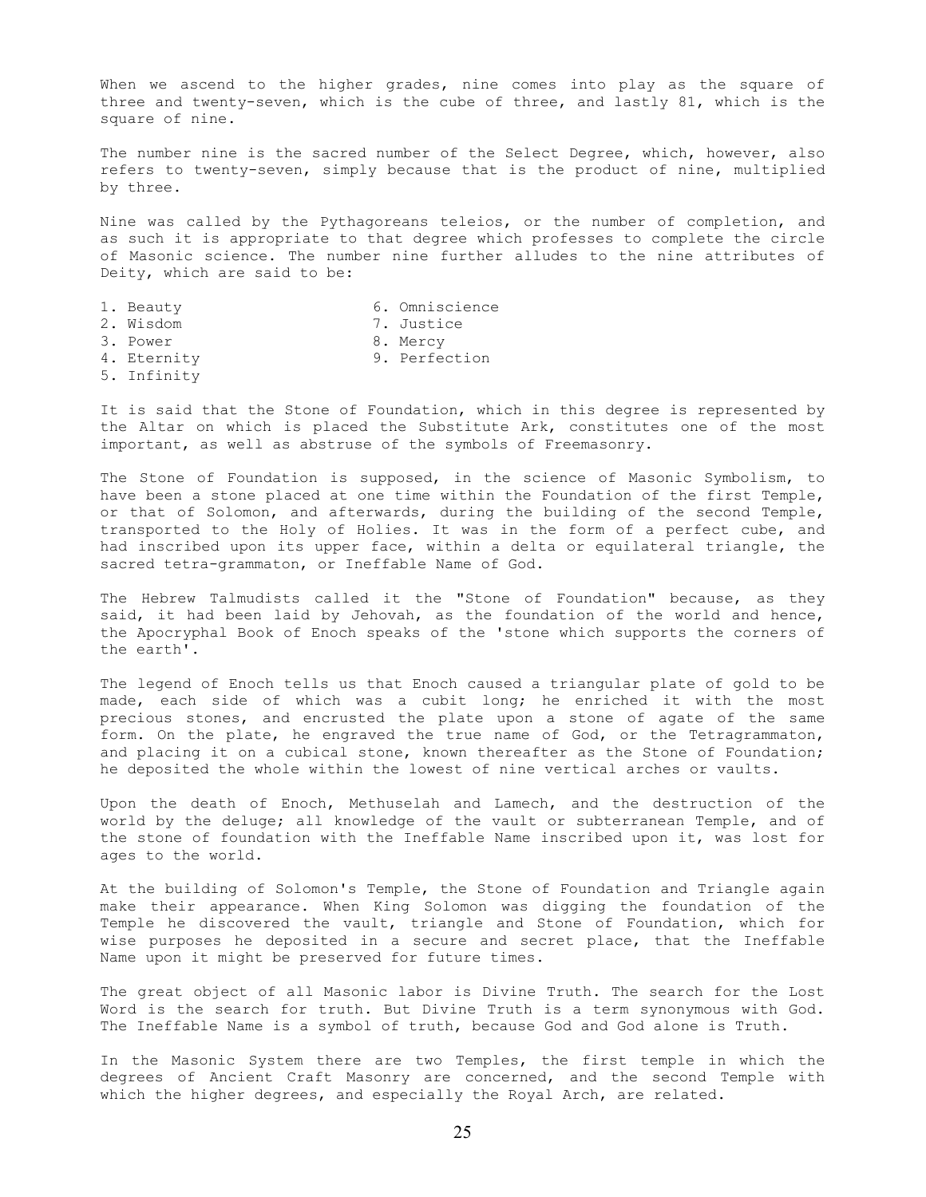When we ascend to the higher grades, nine comes into play as the square of three and twenty-seven, which is the cube of three, and lastly 81, which is the square of nine.

The number nine is the sacred number of the Select Degree, which, however, also refers to twenty-seven, simply because that is the product of nine, multiplied by three.

Nine was called by the Pythagoreans teleios, or the number of completion, and as such it is appropriate to that degree which professes to complete the circle of Masonic science. The number nine further alludes to the nine attributes of Deity, which are said to be:

1. Beauty
2. Wisdom
3. Power
4. Eternity
5. Infinity
6. Omniscience
7. Justice
8. Mercy
9. Perfection

It is said that the Stone of Foundation, which in this degree is represented by the Altar on which is placed the Substitute Ark, constitutes one of the most important, as well as abstruse of the symbols of Freemasonry.

The Stone of Foundation is supposed, in the science of Masonic Symbolism, to have been a stone placed at one time within the Foundation of the first Temple, or that of Solomon, and afterwards, during the building of the second Temple, transported to the Holy of Holies. It was in the form of a perfect cube, and had inscribed upon its upper face, within a delta or equilateral triangle, the sacred tetra-grammaton, or Ineffable Name of God.

The Hebrew Talmudists called it the "Stone of Foundation" because, as they said, it had been laid by Jehovah, as the foundation of the world and hence, the Apocryphal Book of Enoch speaks of the 'stone which supports the corners of the earth'.

The legend of Enoch tells us that Enoch caused a triangular plate of gold to be made, each side of which was a cubit long; he enriched it with the most precious stones, and encrusted the plate upon a stone of agate of the same form. On the plate, he engraved the true name of God, or the Tetragrammaton, and placing it on a cubical stone, known thereafter as the Stone of Foundation; he deposited the whole within the lowest of nine vertical arches or vaults.

Upon the death of Enoch, Methuselah and Lamech, and the destruction of the world by the deluge; all knowledge of the vault or subterranean Temple, and of the stone of foundation with the Ineffable Name inscribed upon it, was lost for ages to the world.

At the building of Solomon's Temple, the Stone of Foundation and Triangle again make their appearance. When King Solomon was digging the foundation of the Temple he discovered the vault, triangle and Stone of Foundation, which for wise purposes he deposited in a secure and secret place, that the Ineffable Name upon it might be preserved for future times.

The great object of all Masonic labor is Divine Truth. The search for the Lost Word is the search for truth. But Divine Truth is a term synonymous with God. The Ineffable Name is a symbol of truth, because God and God alone is Truth.

In the Masonic System there are two Temples, the first temple in which the degrees of Ancient Craft Masonry are concerned, and the second Temple with which the higher degrees, and especially the Royal Arch, are related.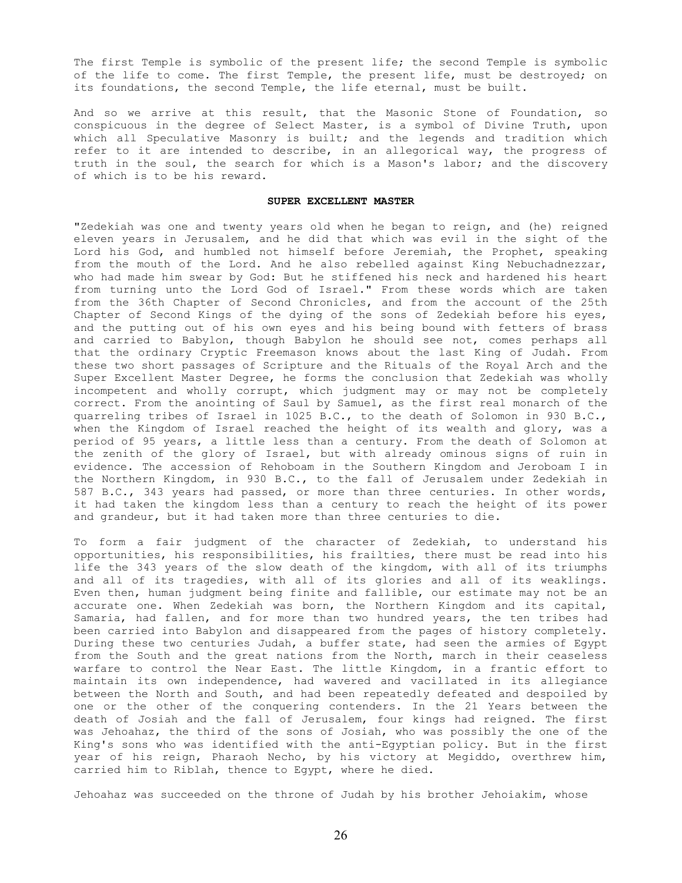The first Temple is symbolic of the present life; the second Temple is symbolic of the life to come. The first Temple, the present life, must be destroyed; on its foundations, the second Temple, the life eternal, must be built.

And so we arrive at this result, that the Masonic Stone of Foundation, so conspicuous in the degree of Select Master, is a symbol of Divine Truth, upon which all Speculative Masonry is built; and the legends and tradition which refer to it are intended to describe, in an allegorical way, the progress of truth in the soul, the search for which is a Mason's labor; and the discovery of which is to be his reward.

## SUPER EXCELLENT MASTER

"Zedekiah was one and twenty years old when he began to reign, and (he) reigned eleven years in Jerusalem, and he did that which was evil in the sight of the Lord his God, and humbled not himself before Jeremiah, the Prophet, speaking from the mouth of the Lord. And he also rebelled against King Nebuchadnezzar, who had made him swear by God: But he stiffened his neck and hardened his heart from turning unto the Lord God of Israel." From these words which are taken from the 36th Chapter of Second Chronicles, and from the account of the 25th Chapter of Second Kings of the dying of the sons of Zedekiah before his eyes, and the putting out of his own eyes and his being bound with fetters of brass and carried to Babylon, though Babylon he should see not, comes perhaps all that the ordinary Cryptic Freemason knows about the last King of Judah. From these two short passages of Scripture and the Rituals of the Royal Arch and the Super Excellent Master Degree, he forms the conclusion that Zedekiah was wholly incompetent and wholly corrupt, which judgment may or may not be completely correct. From the anointing of Saul by Samuel, as the first real monarch of the quarreling tribes of Israel in 1025 B.C., to the death of Solomon in 930 B.C., when the Kingdom of Israel reached the height of its wealth and glory, was a period of 95 years, a little less than a century. From the death of Solomon at the zenith of the glory of Israel, but with already ominous signs of ruin in evidence. The accession of Rehoboam in the Southern Kingdom and Jeroboam I in the Northern Kingdom, in 930 B.C., to the fall of Jerusalem under Zedekiah in 587 B.C., 343 years had passed, or more than three centuries. In other words, it had taken the kingdom less than a century to reach the height of its power and grandeur, but it had taken more than three centuries to die.

To form a fair judgment of the character of Zedekiah, to understand his opportunities, his responsibilities, his frailties, there must be read into his life the 343 years of the slow death of the kingdom, with all of its triumphs and all of its tragedies, with all of its glories and all of its weaklings. Even then, human judgment being finite and fallible, our estimate may not be an accurate one. When Zedekiah was born, the Northern Kingdom and its capital, Samaria, had fallen, and for more than two hundred years, the ten tribes had been carried into Babylon and disappeared from the pages of history completely. During these two centuries Judah, a buffer state, had seen the armies of Egypt from the South and the great nations from the North, march in their ceaseless warfare to control the Near East. The little Kingdom, in a frantic effort to maintain its own independence, had wavered and vacillated in its allegiance between the North and South, and had been repeatedly defeated and despoiled by one or the other of the conquering contenders. In the 21 Years between the death of Josiah and the fall of Jerusalem, four kings had reigned. The first was Jehoahaz, the third of the sons of Josiah, who was possibly the one of the King's sons who was identified with the anti-Egyptian policy. But in the first year of his reign, Pharaoh Necho, by his victory at Megiddo, overthrew him, carried him to Riblah, thence to Egypt, where he died.

Jehoahaz was succeeded on the throne of Judah by his brother Jehoiakim, whose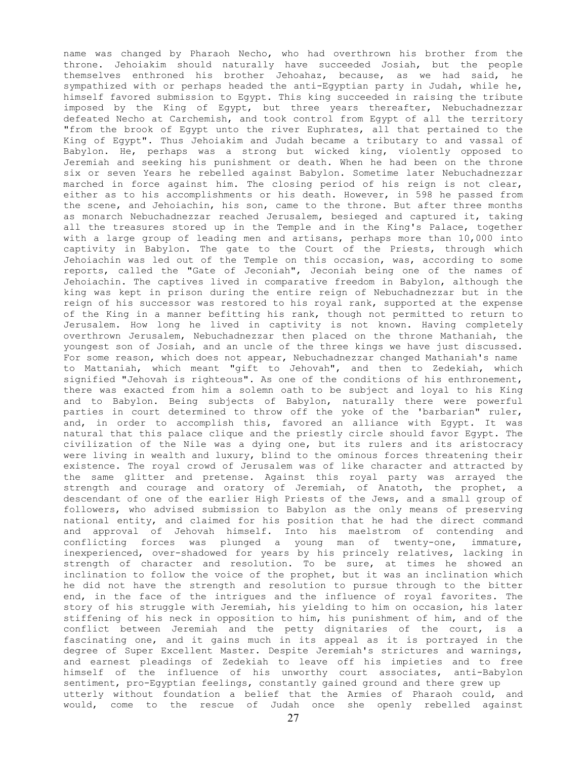name was changed by Pharaoh Necho, who had overthrown his brother from the throne. Jehoiakim should naturally have succeeded Josiah, but the people themselves enthroned his brother Jehoahaz, because, as we had said, he sympathized with or perhaps headed the anti-Egyptian party in Judah, while he, himself favored submission to Egypt. This king succeeded in raising the tribute imposed by the King of Egypt, but three years thereafter, Nebuchadnezzar defeated Necho at Carchemish, and took control from Egypt of all the territory "from the brook of Egypt unto the river Euphrates, all that pertained to the King of Egypt". Thus Jehoiakim and Judah became a tributary to and vassal of Babylon. He, perhaps was a strong but wicked king, violently opposed to Jeremiah and seeking his punishment or death. When he had been on the throne six or seven Years he rebelled against Babylon. Sometime later Nebuchadnezzar marched in force against him. The closing period of his reign is not clear, either as to his accomplishments or his death. However, in 598 he passed from the scene, and Jehoiachin, his son, came to the throne. But after three months as monarch Nebuchadnezzar reached Jerusalem, besieged and captured it, taking all the treasures stored up in the Temple and in the King's Palace, together with a large group of leading men and artisans, perhaps more than 10,000 into captivity in Babylon. The gate to the Court of the Priests, through which Jehoiachin was led out of the Temple on this occasion, was, according to some reports, called the "Gate of Jeconiah", Jeconiah being one of the names of Jehoiachin. The captives lived in comparative freedom in Babylon, although the king was kept in prison during the entire reign of Nebuchadnezzar but in the reign of his successor was restored to his royal rank, supported at the expense of the King in a manner befitting his rank, though not permitted to return to Jerusalem. How long he lived in captivity is not known. Having completely overthrown Jerusalem, Nebuchadnezzar then placed on the throne Mathaniah, the youngest son of Josiah, and an uncle of the three kings we have just discussed. For some reason, which does not appear, Nebuchadnezzar changed Mathaniah's name to Mattaniah, which meant "gift to Jehovah", and then to Zedekiah, which signified "Jehovah is righteous". As one of the conditions of his enthronement, there was exacted from him a solemn oath to be subject and loyal to his King and to Babylon. Being subjects of Babylon, naturally there were powerful parties in court determined to throw off the yoke of the 'barbarian" ruler, and, in order to accomplish this, favored an alliance with Egypt. It was natural that this palace clique and the priestly circle should favor Egypt. The civilization of the Nile was a dying one, but its rulers and its aristocracy were living in wealth and luxury, blind to the ominous forces threatening their existence. The royal crowd of Jerusalem was of like character and attracted by the same glitter and pretense. Against this royal party was arrayed the strength and courage and oratory of Jeremiah, of Anatoth, the prophet, a descendant of one of the earlier High Priests of the Jews, and a small group of followers, who advised submission to Babylon as the only means of preserving national entity, and claimed for his position that he had the direct command and approval of Jehovah himself. Into his maelstrom of contending and conflicting forces was plunged a young man of twenty-one, immature, inexperienced, over-shadowed for years by his princely relatives, lacking in strength of character and resolution. To be sure, at times he showed an inclination to follow the voice of the prophet, but it was an inclination which he did not have the strength and resolution to pursue through to the bitter end, in the face of the intrigues and the influence of royal favorites. The story of his struggle with Jeremiah, his yielding to him on occasion, his later stiffening of his neck in opposition to him, his punishment of him, and of the conflict between Jeremiah and the petty dignitaries of the court, is a fascinating one, and it gains much in its appeal as it is portrayed in the degree of Super Excellent Master. Despite Jeremiah's strictures and warnings, and earnest pleadings of Zedekiah to leave off his impieties and to free himself of the influence of his unworthy court associates, anti-Babylon sentiment, pro-Egyptian feelings, constantly gained ground and there grew up utterly without foundation a belief that the Armies of Pharaoh could, and would, come to the rescue of Judah once she openly rebelled against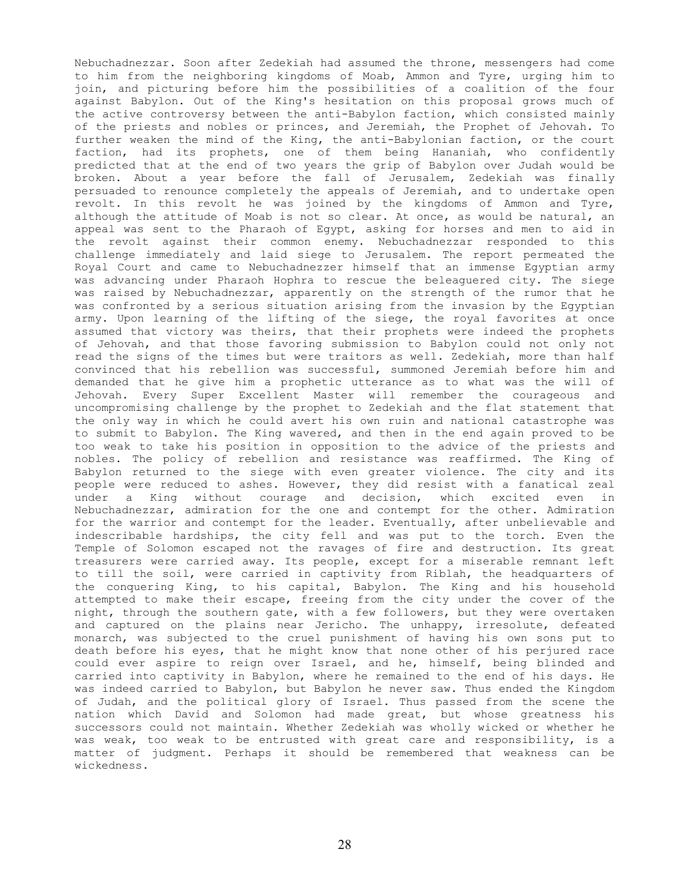Nebuchadnezzar. Soon after Zedekiah had assumed the throne, messengers had come to him from the neighboring kingdoms of Moab, Ammon and Tyre, urging him to join, and picturing before him the possibilities of a coalition of the four against Babylon. Out of the King's hesitation on this proposal grows much of the active controversy between the anti-Babylon faction, which consisted mainly of the priests and nobles or princes, and Jeremiah, the Prophet of Jehovah. To further weaken the mind of the King, the anti-Babylonian faction, or the court faction, had its prophets, one of them being Hananiah, who confidently predicted that at the end of two years the grip of Babylon over Judah would be broken. About a year before the fall of Jerusalem, Zedekiah was finally persuaded to renounce completely the appeals of Jeremiah, and to undertake open revolt. In this revolt he was joined by the kingdoms of Ammon and Tyre, although the attitude of Moab is not so clear. At once, as would be natural, an appeal was sent to the Pharaoh of Egypt, asking for horses and men to aid in the revolt against their common enemy. Nebuchadnezzar responded to this challenge immediately and laid siege to Jerusalem. The report permeated the Royal Court and came to Nebuchadnezzer himself that an immense Egyptian army was advancing under Pharaoh Hophra to rescue the beleaguered city. The siege was raised by Nebuchadnezzar, apparently on the strength of the rumor that he was confronted by a serious situation arising from the invasion by the Egyptian army. Upon learning of the lifting of the siege, the royal favorites at once assumed that victory was theirs, that their prophets were indeed the prophets of Jehovah, and that those favoring submission to Babylon could not only not read the signs of the times but were traitors as well. Zedekiah, more than half convinced that his rebellion was successful, summoned Jeremiah before him and demanded that he give him a prophetic utterance as to what was the will of Jehovah. Every Super Excellent Master will remember the courageous and uncompromising challenge by the prophet to Zedekiah and the flat statement that the only way in which he could avert his own ruin and national catastrophe was to submit to Babylon. The King wavered, and then in the end again proved to be too weak to take his position in opposition to the advice of the priests and nobles. The policy of rebellion and resistance was reaffirmed. The King of Babylon returned to the siege with even greater violence. The city and its people were reduced to ashes. However, they did resist with a fanatical zeal under a King without courage and decision, which excited even in Nebuchadnezzar, admiration for the one and contempt for the other. Admiration for the warrior and contempt for the leader. Eventually, after unbelievable and indescribable hardships, the city fell and was put to the torch. Even the Temple of Solomon escaped not the ravages of fire and destruction. Its great treasurers were carried away. Its people, except for a miserable remnant left to till the soil, were carried in captivity from Riblah, the headquarters of the conquering King, to his capital, Babylon. The King and his household attempted to make their escape, freeing from the city under the cover of the night, through the southern gate, with a few followers, but they were overtaken and captured on the plains near Jericho. The unhappy, irresolute, defeated monarch, was subjected to the cruel punishment of having his own sons put to death before his eyes, that he might know that none other of his perjured race could ever aspire to reign over Israel, and he, himself, being blinded and carried into captivity in Babylon, where he remained to the end of his days. He was indeed carried to Babylon, but Babylon he never saw. Thus ended the Kingdom of Judah, and the political glory of Israel. Thus passed from the scene the nation which David and Solomon had made great, but whose greatness his successors could not maintain. Whether Zedekiah was wholly wicked or whether he was weak, too weak to be entrusted with great care and responsibility, is a matter of judgment. Perhaps it should be remembered that weakness can be wickedness.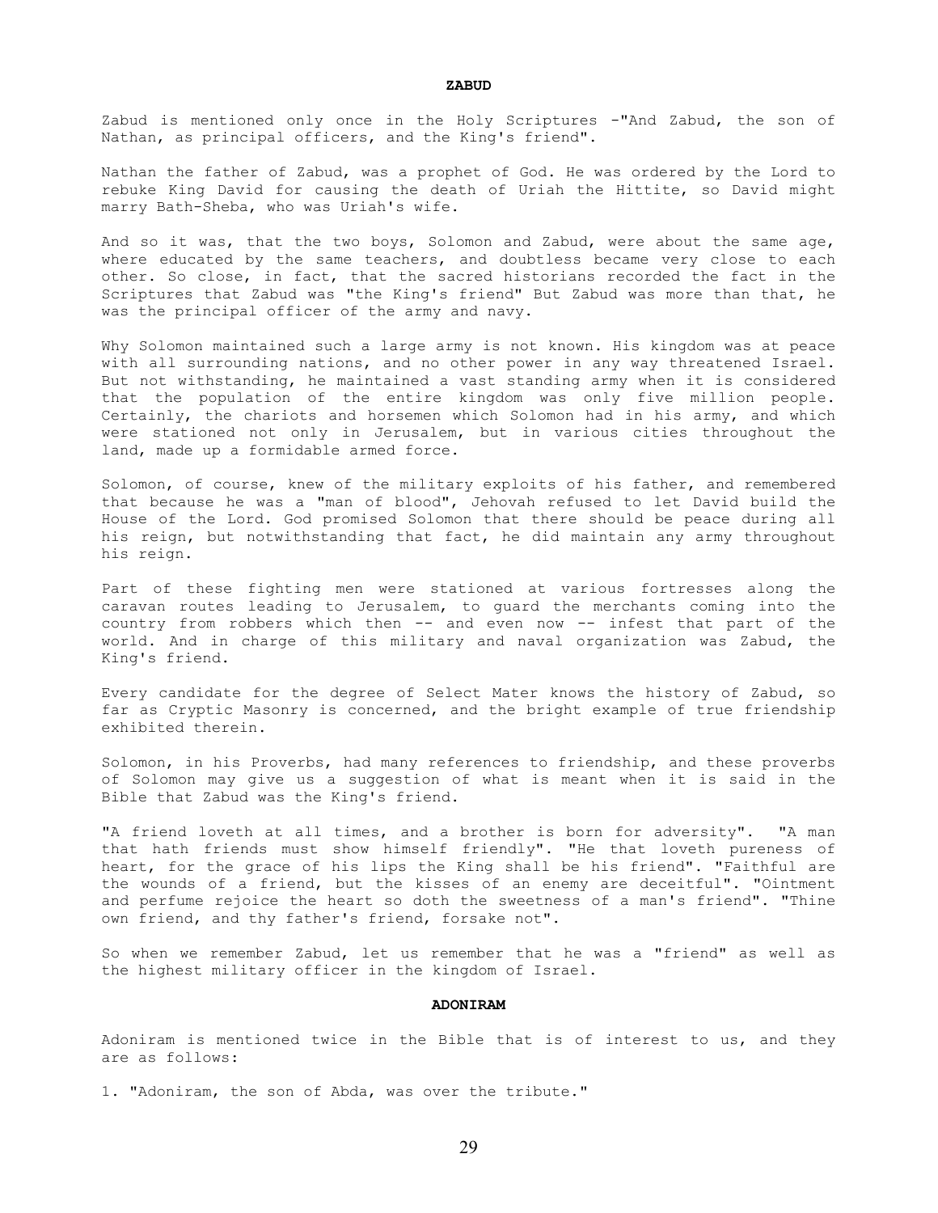## ZABUD

Zabud is mentioned only once in the Holy Scriptures -"And Zabud, the son of Nathan, as principal officers, and the King's friend".

Nathan the father of Zabud, was a prophet of God. He was ordered by the Lord to rebuke King David for causing the death of Uriah the Hittite, so David might marry Bath-Sheba, who was Uriah's wife.

And so it was, that the two boys, Solomon and Zabud, were about the same age, where educated by the same teachers, and doubtless became very close to each other. So close, in fact, that the sacred historians recorded the fact in the Scriptures that Zabud was "the King's friend" But Zabud was more than that, he was the principal officer of the army and navy.

Why Solomon maintained such a large army is not known. His kingdom was at peace with all surrounding nations, and no other power in any way threatened Israel. But not withstanding, he maintained a vast standing army when it is considered that the population of the entire kingdom was only five million people. Certainly, the chariots and horsemen which Solomon had in his army, and which were stationed not only in Jerusalem, but in various cities throughout the land, made up a formidable armed force.

Solomon, of course, knew of the military exploits of his father, and remembered that because he was a "man of blood", Jehovah refused to let David build the House of the Lord. God promised Solomon that there should be peace during all his reign, but notwithstanding that fact, he did maintain any army throughout his reign.

Part of these fighting men were stationed at various fortresses along the caravan routes leading to Jerusalem, to guard the merchants coming into the country from robbers which then -- and even now -- infest that part of the world. And in charge of this military and naval organization was Zabud, the King's friend.

Every candidate for the degree of Select Mater knows the history of Zabud, so far as Cryptic Masonry is concerned, and the bright example of true friendship exhibited therein.

Solomon, in his Proverbs, had many references to friendship, and these proverbs of Solomon may give us a suggestion of what is meant when it is said in the Bible that Zabud was the King's friend.

"A friend loveth at all times, and a brother is born for adversity". "A man that hath friends must show himself friendly". "He that loveth pureness of heart, for the grace of his lips the King shall be his friend". "Faithful are the wounds of a friend, but the kisses of an enemy are deceitful". "Ointment and perfume rejoice the heart so doth the sweetness of a man's friend". "Thine own friend, and thy father's friend, forsake not".

So when we remember Zabud, let us remember that he was a "friend" as well as the highest military officer in the kingdom of Israel.

## ADONIRAM

Adoniram is mentioned twice in the Bible that is of interest to us, and they are as follows:

1. "Adoniram, the son of Abda, was over the tribute."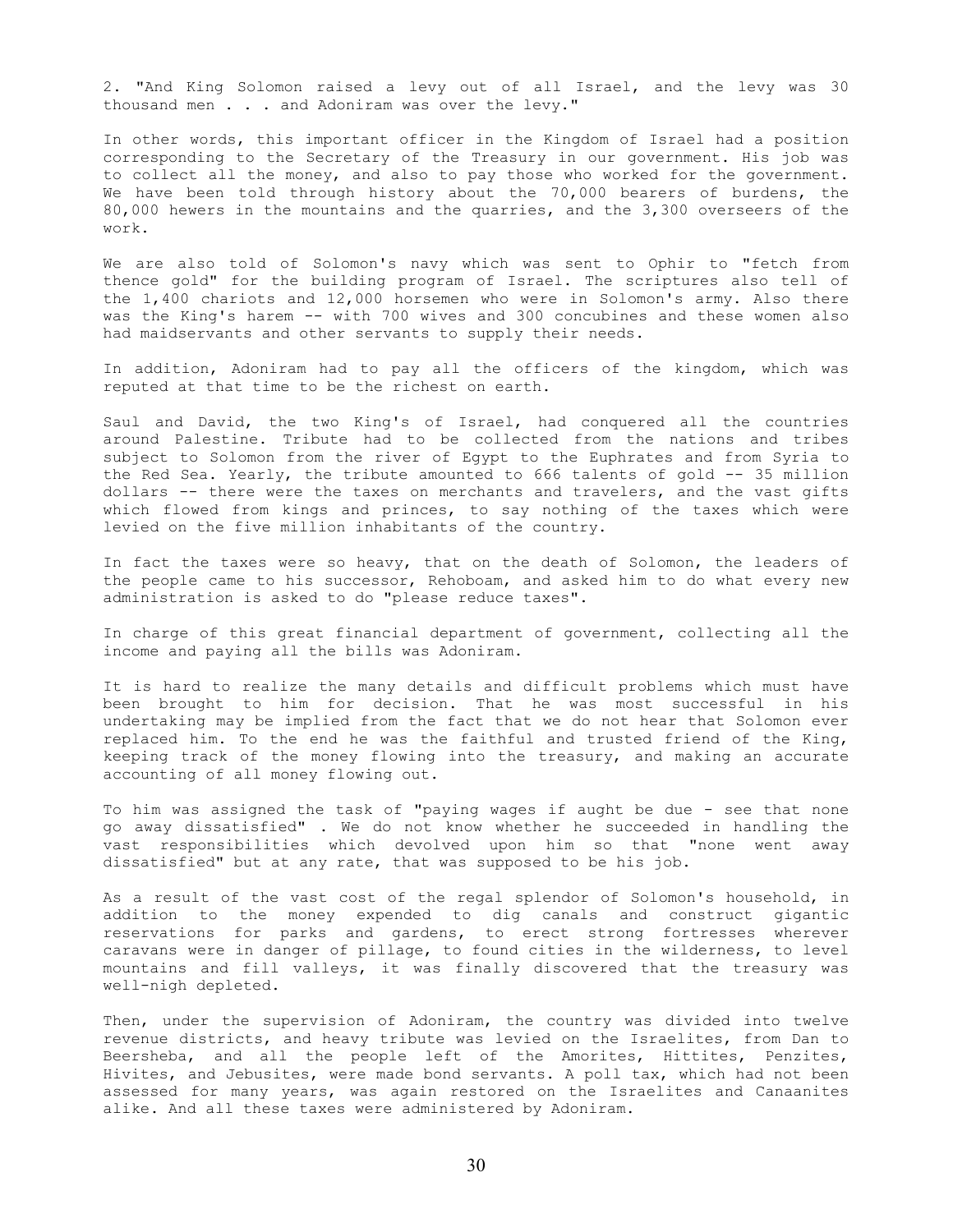2. "And King Solomon raised a levy out of all Israel, and the levy was 30 thousand men . . . and Adoniram was over the levy."

In other words, this important officer in the Kingdom of Israel had a position corresponding to the Secretary of the Treasury in our government. His job was to collect all the money, and also to pay those who worked for the government. We have been told through history about the 70,000 bearers of burdens, the 80,000 hewers in the mountains and the quarries, and the 3,300 overseers of the work.

We are also told of Solomon's navy which was sent to Ophir to "fetch from thence gold" for the building program of Israel. The scriptures also tell of the 1,400 chariots and 12,000 horsemen who were in Solomon's army. Also there was the King's harem -- with 700 wives and 300 concubines and these women also had maidservants and other servants to supply their needs.

In addition, Adoniram had to pay all the officers of the kingdom, which was reputed at that time to be the richest on earth.

Saul and David, the two King's of Israel, had conquered all the countries around Palestine. Tribute had to be collected from the nations and tribes subject to Solomon from the river of Egypt to the Euphrates and from Syria to the Red Sea. Yearly, the tribute amounted to 666 talents of gold -- 35 million dollars -- there were the taxes on merchants and travelers, and the vast gifts which flowed from kings and princes, to say nothing of the taxes which were levied on the five million inhabitants of the country.

In fact the taxes were so heavy, that on the death of Solomon, the leaders of the people came to his successor, Rehoboam, and asked him to do what every new administration is asked to do "please reduce taxes".

In charge of this great financial department of government, collecting all the income and paying all the bills was Adoniram.

It is hard to realize the many details and difficult problems which must have been brought to him for decision. That he was most successful in his undertaking may be implied from the fact that we do not hear that Solomon ever replaced him. To the end he was the faithful and trusted friend of the King, keeping track of the money flowing into the treasury, and making an accurate accounting of all money flowing out.

To him was assigned the task of "paying wages if aught be due - see that none go away dissatisfied" . We do not know whether he succeeded in handling the vast responsibilities which devolved upon him so that "none went away dissatisfied" but at any rate, that was supposed to be his job.

As a result of the vast cost of the regal splendor of Solomon's household, in addition to the money expended to dig canals and construct gigantic reservations for parks and gardens, to erect strong fortresses wherever caravans were in danger of pillage, to found cities in the wilderness, to level mountains and fill valleys, it was finally discovered that the treasury was well-nigh depleted.

Then, under the supervision of Adoniram, the country was divided into twelve revenue districts, and heavy tribute was levied on the Israelites, from Dan to Beersheba, and all the people left of the Amorites, Hittites, Penzites, Hivites, and Jebusites, were made bond servants. A poll tax, which had not been assessed for many years, was again restored on the Israelites and Canaanites alike. And all these taxes were administered by Adoniram.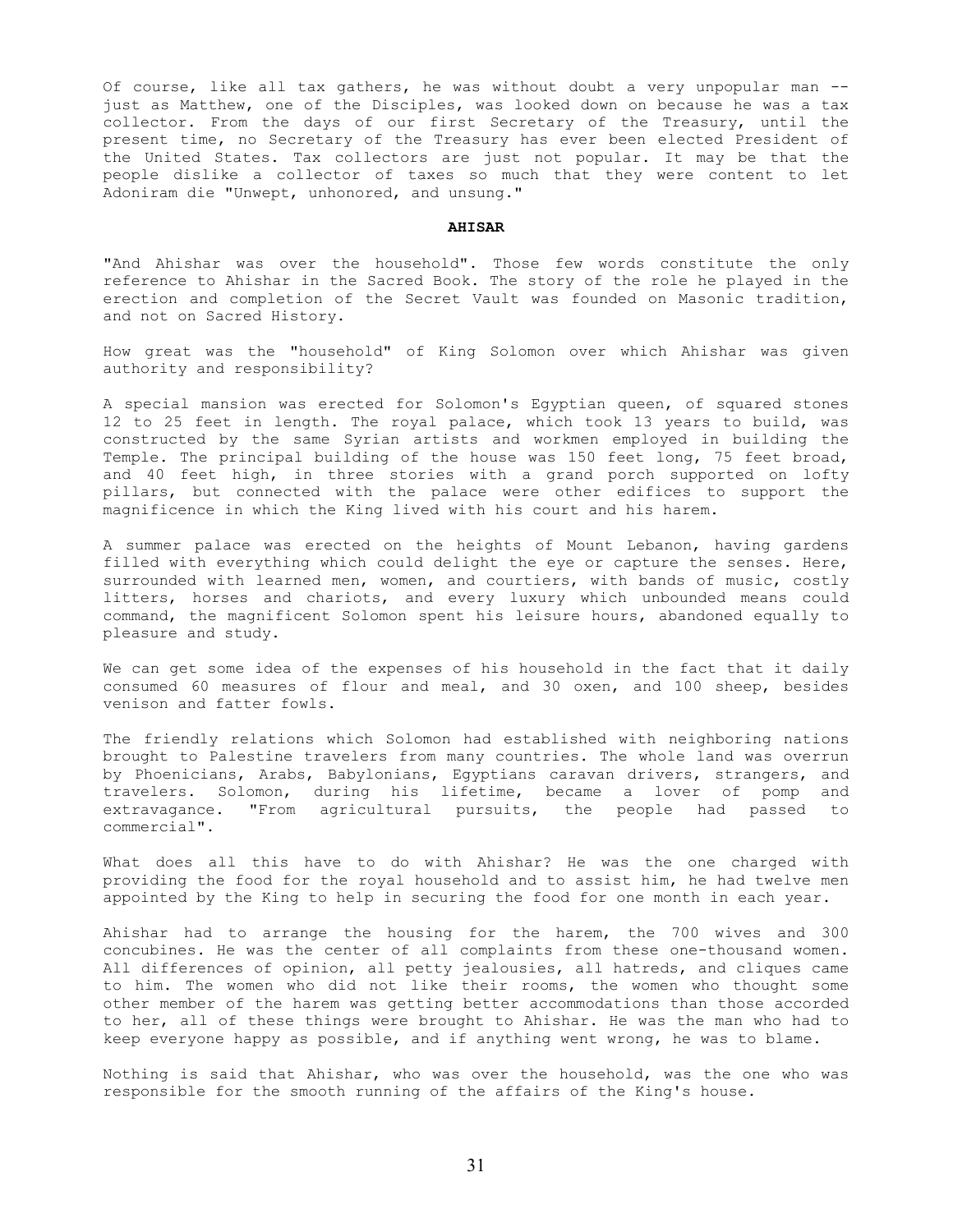Of course, like all tax gathers, he was without doubt a very unpopular man -- just as Matthew, one of the Disciples, was looked down on because he was a tax collector. From the days of our first Secretary of the Treasury, until the present time, no Secretary of the Treasury has ever been elected President of the United States. Tax collectors are just not popular. It may be that the people dislike a collector of taxes so much that they were content to let Adoniram die "Unwept, unhonored, and unsung."

## AHISAR

"And Ahishar was over the household". Those few words constitute the only reference to Ahishar in the Sacred Book. The story of the role he played in the erection and completion of the Secret Vault was founded on Masonic tradition, and not on Sacred History.

How great was the "household" of King Solomon over which Ahishar was given authority and responsibility?

A special mansion was erected for Solomon's Egyptian queen, of squared stones 12 to 25 feet in length. The royal palace, which took 13 years to build, was constructed by the same Syrian artists and workmen employed in building the Temple. The principal building of the house was 150 feet long, 75 feet broad, and 40 feet high, in three stories with a grand porch supported on lofty pillars, but connected with the palace were other edifices to support the magnificence in which the King lived with his court and his harem.

A summer palace was erected on the heights of Mount Lebanon, having gardens filled with everything which could delight the eye or capture the senses. Here, surrounded with learned men, women, and courtiers, with bands of music, costly litters, horses and chariots, and every luxury which unbounded means could command, the magnificent Solomon spent his leisure hours, abandoned equally to pleasure and study.

We can get some idea of the expenses of his household in the fact that it daily consumed 60 measures of flour and meal, and 30 oxen, and 100 sheep, besides venison and fatter fowls.

The friendly relations which Solomon had established with neighboring nations brought to Palestine travelers from many countries. The whole land was overrun by Phoenicians, Arabs, Babylonians, Egyptians caravan drivers, strangers, and travelers. Solomon, during his lifetime, became a lover of pomp and extravagance. "From agricultural pursuits, the people had passed to commercial".

What does all this have to do with Ahishar? He was the one charged with providing the food for the royal household and to assist him, he had twelve men appointed by the King to help in securing the food for one month in each year.

Ahishar had to arrange the housing for the harem, the 700 wives and 300 concubines. He was the center of all complaints from these one-thousand women. All differences of opinion, all petty jealousies, all hatreds, and cliques came to him. The women who did not like their rooms, the women who thought some other member of the harem was getting better accommodations than those accorded to her, all of these things were brought to Ahishar. He was the man who had to keep everyone happy as possible, and if anything went wrong, he was to blame.

Nothing is said that Ahishar, who was over the household, was the one who was responsible for the smooth running of the affairs of the King's house.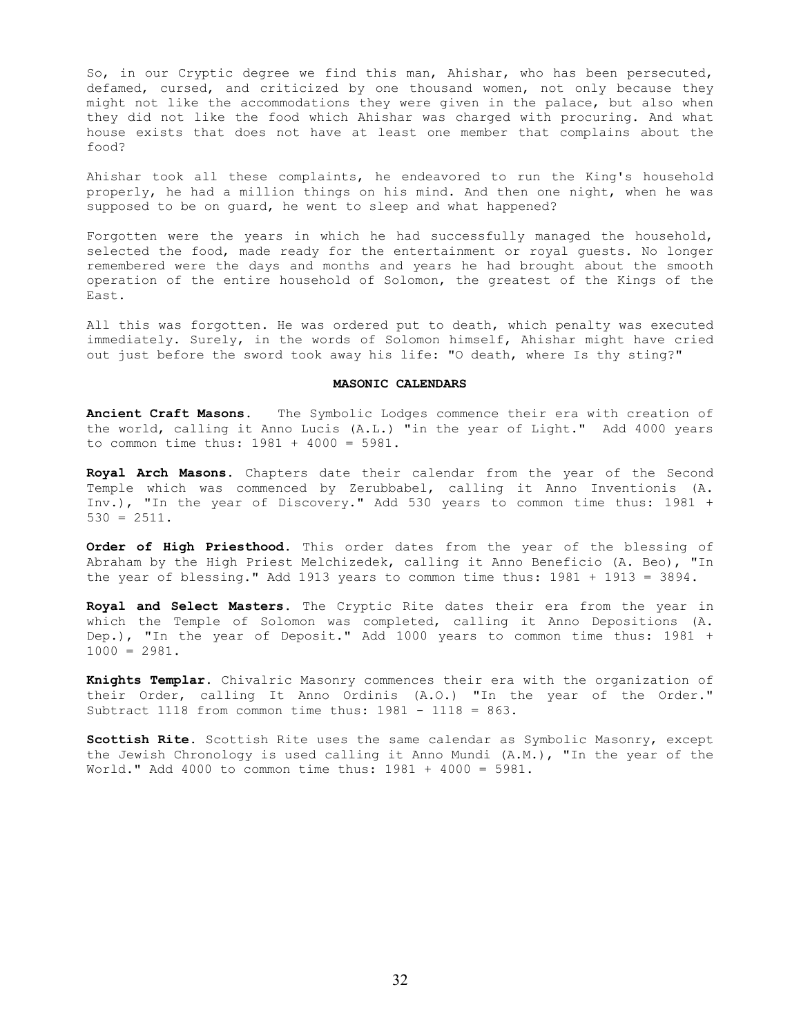So, in our Cryptic degree we find this man, Ahishar, who has been persecuted, defamed, cursed, and criticized by one thousand women, not only because they might not like the accommodations they were given in the palace, but also when they did not like the food which Ahishar was charged with procuring. And what house exists that does not have at least one member that complains about the food?

Ahishar took all these complaints, he endeavored to run the King's household properly, he had a million things on his mind. And then one night, when he was supposed to be on guard, he went to sleep and what happened?

Forgotten were the years in which he had successfully managed the household, selected the food, made ready for the entertainment or royal guests. No longer remembered were the days and months and years he had brought about the smooth operation of the entire household of Solomon, the greatest of the Kings of the East.

All this was forgotten. He was ordered put to death, which penalty was executed immediately. Surely, in the words of Solomon himself, Ahishar might have cried out just before the sword took away his life: "O death, where Is thy sting?"

## MASONIC CALENDARS

**Ancient Craft Masons.** The Symbolic Lodges commence their era with creation of the world, calling it Anno Lucis (A.L.) "in the year of Light." Add 4000 years to common time thus: 1981 + 4000 = 5981.

**Royal Arch Masons.** Chapters date their calendar from the year of the Second Temple which was commenced by Zerubbabel, calling it Anno Inventionis (A. Inv.), "In the year of Discovery." Add 530 years to common time thus: 1981 + 530 = 2511.

**Order of High Priesthood.** This order dates from the year of the blessing of Abraham by the High Priest Melchizedek, calling it Anno Beneficio (A. Beo), "In the year of blessing." Add 1913 years to common time thus: 1981 + 1913 = 3894.

**Royal and Select Masters.** The Cryptic Rite dates their era from the year in which the Temple of Solomon was completed, calling it Anno Depositions (A. Dep.), "In the year of Deposit." Add 1000 years to common time thus: 1981 + 1000 = 2981.

**Knights Templar.** Chivalric Masonry commences their era with the organization of their Order, calling It Anno Ordinis (A.O.) "In the year of the Order." Subtract 1118 from common time thus: 1981 - 1118 = 863.

**Scottish Rite.** Scottish Rite uses the same calendar as Symbolic Masonry, except the Jewish Chronology is used calling it Anno Mundi (A.M.), "In the year of the World." Add 4000 to common time thus: 1981 + 4000 = 5981.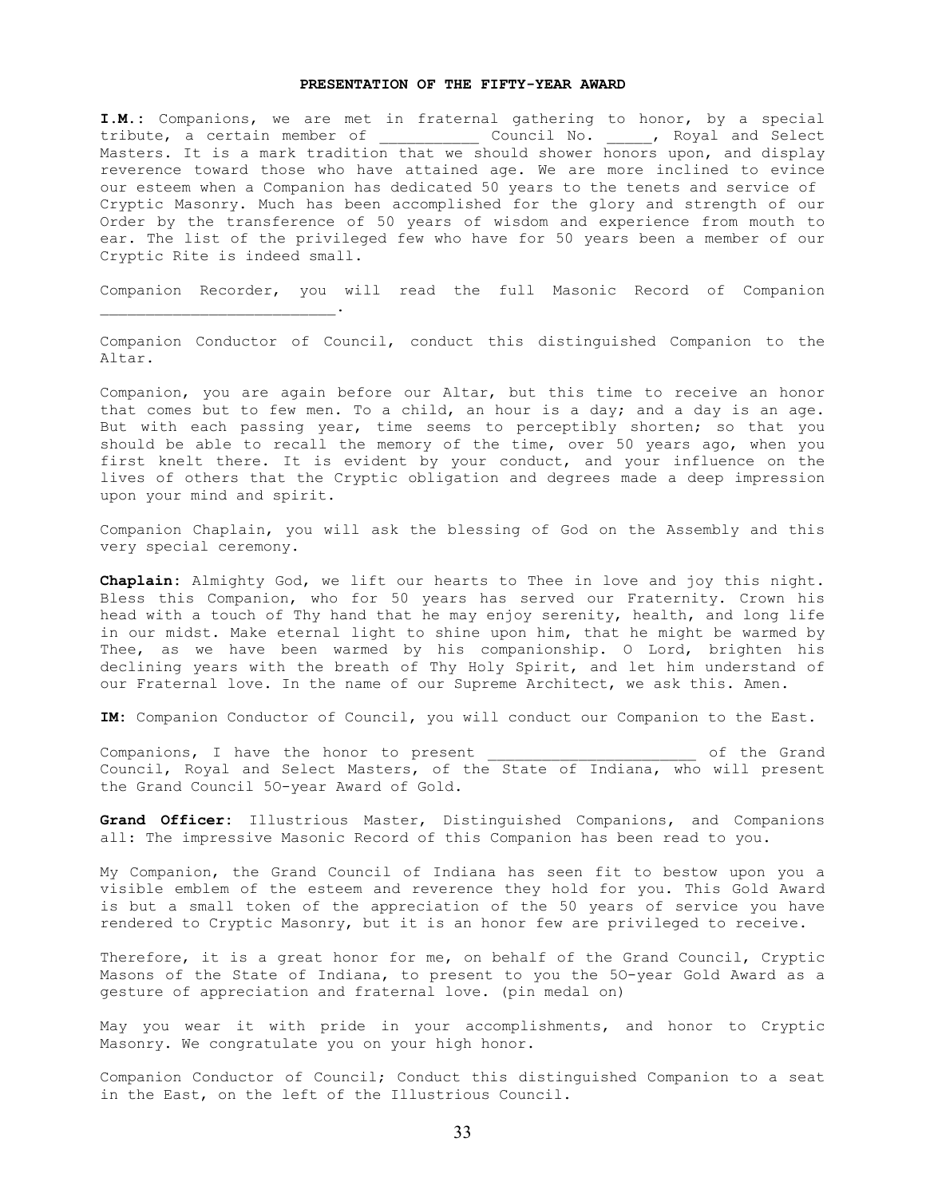**PRESENTATION OF THE FIFTY-YEAR AWARD**

**I.M.:** Companions, we are met in fraternal gathering to honor, by a special tribute, a certain member of ___________ Council No. _____, Royal and Select Masters. It is a mark tradition that we should shower honors upon, and display reverence toward those who have attained age. We are more inclined to evince our esteem when a Companion has dedicated 50 years to the tenets and service of Cryptic Masonry. Much has been accomplished for the glory and strength of our Order by the transference of 50 years of wisdom and experience from mouth to ear. The list of the privileged few who have for 50 years been a member of our Cryptic Rite is indeed small.

Companion Recorder, you will read the full Masonic Record of Companion _________________________.

Companion Conductor of Council, conduct this distinguished Companion to the Altar.

Companion, you are again before our Altar, but this time to receive an honor that comes but to few men. To a child, an hour is a day; and a day is an age. But with each passing year, time seems to perceptibly shorten; so that you should be able to recall the memory of the time, over 50 years ago, when you first knelt there. It is evident by your conduct, and your influence on the lives of others that the Cryptic obligation and degrees made a deep impression upon your mind and spirit.

Companion Chaplain, you will ask the blessing of God on the Assembly and this very special ceremony.

**Chaplain:** Almighty God, we lift our hearts to Thee in love and joy this night. Bless this Companion, who for 50 years has served our Fraternity. Crown his head with a touch of Thy hand that he may enjoy serenity, health, and long life in our midst. Make eternal light to shine upon him, that he might be warmed by Thee, as we have been warmed by his companionship. O Lord, brighten his declining years with the breath of Thy Holy Spirit, and let him understand of our Fraternal love. In the name of our Supreme Architect, we ask this. Amen.

**IM:** Companion Conductor of Council, you will conduct our Companion to the East.

Companions, I have the honor to present _______________________ of the Grand Council, Royal and Select Masters, of the State of Indiana, who will present the Grand Council 5O-year Award of Gold.

**Grand Officer:** Illustrious Master, Distinguished Companions, and Companions all: The impressive Masonic Record of this Companion has been read to you.

My Companion, the Grand Council of Indiana has seen fit to bestow upon you a visible emblem of the esteem and reverence they hold for you. This Gold Award is but a small token of the appreciation of the 50 years of service you have rendered to Cryptic Masonry, but it is an honor few are privileged to receive.

Therefore, it is a great honor for me, on behalf of the Grand Council, Cryptic Masons of the State of Indiana, to present to you the 5O-year Gold Award as a gesture of appreciation and fraternal love. (pin medal on)

May you wear it with pride in your accomplishments, and honor to Cryptic Masonry. We congratulate you on your high honor.

Companion Conductor of Council; Conduct this distinguished Companion to a seat in the East, on the left of the Illustrious Council.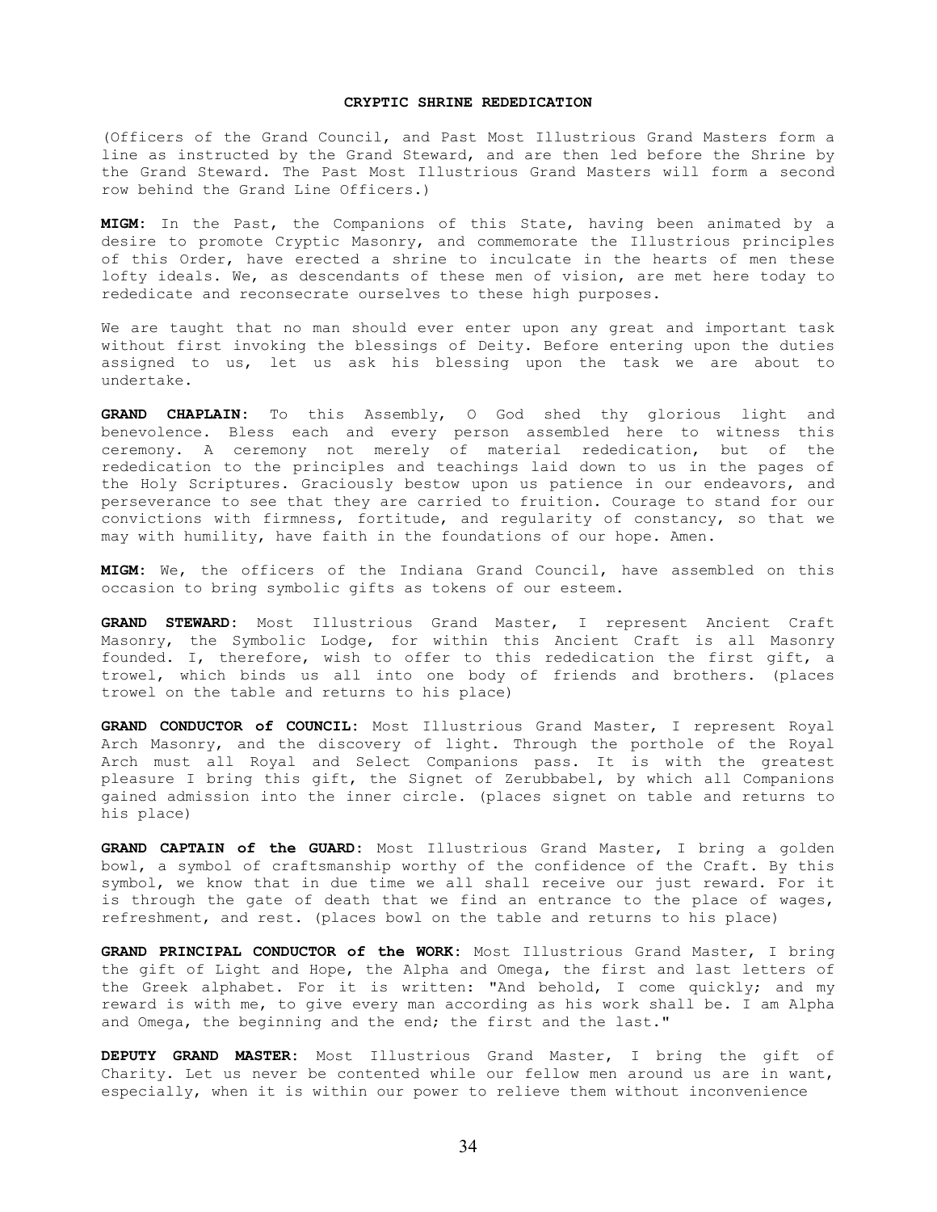# CRYPTIC SHRINE REDEDICATION

(Officers of the Grand Council, and Past Most Illustrious Grand Masters form a line as instructed by the Grand Steward, and are then led before the Shrine by the Grand Steward. The Past Most Illustrious Grand Masters will form a second row behind the Grand Line Officers.)

**MIGM:** In the Past, the Companions of this State, having been animated by a desire to promote Cryptic Masonry, and commemorate the Illustrious principles of this Order, have erected a shrine to inculcate in the hearts of men these lofty ideals. We, as descendants of these men of vision, are met here today to rededicate and reconsecrate ourselves to these high purposes.

We are taught that no man should ever enter upon any great and important task without first invoking the blessings of Deity. Before entering upon the duties assigned to us, let us ask his blessing upon the task we are about to undertake.

**GRAND CHAPLAIN:** To this Assembly, O God shed thy glorious light and benevolence. Bless each and every person assembled here to witness this ceremony. A ceremony not merely of material rededication, but of the rededication to the principles and teachings laid down to us in the pages of the Holy Scriptures. Graciously bestow upon us patience in our endeavors, and perseverance to see that they are carried to fruition. Courage to stand for our convictions with firmness, fortitude, and regularity of constancy, so that we may with humility, have faith in the foundations of our hope. Amen.

**MIGM:** We, the officers of the Indiana Grand Council, have assembled on this occasion to bring symbolic gifts as tokens of our esteem.

**GRAND STEWARD:** Most Illustrious Grand Master, I represent Ancient Craft Masonry, the Symbolic Lodge, for within this Ancient Craft is all Masonry founded. I, therefore, wish to offer to this rededication the first gift, a trowel, which binds us all into one body of friends and brothers. (places trowel on the table and returns to his place)

**GRAND CONDUCTOR of COUNCIL:** Most Illustrious Grand Master, I represent Royal Arch Masonry, and the discovery of light. Through the porthole of the Royal Arch must all Royal and Select Companions pass. It is with the greatest pleasure I bring this gift, the Signet of Zerubbabel, by which all Companions gained admission into the inner circle. (places signet on table and returns to his place)

**GRAND CAPTAIN of the GUARD:** Most Illustrious Grand Master, I bring a golden bowl, a symbol of craftsmanship worthy of the confidence of the Craft. By this symbol, we know that in due time we all shall receive our just reward. For it is through the gate of death that we find an entrance to the place of wages, refreshment, and rest. (places bowl on the table and returns to his place)

**GRAND PRINCIPAL CONDUCTOR of the WORK:** Most Illustrious Grand Master, I bring the gift of Light and Hope, the Alpha and Omega, the first and last letters of the Greek alphabet. For it is written: "And behold, I come quickly; and my reward is with me, to give every man according as his work shall be. I am Alpha and Omega, the beginning and the end; the first and the last."

**DEPUTY GRAND MASTER:** Most Illustrious Grand Master, I bring the gift of Charity. Let us never be contented while our fellow men around us are in want, especially, when it is within our power to relieve them without inconvenience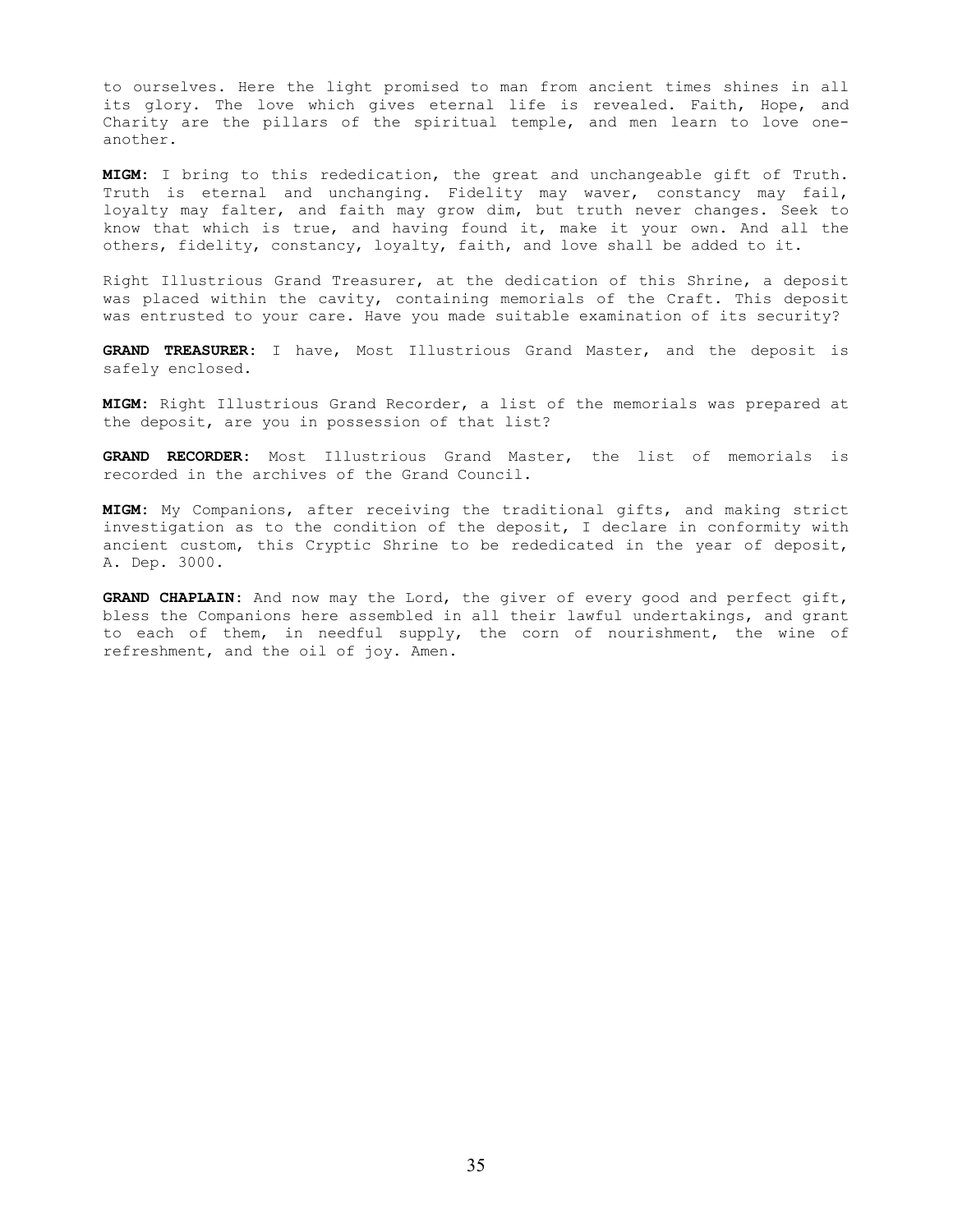to ourselves. Here the light promised to man from ancient times shines in all its glory. The love which gives eternal life is revealed. Faith, Hope, and Charity are the pillars of the spiritual temple, and men learn to love one-another.

**MIGM:** I bring to this rededication, the great and unchangeable gift of Truth. Truth is eternal and unchanging. Fidelity may waver, constancy may fail, loyalty may falter, and faith may grow dim, but truth never changes. Seek to know that which is true, and having found it, make it your own. And all the others, fidelity, constancy, loyalty, faith, and love shall be added to it.

Right Illustrious Grand Treasurer, at the dedication of this Shrine, a deposit was placed within the cavity, containing memorials of the Craft. This deposit was entrusted to your care. Have you made suitable examination of its security?

**GRAND TREASURER:** I have, Most Illustrious Grand Master, and the deposit is safely enclosed.

**MIGM:** Right Illustrious Grand Recorder, a list of the memorials was prepared at the deposit, are you in possession of that list?

**GRAND RECORDER:** Most Illustrious Grand Master, the list of memorials is recorded in the archives of the Grand Council.

**MIGM:** My Companions, after receiving the traditional gifts, and making strict investigation as to the condition of the deposit, I declare in conformity with ancient custom, this Cryptic Shrine to be rededicated in the year of deposit, A. Dep. 3000.

**GRAND CHAPLAIN:** And now may the Lord, the giver of every good and perfect gift, bless the Companions here assembled in all their lawful undertakings, and grant to each of them, in needful supply, the corn of nourishment, the wine of refreshment, and the oil of joy. Amen.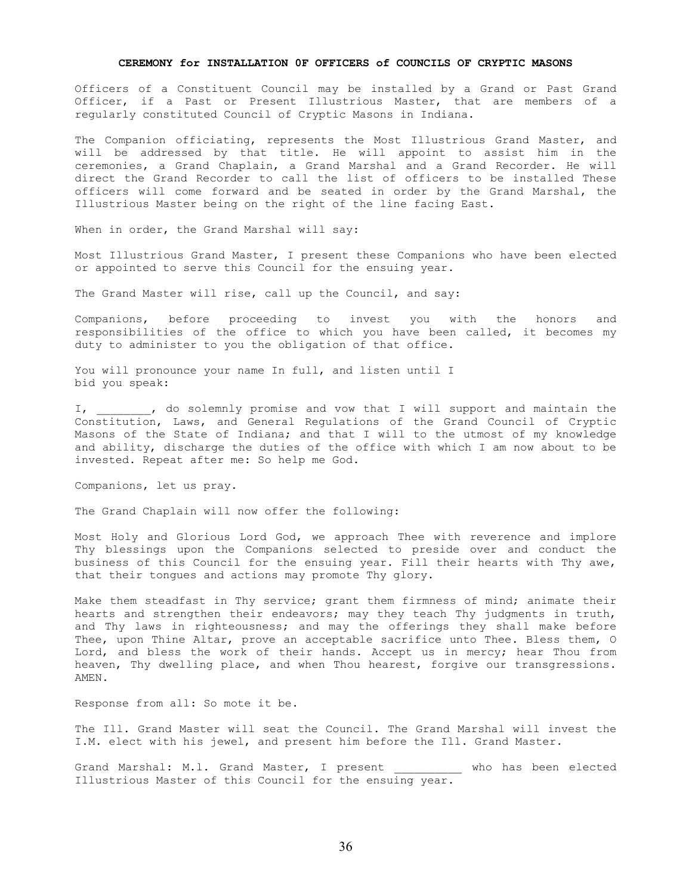**CEREMONY for INSTALLATION 0F OFFICERS of COUNCILS OF CRYPTIC MASONS**

Officers of a Constituent Council may be installed by a Grand or Past Grand Officer, if a Past or Present Illustrious Master, that are members of a regularly constituted Council of Cryptic Masons in Indiana.

The Companion officiating, represents the Most Illustrious Grand Master, and will be addressed by that title. He will appoint to assist him in the ceremonies, a Grand Chaplain, a Grand Marshal and a Grand Recorder. He will direct the Grand Recorder to call the list of officers to be installed These officers will come forward and be seated in order by the Grand Marshal, the Illustrious Master being on the right of the line facing East.

When in order, the Grand Marshal will say:

Most Illustrious Grand Master, I present these Companions who have been elected or appointed to serve this Council for the ensuing year.

The Grand Master will rise, call up the Council, and say:

Companions, before proceeding to invest you with the honors and responsibilities of the office to which you have been called, it becomes my duty to administer to you the obligation of that office.

You will pronounce your name In full, and listen until I bid you speak:

I, ________, do solemnly promise and vow that I will support and maintain the Constitution, Laws, and General Regulations of the Grand Council of Cryptic Masons of the State of Indiana; and that I will to the utmost of my knowledge and ability, discharge the duties of the office with which I am now about to be invested. Repeat after me: So help me God.

Companions, let us pray.

The Grand Chaplain will now offer the following:

Most Holy and Glorious Lord God, we approach Thee with reverence and implore Thy blessings upon the Companions selected to preside over and conduct the business of this Council for the ensuing year. Fill their hearts with Thy awe, that their tongues and actions may promote Thy glory.

Make them steadfast in Thy service; grant them firmness of mind; animate their hearts and strengthen their endeavors; may they teach Thy judgments in truth, and Thy laws in righteousness; and may the offerings they shall make before Thee, upon Thine Altar, prove an acceptable sacrifice unto Thee. Bless them, O Lord, and bless the work of their hands. Accept us in mercy; hear Thou from heaven, Thy dwelling place, and when Thou hearest, forgive our transgressions. AMEN.

Response from all: So mote it be.

The Ill. Grand Master will seat the Council. The Grand Marshal will invest the I.M. elect with his jewel, and present him before the Ill. Grand Master.

Grand Marshal: M.l. Grand Master, I present __________ who has been elected Illustrious Master of this Council for the ensuing year.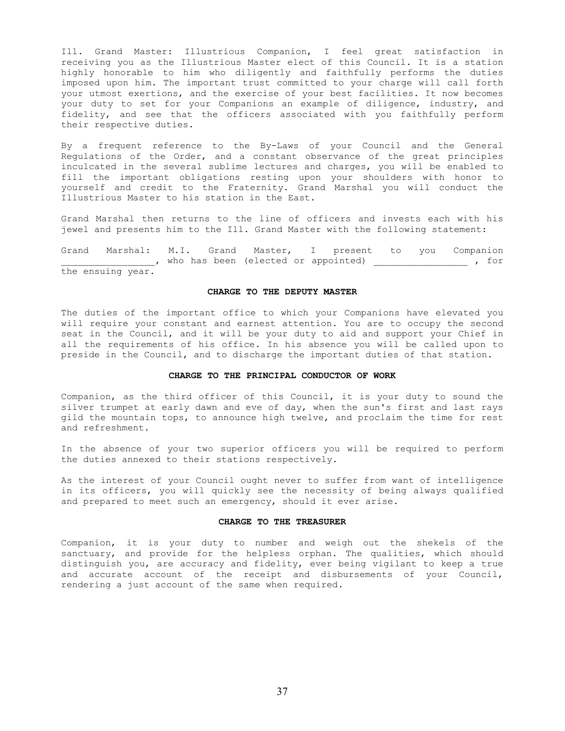Ill. Grand Master: Illustrious Companion, I feel great satisfaction in receiving you as the Illustrious Master elect of this Council. It is a station highly honorable to him who diligently and faithfully performs the duties imposed upon him. The important trust committed to your charge will call forth your utmost exertions, and the exercise of your best facilities. It now becomes your duty to set for your Companions an example of diligence, industry, and fidelity, and see that the officers associated with you faithfully perform their respective duties.

By a frequent reference to the By-Laws of your Council and the General Regulations of the Order, and a constant observance of the great principles inculcated in the several sublime lectures and charges, you will be enabled to fill the important obligations resting upon your shoulders with honor to yourself and credit to the Fraternity. Grand Marshal you will conduct the Illustrious Master to his station in the East.

Grand Marshal then returns to the line of officers and invests each with his jewel and presents him to the Ill. Grand Master with the following statement:

Grand Marshal: M.I. Grand Master, I present to you Companion ________________, who has been (elected or appointed) ________________ , for the ensuing year.

**CHARGE TO THE DEPUTY MASTER**

The duties of the important office to which your Companions have elevated you will require your constant and earnest attention. You are to occupy the second seat in the Council, and it will be your duty to aid and support your Chief in all the requirements of his office. In his absence you will be called upon to preside in the Council, and to discharge the important duties of that station.

**CHARGE TO THE PRINCIPAL CONDUCTOR OF WORK**

Companion, as the third officer of this Council, it is your duty to sound the silver trumpet at early dawn and eve of day, when the sun's first and last rays gild the mountain tops, to announce high twelve, and proclaim the time for rest and refreshment.

In the absence of your two superior officers you will be required to perform the duties annexed to their stations respectively.

As the interest of your Council ought never to suffer from want of intelligence in its officers, you will quickly see the necessity of being always qualified and prepared to meet such an emergency, should it ever arise.

**CHARGE TO THE TREASURER**

Companion, it is your duty to number and weigh out the shekels of the sanctuary, and provide for the helpless orphan. The qualities, which should distinguish you, are accuracy and fidelity, ever being vigilant to keep a true and accurate account of the receipt and disbursements of your Council, rendering a just account of the same when required.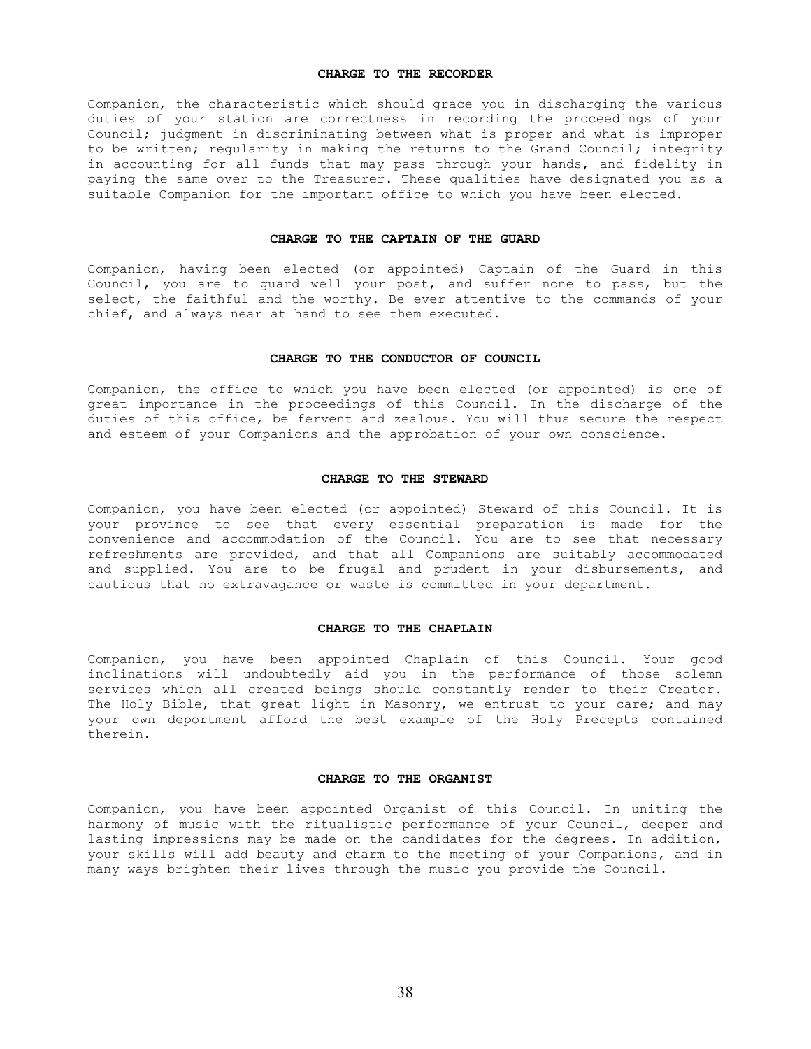### CHARGE TO THE RECORDER

Companion, the characteristic which should grace you in discharging the various duties of your station are correctness in recording the proceedings of your Council; judgment in discriminating between what is proper and what is improper to be written; regularity in making the returns to the Grand Council; integrity in accounting for all funds that may pass through your hands, and fidelity in paying the same over to the Treasurer. These qualities have designated you as a suitable Companion for the important office to which you have been elected.

### CHARGE TO THE CAPTAIN OF THE GUARD

Companion, having been elected (or appointed) Captain of the Guard in this Council, you are to guard well your post, and suffer none to pass, but the select, the faithful and the worthy. Be ever attentive to the commands of your chief, and always near at hand to see them executed.

### CHARGE TO THE CONDUCTOR OF COUNCIL

Companion, the office to which you have been elected (or appointed) is one of great importance in the proceedings of this Council. In the discharge of the duties of this office, be fervent and zealous. You will thus secure the respect and esteem of your Companions and the approbation of your own conscience.

### CHARGE TO THE STEWARD

Companion, you have been elected (or appointed) Steward of this Council. It is your province to see that every essential preparation is made for the convenience and accommodation of the Council. You are to see that necessary refreshments are provided, and that all Companions are suitably accommodated and supplied. You are to be frugal and prudent in your disbursements, and cautious that no extravagance or waste is committed in your department.

### CHARGE TO THE CHAPLAIN

Companion, you have been appointed Chaplain of this Council. Your good inclinations will undoubtedly aid you in the performance of those solemn services which all created beings should constantly render to their Creator. The Holy Bible, that great light in Masonry, we entrust to your care; and may your own deportment afford the best example of the Holy Precepts contained therein.

### CHARGE TO THE ORGANIST

Companion, you have been appointed Organist of this Council. In uniting the harmony of music with the ritualistic performance of your Council, deeper and lasting impressions may be made on the candidates for the degrees. In addition, your skills will add beauty and charm to the meeting of your Companions, and in many ways brighten their lives through the music you provide the Council.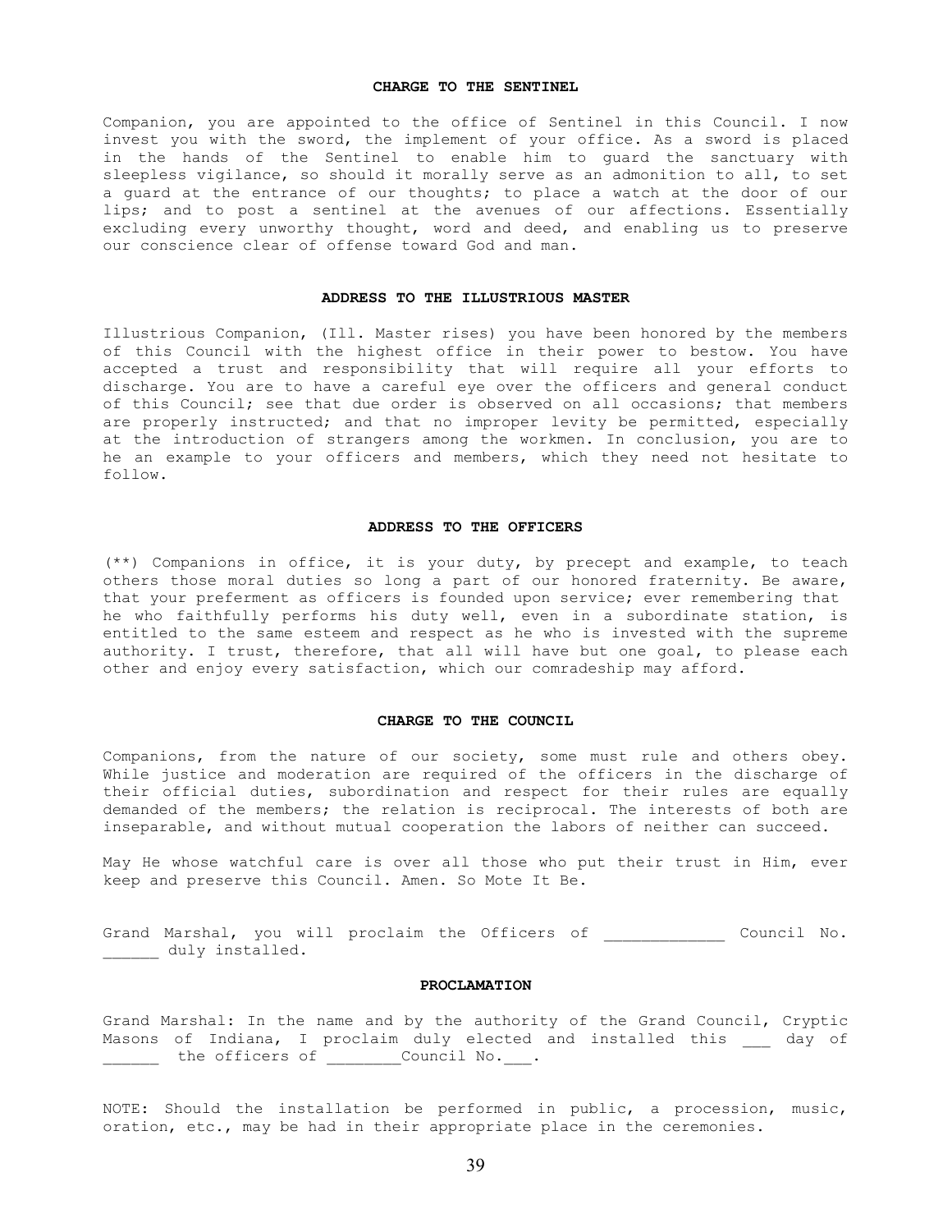### CHARGE TO THE SENTINEL

Companion, you are appointed to the office of Sentinel in this Council. I now invest you with the sword, the implement of your office. As a sword is placed in the hands of the Sentinel to enable him to guard the sanctuary with sleepless vigilance, so should it morally serve as an admonition to all, to set a guard at the entrance of our thoughts; to place a watch at the door of our lips; and to post a sentinel at the avenues of our affections. Essentially excluding every unworthy thought, word and deed, and enabling us to preserve our conscience clear of offense toward God and man.

### ADDRESS TO THE ILLUSTRIOUS MASTER

Illustrious Companion, (Ill. Master rises) you have been honored by the members of this Council with the highest office in their power to bestow. You have accepted a trust and responsibility that will require all your efforts to discharge. You are to have a careful eye over the officers and general conduct of this Council; see that due order is observed on all occasions; that members are properly instructed; and that no improper levity be permitted, especially at the introduction of strangers among the workmen. In conclusion, you are to he an example to your officers and members, which they need not hesitate to follow.

### ADDRESS TO THE OFFICERS

(**) Companions in office, it is your duty, by precept and example, to teach others those moral duties so long a part of our honored fraternity. Be aware, that your preferment as officers is founded upon service; ever remembering that he who faithfully performs his duty well, even in a subordinate station, is entitled to the same esteem and respect as he who is invested with the supreme authority. I trust, therefore, that all will have but one goal, to please each other and enjoy every satisfaction, which our comradeship may afford.

### CHARGE TO THE COUNCIL

Companions, from the nature of our society, some must rule and others obey. While justice and moderation are required of the officers in the discharge of their official duties, subordination and respect for their rules are equally demanded of the members; the relation is reciprocal. The interests of both are inseparable, and without mutual cooperation the labors of neither can succeed.

May He whose watchful care is over all those who put their trust in Him, ever keep and preserve this Council. Amen. So Mote It Be.

Grand Marshal, you will proclaim the Officers of _____________ Council No. ______ duly installed.

### PROCLAMATION

Grand Marshal: In the name and by the authority of the Grand Council, Cryptic Masons of Indiana, I proclaim duly elected and installed this ___ day of ______ the officers of ________Council No.___.

NOTE: Should the installation be performed in public, a procession, music, oration, etc., may be had in their appropriate place in the ceremonies.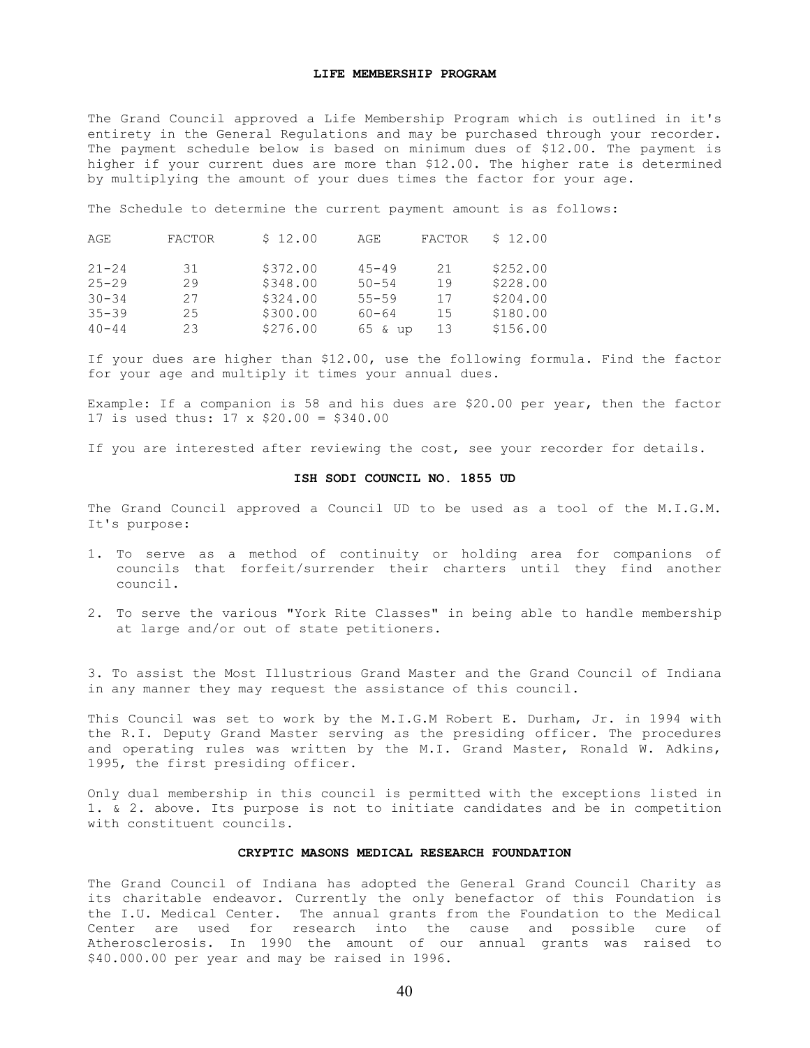## LIFE MEMBERSHIP PROGRAM

The Grand Council approved a Life Membership Program which is outlined in it's entirety in the General Regulations and may be purchased through your recorder. The payment schedule below is based on minimum dues of $12.00. The payment is higher if your current dues are more than $12.00. The higher rate is determined by multiplying the amount of your dues times the factor for your age.

The Schedule to determine the current payment amount is as follows:

| AGE | FACTOR | $ 12.00 | AGE | FACTOR | $ 12.00 |
|---|---|---|---|---|---|
| 21-24 | 31 | $372.00 | 45-49 | 21 | $252.00 |
| 25-29 | 29 | $348.00 | 50-54 | 19 | $228.00 |
| 30-34 | 27 | $324.00 | 55-59 | 17 | $204.00 |
| 35-39 | 25 | $300.00 | 60-64 | 15 | $180.00 |
| 40-44 | 23 | $276.00 | 65 & up | 13 | $156.00 |

If your dues are higher than $12.00, use the following formula. Find the factor for your age and multiply it times your annual dues.

Example: If a companion is 58 and his dues are $20.00 per year, then the factor 17 is used thus: 17 x $20.00 = $340.00

If you are interested after reviewing the cost, see your recorder for details.

## ISH SODI COUNCIL NO. 1855 UD

The Grand Council approved a Council UD to be used as a tool of the M.I.G.M. It's purpose:

1. To serve as a method of continuity or holding area for companions of councils that forfeit/surrender their charters until they find another council.
2. To serve the various "York Rite Classes" in being able to handle membership at large and/or out of state petitioners.
3. To assist the Most Illustrious Grand Master and the Grand Council of Indiana in any manner they may request the assistance of this council.

This Council was set to work by the M.I.G.M Robert E. Durham, Jr. in 1994 with the R.I. Deputy Grand Master serving as the presiding officer. The procedures and operating rules was written by the M.I. Grand Master, Ronald W. Adkins, 1995, the first presiding officer.

Only dual membership in this council is permitted with the exceptions listed in 1. & 2. above. Its purpose is not to initiate candidates and be in competition with constituent councils.

## CRYPTIC MASONS MEDICAL RESEARCH FOUNDATION

The Grand Council of Indiana has adopted the General Grand Council Charity as its charitable endeavor. Currently the only benefactor of this Foundation is the I.U. Medical Center. The annual grants from the Foundation to the Medical Center are used for research into the cause and possible cure of Atherosclerosis. In 1990 the amount of our annual grants was raised to $40.000.00 per year and may be raised in 1996.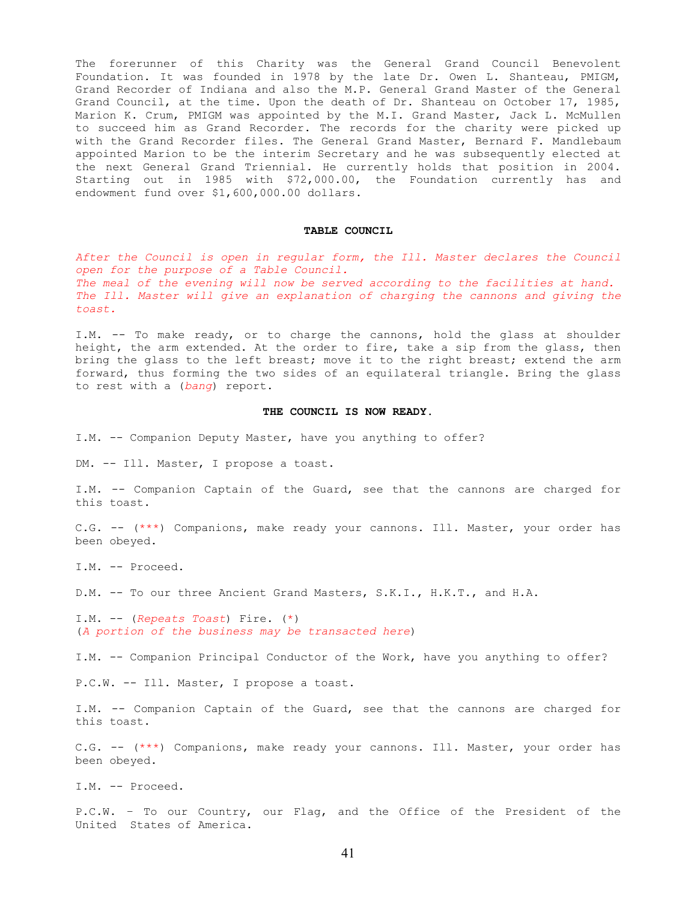The forerunner of this Charity was the General Grand Council Benevolent Foundation. It was founded in 1978 by the late Dr. Owen L. Shanteau, PMIGM, Grand Recorder of Indiana and also the M.P. General Grand Master of the General Grand Council, at the time. Upon the death of Dr. Shanteau on October 17, 1985, Marion K. Crum, PMIGM was appointed by the M.I. Grand Master, Jack L. McMullen to succeed him as Grand Recorder. The records for the charity were picked up with the Grand Recorder files. The General Grand Master, Bernard F. Mandlebaum appointed Marion to be the interim Secretary and he was subsequently elected at the next General Grand Triennial. He currently holds that position in 2004. Starting out in 1985 with $72,000.00, the Foundation currently has and endowment fund over $1,600,000.00 dollars.

## TABLE COUNCIL

*After the Council is open in regular form, the Ill. Master declares the Council open for the purpose of a Table Council.*
*The meal of the evening will now be served according to the facilities at hand.*
*The Ill. Master will give an explanation of charging the cannons and giving the toast.*

I.M. -- To make ready, or to charge the cannons, hold the glass at shoulder height, the arm extended. At the order to fire, take a sip from the glass, then bring the glass to the left breast; move it to the right breast; extend the arm forward, thus forming the two sides of an equilateral triangle. Bring the glass to rest with a (*bang*) report.

**THE COUNCIL IS NOW READY.**

I.M. -- Companion Deputy Master, have you anything to offer?

DM. -- Ill. Master, I propose a toast.

I.M. -- Companion Captain of the Guard, see that the cannons are charged for this toast.

C.G. -- (***) Companions, make ready your cannons. Ill. Master, your order has been obeyed.

I.M. -- Proceed.

D.M. -- To our three Ancient Grand Masters, S.K.I., H.K.T., and H.A.

I.M. -- (*Repeats Toast*) Fire. (*)
(*A portion of the business may be transacted here*)

I.M. -- Companion Principal Conductor of the Work, have you anything to offer?

P.C.W. -- Ill. Master, I propose a toast.

I.M. -- Companion Captain of the Guard, see that the cannons are charged for this toast.

C.G. -- (***) Companions, make ready your cannons. Ill. Master, your order has been obeyed.

I.M. -- Proceed.

P.C.W. – To our Country, our Flag, and the Office of the President of the United States of America.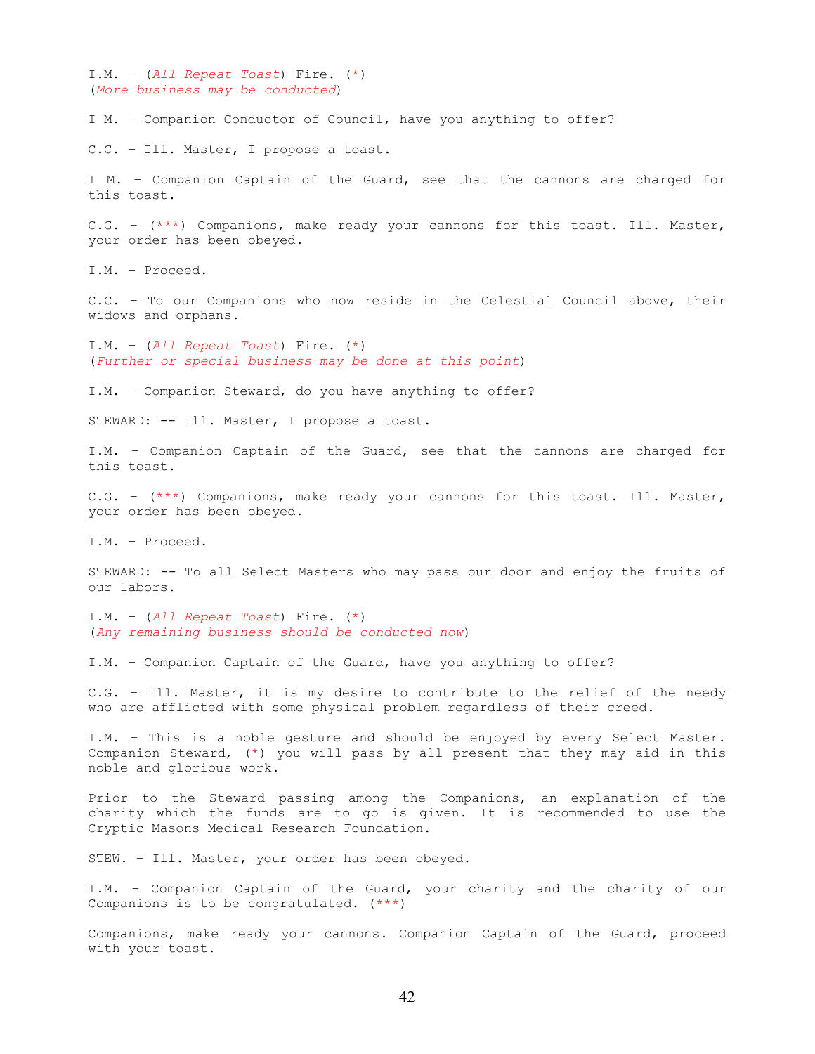I.M. - (*All Repeat Toast*) Fire. (*)
(*More business may be conducted*)

I M. - Companion Conductor of Council, have you anything to offer?

C.C. - Ill. Master, I propose a toast.

I M. - Companion Captain of the Guard, see that the cannons are charged for this toast.

C.G. - (***) Companions, make ready your cannons for this toast. Ill. Master, your order has been obeyed.

I.M. - Proceed.

C.C. - To our Companions who now reside in the Celestial Council above, their widows and orphans.

I.M. - (*All Repeat Toast*) Fire. (*)
(*Further or special business may be done at this point*)

I.M. - Companion Steward, do you have anything to offer?

STEWARD: -- Ill. Master, I propose a toast.

I.M. - Companion Captain of the Guard, see that the cannons are charged for this toast.

C.G. - (***) Companions, make ready your cannons for this toast. Ill. Master, your order has been obeyed.

I.M. - Proceed.

STEWARD: -- To all Select Masters who may pass our door and enjoy the fruits of our labors.

I.M. - (*All Repeat Toast*) Fire. (*)
(*Any remaining business should be conducted now*)

I.M. - Companion Captain of the Guard, have you anything to offer?

C.G. - Ill. Master, it is my desire to contribute to the relief of the needy who are afflicted with some physical problem regardless of their creed.

I.M. - This is a noble gesture and should be enjoyed by every Select Master. Companion Steward, (*) you will pass by all present that they may aid in this noble and glorious work.

Prior to the Steward passing among the Companions, an explanation of the charity which the funds are to go is given. It is recommended to use the Cryptic Masons Medical Research Foundation.

STEW. - Ill. Master, your order has been obeyed.

I.M. - Companion Captain of the Guard, your charity and the charity of our Companions is to be congratulated. (***)

Companions, make ready your cannons. Companion Captain of the Guard, proceed with your toast.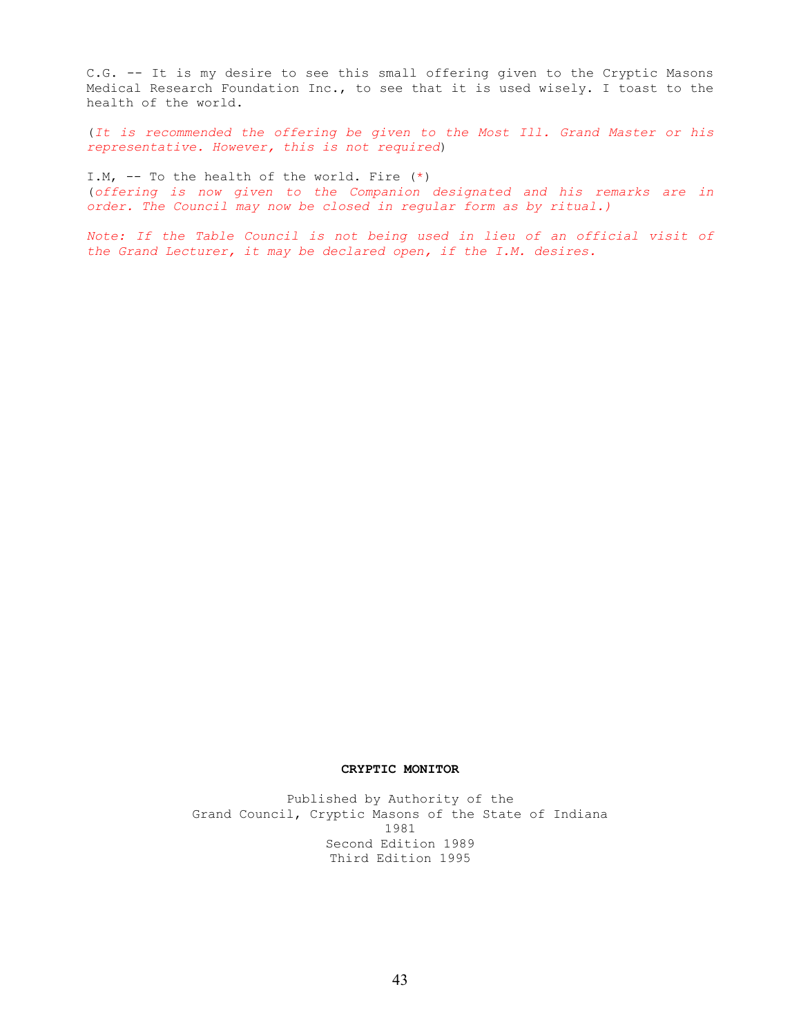C.G. -- It is my desire to see this small offering given to the Cryptic Masons Medical Research Foundation Inc., to see that it is used wisely. I toast to the health of the world.

(*It is recommended the offering be given to the Most Ill. Grand Master or his representative. However, this is not required*)

I.M, -- To the health of the world. Fire (*)
(*offering is now given to the Companion designated and his remarks are in order. The Council may now be closed in regular form as by ritual.)*

*Note: If the Table Council is not being used in lieu of an official visit of the Grand Lecturer, it may be declared open, if the I.M. desires.*

**CRYPTIC MONITOR**

Published by Authority of the
Grand Council, Cryptic Masons of the State of Indiana
1981
Second Edition 1989
Third Edition 1995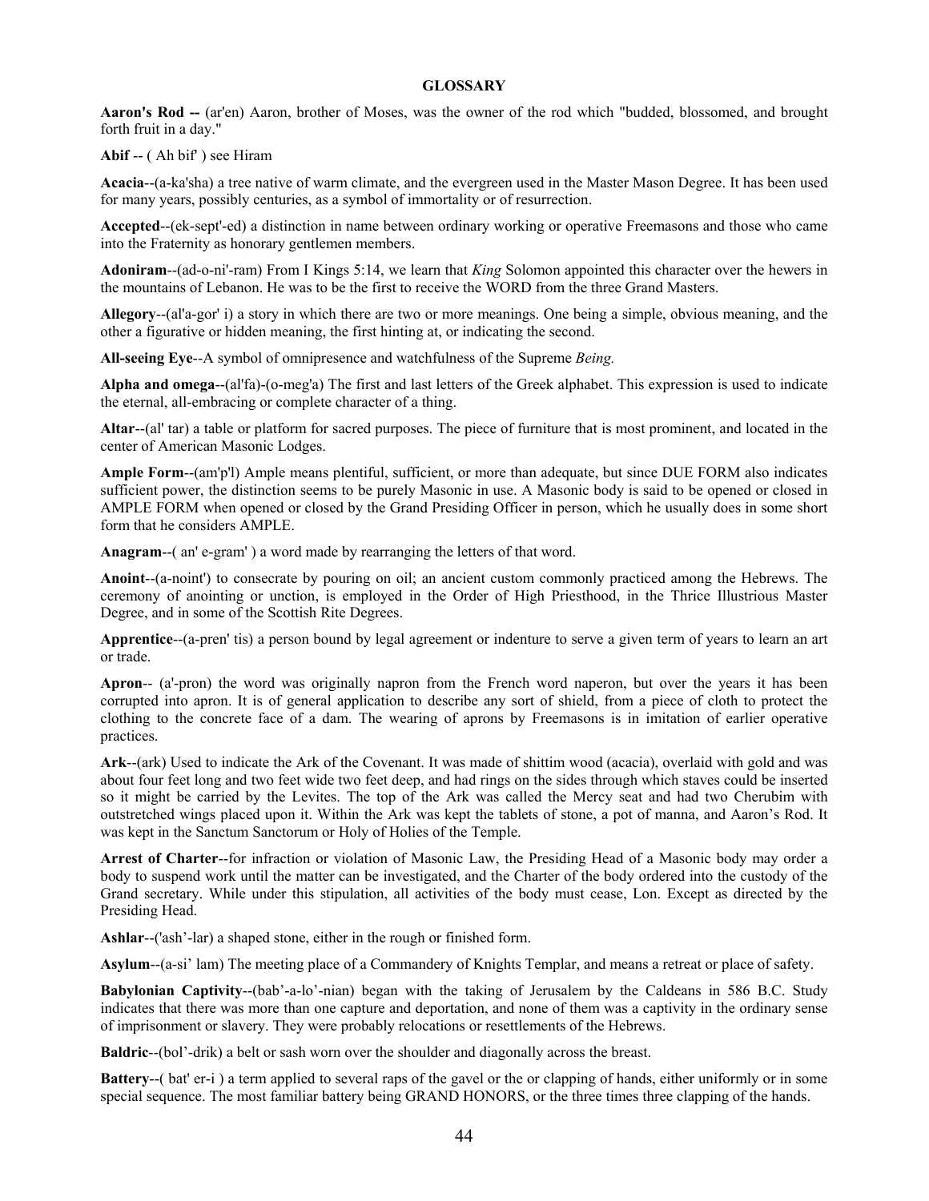**GLOSSARY**

**Aaron's Rod --** (ar'en) Aaron, brother of Moses, was the owner of the rod which "budded, blossomed, and brought forth fruit in a day."

**Abif** -- ( Ah bif' ) see Hiram

**Acacia**--(a-ka'sha) a tree native of warm climate, and the evergreen used in the Master Mason Degree. It has been used for many years, possibly centuries, as a symbol of immortality or of resurrection.

**Accepted**--(ek-sept'-ed) a distinction in name between ordinary working or operative Freemasons and those who came into the Fraternity as honorary gentlemen members.

**Adoniram**--(ad-o-ni'-ram) From I Kings 5:14, we learn that *King* Solomon appointed this character over the hewers in the mountains of Lebanon. He was to be the first to receive the WORD from the three Grand Masters.

**Allegory**--(al'a-gor' i) a story in which there are two or more meanings. One being a simple, obvious meaning, and the other a figurative or hidden meaning, the first hinting at, or indicating the second.

**All-seeing Eye**--A symbol of omnipresence and watchfulness of the Supreme *Being.*

**Alpha and omega**--(al'fa)-(o-meg'a) The first and last letters of the Greek alphabet. This expression is used to indicate the eternal, all-embracing or complete character of a thing.

**Altar**--(al' tar) a table or platform for sacred purposes. The piece of furniture that is most prominent, and located in the center of American Masonic Lodges.

**Ample Form**--(am'p'l) Ample means plentiful, sufficient, or more than adequate, but since DUE FORM also indicates sufficient power, the distinction seems to be purely Masonic in use. A Masonic body is said to be opened or closed in AMPLE FORM when opened or closed by the Grand Presiding Officer in person, which he usually does in some short form that he considers AMPLE.

**Anagram**--( an' e-gram' ) a word made by rearranging the letters of that word.

**Anoint**--(a-noint') to consecrate by pouring on oil; an ancient custom commonly practiced among the Hebrews. The ceremony of anointing or unction, is employed in the Order of High Priesthood, in the Thrice Illustrious Master Degree, and in some of the Scottish Rite Degrees.

**Apprentice**--(a-pren' tis) a person bound by legal agreement or indenture to serve a given term of years to learn an art or trade.

**Apron**-- (a'-pron) the word was originally napron from the French word naperon, but over the years it has been corrupted into apron. It is of general application to describe any sort of shield, from a piece of cloth to protect the clothing to the concrete face of a dam. The wearing of aprons by Freemasons is in imitation of earlier operative practices.

**Ark**--(ark) Used to indicate the Ark of the Covenant. It was made of shittim wood (acacia), overlaid with gold and was about four feet long and two feet wide two feet deep, and had rings on the sides through which staves could be inserted so it might be carried by the Levites. The top of the Ark was called the Mercy seat and had two Cherubim with outstretched wings placed upon it. Within the Ark was kept the tablets of stone, a pot of manna, and Aaron's Rod. It was kept in the Sanctum Sanctorum or Holy of Holies of the Temple.

**Arrest of Charter**--for infraction or violation of Masonic Law, the Presiding Head of a Masonic body may order a body to suspend work until the matter can be investigated, and the Charter of the body ordered into the custody of the Grand secretary. While under this stipulation, all activities of the body must cease, Lon. Except as directed by the Presiding Head.

**Ashlar**--('ash'-lar) a shaped stone, either in the rough or finished form.

**Asylum**--(a-si' lam) The meeting place of a Commandery of Knights Templar, and means a retreat or place of safety.

**Babylonian Captivity**--(bab'-a-lo'-nian) began with the taking of Jerusalem by the Caldeans in 586 B.C. Study indicates that there was more than one capture and deportation, and none of them was a captivity in the ordinary sense of imprisonment or slavery. They were probably relocations or resettlements of the Hebrews.

**Baldric**--(bol'-drik) a belt or sash worn over the shoulder and diagonally across the breast.

**Battery**--( bat' er-i ) a term applied to several raps of the gavel or the or clapping of hands, either uniformly or in some special sequence. The most familiar battery being GRAND HONORS, or the three times three clapping of the hands.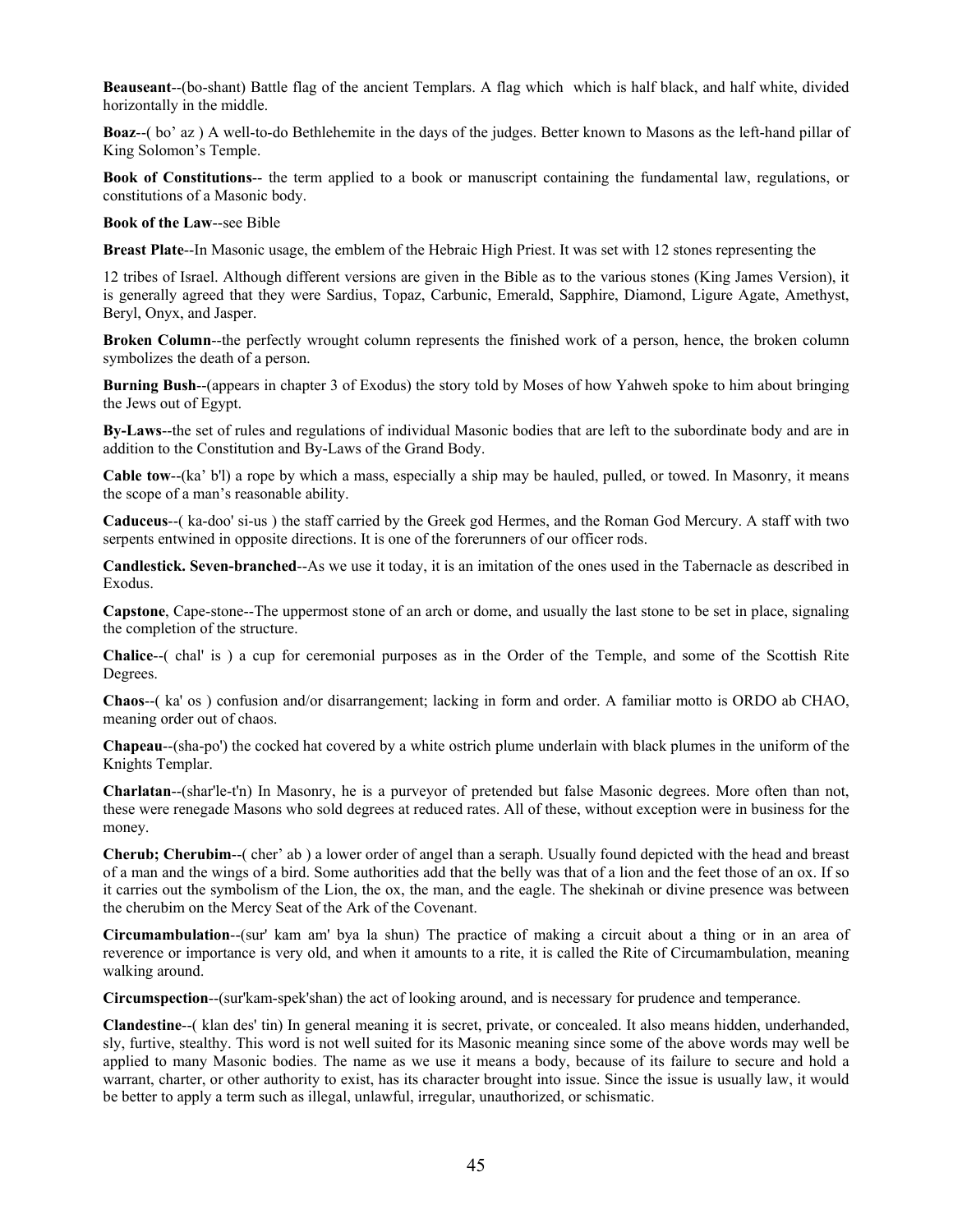**Beauseant**--(bo-shant) Battle flag of the ancient Templars. A flag which which is half black, and half white, divided horizontally in the middle.

**Boaz**--( bo' az ) A well-to-do Bethlehemite in the days of the judges. Better known to Masons as the left-hand pillar of King Solomon's Temple.

**Book of Constitutions**-- the term applied to a book or manuscript containing the fundamental law, regulations, or constitutions of a Masonic body.

**Book of the Law**--see Bible

**Breast Plate**--In Masonic usage, the emblem of the Hebraic High Priest. It was set with 12 stones representing the

12 tribes of Israel. Although different versions are given in the Bible as to the various stones (King James Version), it is generally agreed that they were Sardius, Topaz, Carbunic, Emerald, Sapphire, Diamond, Ligure Agate, Amethyst, Beryl, Onyx, and Jasper.

**Broken Column**--the perfectly wrought column represents the finished work of a person, hence, the broken column symbolizes the death of a person.

**Burning Bush**--(appears in chapter 3 of Exodus) the story told by Moses of how Yahweh spoke to him about bringing the Jews out of Egypt.

**By-Laws**--the set of rules and regulations of individual Masonic bodies that are left to the subordinate body and are in addition to the Constitution and By-Laws of the Grand Body.

**Cable tow**--(ka' b'l) a rope by which a mass, especially a ship may be hauled, pulled, or towed. In Masonry, it means the scope of a man's reasonable ability.

**Caduceus**--( ka-doo' si-us ) the staff carried by the Greek god Hermes, and the Roman God Mercury. A staff with two serpents entwined in opposite directions. It is one of the forerunners of our officer rods.

**Candlestick. Seven-branched**--As we use it today, it is an imitation of the ones used in the Tabernacle as described in Exodus.

**Capstone**, Cape-stone--The uppermost stone of an arch or dome, and usually the last stone to be set in place, signaling the completion of the structure.

**Chalice**--( chal' is ) a cup for ceremonial purposes as in the Order of the Temple, and some of the Scottish Rite Degrees.

**Chaos**--( ka' os ) confusion and/or disarrangement; lacking in form and order. A familiar motto is ORDO ab CHAO, meaning order out of chaos.

**Chapeau**--(sha-po') the cocked hat covered by a white ostrich plume underlain with black plumes in the uniform of the Knights Templar.

**Charlatan**--(shar'le-t'n) In Masonry, he is a purveyor of pretended but false Masonic degrees. More often than not, these were renegade Masons who sold degrees at reduced rates. All of these, without exception were in business for the money.

**Cherub; Cherubim**--( cher' ab ) a lower order of angel than a seraph. Usually found depicted with the head and breast of a man and the wings of a bird. Some authorities add that the belly was that of a lion and the feet those of an ox. If so it carries out the symbolism of the Lion, the ox, the man, and the eagle. The shekinah or divine presence was between the cherubim on the Mercy Seat of the Ark of the Covenant.

**Circumambulation**--(sur' kam am' bya la shun) The practice of making a circuit about a thing or in an area of reverence or importance is very old, and when it amounts to a rite, it is called the Rite of Circumambulation, meaning walking around.

**Circumspection**--(sur'kam-spek'shan) the act of looking around, and is necessary for prudence and temperance.

**Clandestine**--( klan des' tin) In general meaning it is secret, private, or concealed. It also means hidden, underhanded, sly, furtive, stealthy. This word is not well suited for its Masonic meaning since some of the above words may well be applied to many Masonic bodies. The name as we use it means a body, because of its failure to secure and hold a warrant, charter, or other authority to exist, has its character brought into issue. Since the issue is usually law, it would be better to apply a term such as illegal, unlawful, irregular, unauthorized, or schismatic.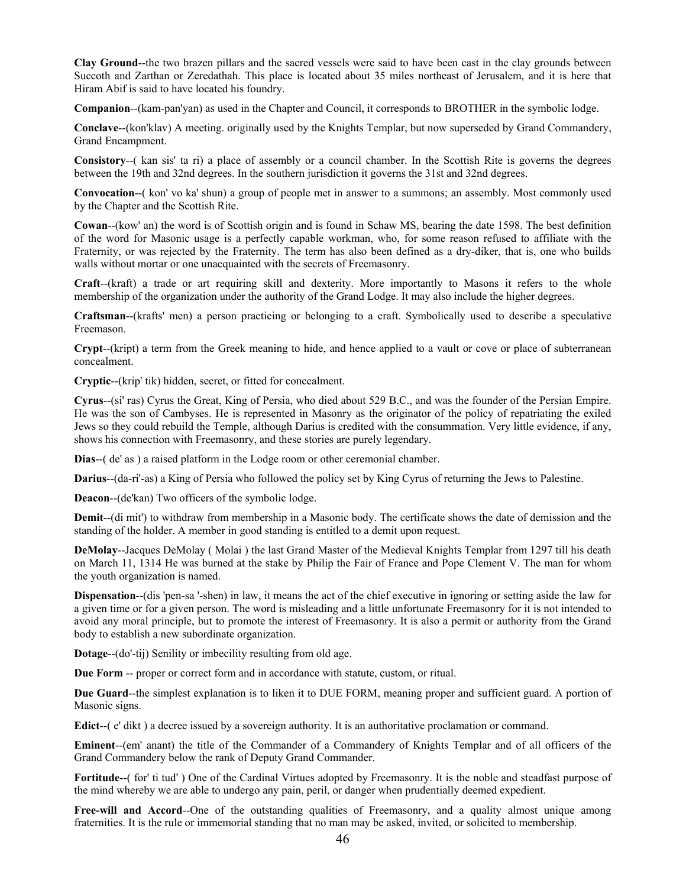**Clay Ground**--the two brazen pillars and the sacred vessels were said to have been cast in the clay grounds between Succoth and Zarthan or Zeredathah. This place is located about 35 miles northeast of Jerusalem, and it is here that Hiram Abif is said to have located his foundry.

**Companion**--(kam-pan'yan) as used in the Chapter and Council, it corresponds to BROTHER in the symbolic lodge.

**Conclave**--(kon'klav) A meeting. originally used by the Knights Templar, but now superseded by Grand Commandery, Grand Encampment.

**Consistory**--( kan sis' ta ri) a place of assembly or a council chamber. In the Scottish Rite is governs the degrees between the 19th and 32nd degrees. In the southern jurisdiction it governs the 31st and 32nd degrees.

**Convocation**--( kon' vo ka' shun) a group of people met in answer to a summons; an assembly. Most commonly used by the Chapter and the Scottish Rite.

**Cowan**--(kow' an) the word is of Scottish origin and is found in Schaw MS, bearing the date 1598. The best definition of the word for Masonic usage is a perfectly capable workman, who, for some reason refused to affiliate with the Fraternity, or was rejected by the Fraternity. The term has also been defined as a dry-diker, that is, one who builds walls without mortar or one unacquainted with the secrets of Freemasonry.

**Craft**--(kraft) a trade or art requiring skill and dexterity. More importantly to Masons it refers to the whole membership of the organization under the authority of the Grand Lodge. It may also include the higher degrees.

**Craftsman**--(krafts' men) a person practicing or belonging to a craft. Symbolically used to describe a speculative Freemason.

**Crypt**--(kript) a term from the Greek meaning to hide, and hence applied to a vault or cove or place of subterranean concealment.

**Cryptic**--(krip' tik) hidden, secret, or fitted for concealment.

**Cyrus**--(si' ras) Cyrus the Great, King of Persia, who died about 529 B.C., and was the founder of the Persian Empire. He was the son of Cambyses. He is represented in Masonry as the originator of the policy of repatriating the exiled Jews so they could rebuild the Temple, although Darius is credited with the consummation. Very little evidence, if any, shows his connection with Freemasonry, and these stories are purely legendary.

**Dias**--( de' as ) a raised platform in the Lodge room or other ceremonial chamber.

**Darius**--(da-ri'-as) a King of Persia who followed the policy set by King Cyrus of returning the Jews to Palestine.

**Deacon**--(de'kan) Two officers of the symbolic lodge.

**Demit**--(di mit') to withdraw from membership in a Masonic body. The certificate shows the date of demission and the standing of the holder. A member in good standing is entitled to a demit upon request.

**DeMolay**--Jacques DeMolay ( Molai ) the last Grand Master of the Medieval Knights Templar from 1297 till his death on March 11, 1314 He was burned at the stake by Philip the Fair of France and Pope Clement V. The man for whom the youth organization is named.

**Dispensation**--(dis 'pen-sa '-shen) in law, it means the act of the chief executive in ignoring or setting aside the law for a given time or for a given person. The word is misleading and a little unfortunate Freemasonry for it is not intended to avoid any moral principle, but to promote the interest of Freemasonry. It is also a permit or authority from the Grand body to establish a new subordinate organization.

**Dotage**--(do'-tij) Senility or imbecility resulting from old age.

**Due Form** -- proper or correct form and in accordance with statute, custom, or ritual.

**Due Guard**--the simplest explanation is to liken it to DUE FORM, meaning proper and sufficient guard. A portion of Masonic signs.

**Edict**--( e' dikt ) a decree issued by a sovereign authority. It is an authoritative proclamation or command.

**Eminent**--(em' anant) the title of the Commander of a Commandery of Knights Templar and of all officers of the Grand Commandery below the rank of Deputy Grand Commander.

**Fortitude**--( for' ti tud' ) One of the Cardinal Virtues adopted by Freemasonry. It is the noble and steadfast purpose of the mind whereby we are able to undergo any pain, peril, or danger when prudentially deemed expedient.

**Free-will and Accord**--One of the outstanding qualities of Freemasonry, and a quality almost unique among fraternities. It is the rule or immemorial standing that no man may be asked, invited, or solicited to membership.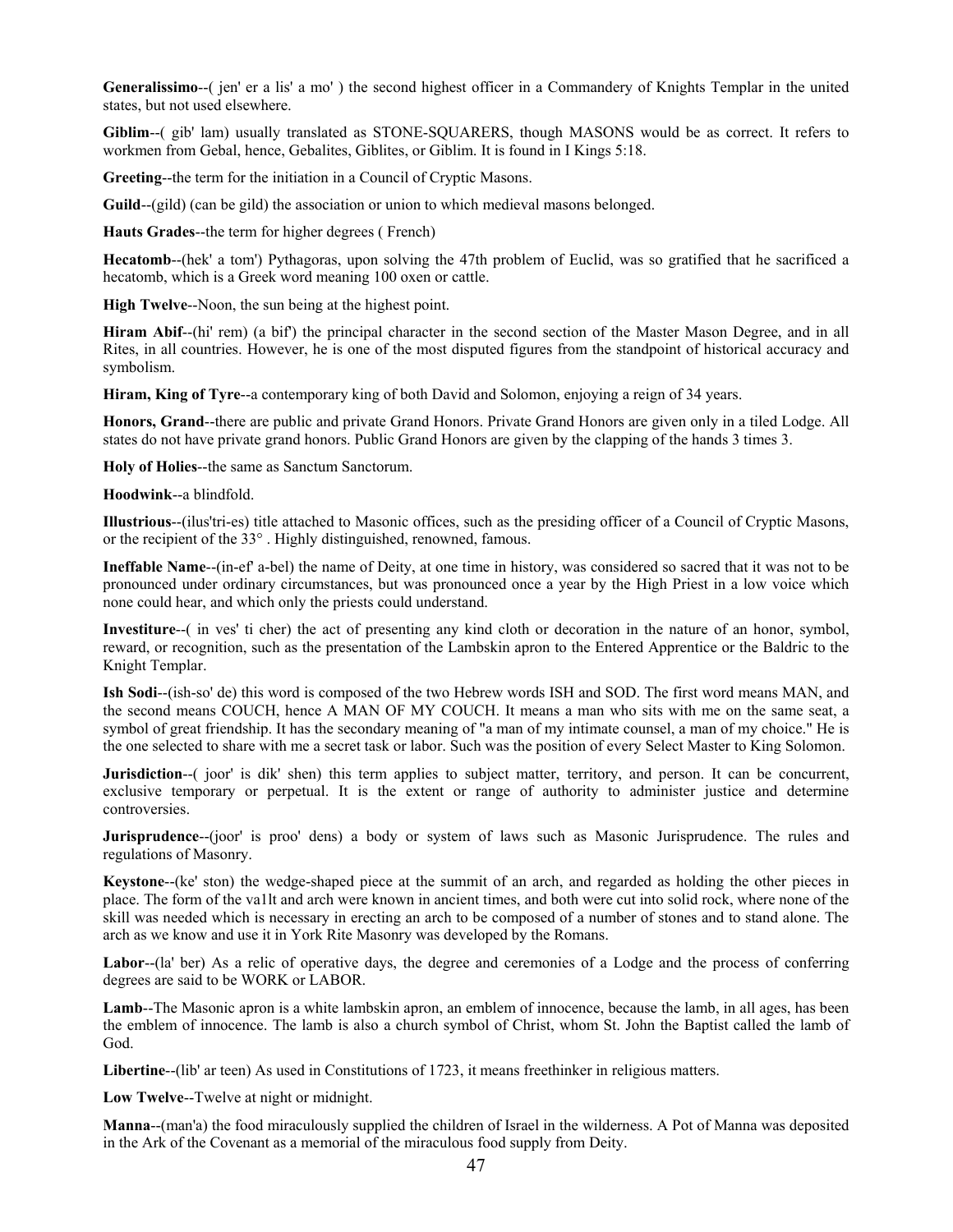**Generalissimo**--( jen' er a lis' a mo' ) the second highest officer in a Commandery of Knights Templar in the united states, but not used elsewhere.

**Giblim**--( gib' lam) usually translated as STONE-SQUARERS, though MASONS would be as correct. It refers to workmen from Gebal, hence, Gebalites, Giblites, or Giblim. It is found in I Kings 5:18.

**Greeting**--the term for the initiation in a Council of Cryptic Masons.

**Guild**--(gild) (can be gild) the association or union to which medieval masons belonged.

**Hauts Grades**--the term for higher degrees ( French)

**Hecatomb**--(hek' a tom') Pythagoras, upon solving the 47th problem of Euclid, was so gratified that he sacrificed a hecatomb, which is a Greek word meaning 100 oxen or cattle.

**High Twelve**--Noon, the sun being at the highest point.

**Hiram Abif**--(hi' rem) (a bif') the principal character in the second section of the Master Mason Degree, and in all Rites, in all countries. However, he is one of the most disputed figures from the standpoint of historical accuracy and symbolism.

**Hiram, King of Tyre**--a contemporary king of both David and Solomon, enjoying a reign of 34 years.

**Honors, Grand**--there are public and private Grand Honors. Private Grand Honors are given only in a tiled Lodge. All states do not have private grand honors. Public Grand Honors are given by the clapping of the hands 3 times 3.

**Holy of Holies**--the same as Sanctum Sanctorum.

**Hoodwink**--a blindfold.

**Illustrious**--(ilus'tri-es) title attached to Masonic offices, such as the presiding officer of a Council of Cryptic Masons, or the recipient of the 33° . Highly distinguished, renowned, famous.

**Ineffable Name**--(in-ef' a-bel) the name of Deity, at one time in history, was considered so sacred that it was not to be pronounced under ordinary circumstances, but was pronounced once a year by the High Priest in a low voice which none could hear, and which only the priests could understand.

**Investiture**--( in ves' ti cher) the act of presenting any kind cloth or decoration in the nature of an honor, symbol, reward, or recognition, such as the presentation of the Lambskin apron to the Entered Apprentice or the Baldric to the Knight Templar.

**Ish Sodi**--(ish-so' de) this word is composed of the two Hebrew words ISH and SOD. The first word means MAN, and the second means COUCH, hence A MAN OF MY COUCH. It means a man who sits with me on the same seat, a symbol of great friendship. It has the secondary meaning of "a man of my intimate counsel, a man of my choice." He is the one selected to share with me a secret task or labor. Such was the position of every Select Master to King Solomon.

**Jurisdiction**--( joor' is dik' shen) this term applies to subject matter, territory, and person. It can be concurrent, exclusive temporary or perpetual. It is the extent or range of authority to administer justice and determine controversies.

**Jurisprudence**--(joor' is proo' dens) a body or system of laws such as Masonic Jurisprudence. The rules and regulations of Masonry.

**Keystone**--(ke' ston) the wedge-shaped piece at the summit of an arch, and regarded as holding the other pieces in place. The form of the va1lt and arch were known in ancient times, and both were cut into solid rock, where none of the skill was needed which is necessary in erecting an arch to be composed of a number of stones and to stand alone. The arch as we know and use it in York Rite Masonry was developed by the Romans.

**Labor**--(la' ber) As a relic of operative days, the degree and ceremonies of a Lodge and the process of conferring degrees are said to be WORK or LABOR.

**Lamb**--The Masonic apron is a white lambskin apron, an emblem of innocence, because the lamb, in all ages, has been the emblem of innocence. The lamb is also a church symbol of Christ, whom St. John the Baptist called the lamb of God.

**Libertine**--(lib' ar teen) As used in Constitutions of 1723, it means freethinker in religious matters.

**Low Twelve**--Twelve at night or midnight.

**Manna**--(man'a) the food miraculously supplied the children of Israel in the wilderness. A Pot of Manna was deposited in the Ark of the Covenant as a memorial of the miraculous food supply from Deity.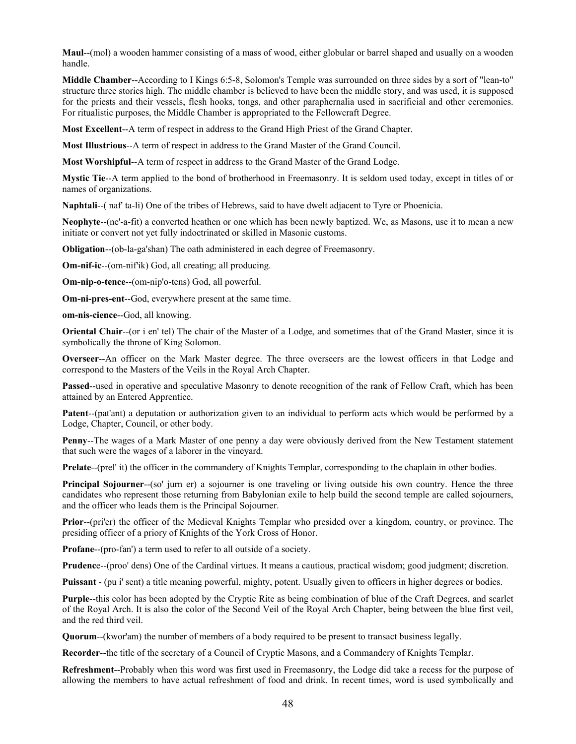**Maul**--(mol) a wooden hammer consisting of a mass of wood, either globular or barrel shaped and usually on a wooden handle.

**Middle Chamber**--According to I Kings 6:5-8, Solomon's Temple was surrounded on three sides by a sort of "lean-to" structure three stories high. The middle chamber is believed to have been the middle story, and was used, it is supposed for the priests and their vessels, flesh hooks, tongs, and other paraphernalia used in sacrificial and other ceremonies. For ritualistic purposes, the Middle Chamber is appropriated to the Fellowcraft Degree.

**Most Excellent**--A term of respect in address to the Grand High Priest of the Grand Chapter.

**Most Illustrious**--A term of respect in address to the Grand Master of the Grand Council.

**Most Worshipful**--A term of respect in address to the Grand Master of the Grand Lodge.

**Mystic Tie**--A term applied to the bond of brotherhood in Freemasonry. It is seldom used today, except in titles of or names of organizations.

**Naphtali**--( naf' ta-li) One of the tribes of Hebrews, said to have dwelt adjacent to Tyre or Phoenicia.

**Neophyte**--(ne'-a-fit) a converted heathen or one which has been newly baptized. We, as Masons, use it to mean a new initiate or convert not yet fully indoctrinated or skilled in Masonic customs.

**Obligation**--(ob-la-ga'shan) The oath administered in each degree of Freemasonry.

**Om-nif-ic**--(om-nif'ik) God, all creating; all producing.

**Om-nip-o-tence**--(om-nip'o-tens) God, all powerful.

**Om-ni-pres-ent**--God, everywhere present at the same time.

**om-nis-cience**--God, all knowing.

**Oriental Chair**--(or i en' tel) The chair of the Master of a Lodge, and sometimes that of the Grand Master, since it is symbolically the throne of King Solomon.

**Overseer**--An officer on the Mark Master degree. The three overseers are the lowest officers in that Lodge and correspond to the Masters of the Veils in the Royal Arch Chapter.

**Passed**--used in operative and speculative Masonry to denote recognition of the rank of Fellow Craft, which has been attained by an Entered Apprentice.

**Patent**--(pat'ant) a deputation or authorization given to an individual to perform acts which would be performed by a Lodge, Chapter, Council, or other body.

**Penny**--The wages of a Mark Master of one penny a day were obviously derived from the New Testament statement that such were the wages of a laborer in the vineyard.

**Prelate**--(prel' it) the officer in the commandery of Knights Templar, corresponding to the chaplain in other bodies.

**Principal Sojourner**--(so' jurn er) a sojourner is one traveling or living outside his own country. Hence the three candidates who represent those returning from Babylonian exile to help build the second temple are called sojourners, and the officer who leads them is the Principal Sojourner.

**Prior**--(pri'er) the officer of the Medieval Knights Templar who presided over a kingdom, country, or province. The presiding officer of a priory of Knights of the York Cross of Honor.

**Profane**--(pro-fan') a term used to refer to all outside of a society.

**Prudence**--(proo' dens) One of the Cardinal virtues. It means a cautious, practical wisdom; good judgment; discretion.

**Puissant** - (pu i' sent) a title meaning powerful, mighty, potent. Usually given to officers in higher degrees or bodies.

**Purple**--this color has been adopted by the Cryptic Rite as being combination of blue of the Craft Degrees, and scarlet of the Royal Arch. It is also the color of the Second Veil of the Royal Arch Chapter, being between the blue first veil, and the red third veil.

**Quorum**--(kwor'am) the number of members of a body required to be present to transact business legally.

**Recorder**--the title of the secretary of a Council of Cryptic Masons, and a Commandery of Knights Templar.

**Refreshment**--Probably when this word was first used in Freemasonry, the Lodge did take a recess for the purpose of allowing the members to have actual refreshment of food and drink. In recent times, word is used symbolically and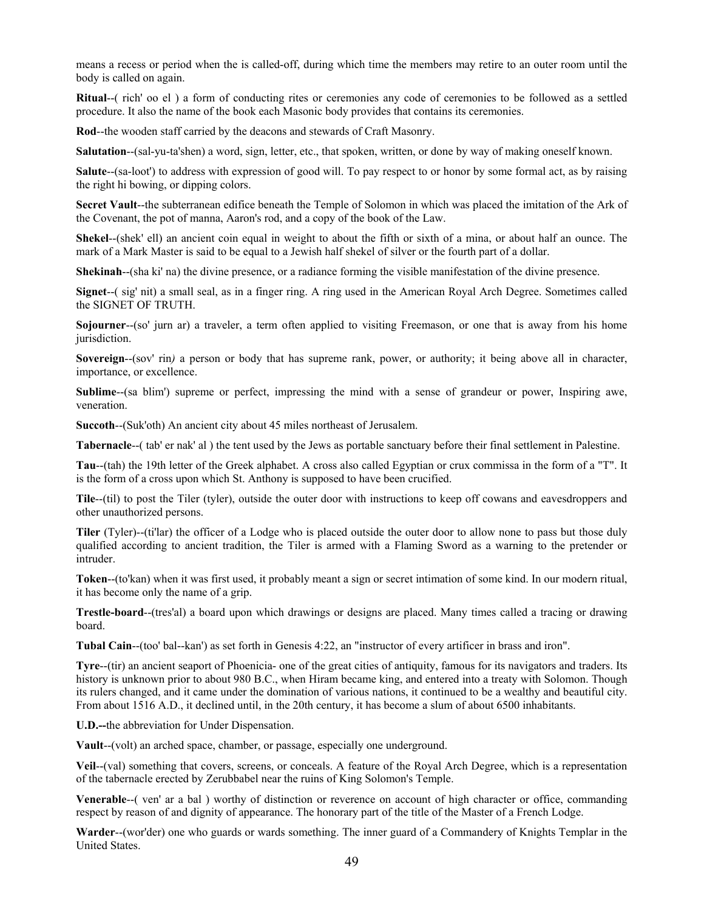means a recess or period when the is called-off, during which time the members may retire to an outer room until the body is called on again.

**Ritual**--( rich' oo el ) a form of conducting rites or ceremonies any code of ceremonies to be followed as a settled procedure. It also the name of the book each Masonic body provides that contains its ceremonies.

**Rod**--the wooden staff carried by the deacons and stewards of Craft Masonry.

**Salutation**--(sal-yu-ta'shen) a word, sign, letter, etc., that spoken, written, or done by way of making oneself known.

**Salute**--(sa-loot') to address with expression of good will. To pay respect to or honor by some formal act, as by raising the right hi bowing, or dipping colors.

**Secret Vault**--the subterranean edifice beneath the Temple of Solomon in which was placed the imitation of the Ark of the Covenant, the pot of manna, Aaron's rod, and a copy of the book of the Law.

**Shekel**--(shek' ell) an ancient coin equal in weight to about the fifth or sixth of a mina, or about half an ounce. The mark of a Mark Master is said to be equal to a Jewish half shekel of silver or the fourth part of a dollar.

**Shekinah**--(sha ki' na) the divine presence, or a radiance forming the visible manifestation of the divine presence.

**Signet**--( sig' nit) a small seal, as in a finger ring. A ring used in the American Royal Arch Degree. Sometimes called the SIGNET OF TRUTH.

**Sojourner**--(so' jurn ar) a traveler, a term often applied to visiting Freemason, or one that is away from his home jurisdiction.

**Sovereign**--(sov' rin*)* a person or body that has supreme rank, power, or authority; it being above all in character, importance, or excellence.

**Sublime**--(sa blim') supreme or perfect, impressing the mind with a sense of grandeur or power, Inspiring awe, veneration.

**Succoth**--(Suk'oth) An ancient city about 45 miles northeast of Jerusalem.

**Tabernacle**--( tab' er nak' al ) the tent used by the Jews as portable sanctuary before their final settlement in Palestine.

**Tau**--(tah) the 19th letter of the Greek alphabet. A cross also called Egyptian or crux commissa in the form of a "T". It is the form of a cross upon which St. Anthony is supposed to have been crucified.

**Tile**--(til) to post the Tiler (tyler), outside the outer door with instructions to keep off cowans and eavesdroppers and other unauthorized persons.

**Tiler** (Tyler)--(ti'lar) the officer of a Lodge who is placed outside the outer door to allow none to pass but those duly qualified according to ancient tradition, the Tiler is armed with a Flaming Sword as a warning to the pretender or intruder.

**Token**--(to'kan) when it was first used, it probably meant a sign or secret intimation of some kind. In our modern ritual, it has become only the name of a grip.

**Trestle-board**--(tres'al) a board upon which drawings or designs are placed. Many times called a tracing or drawing board.

**Tubal Cain**--(too' bal--kan') as set forth in Genesis 4:22, an "instructor of every artificer in brass and iron".

**Tyre**--(tir) an ancient seaport of Phoenicia- one of the great cities of antiquity, famous for its navigators and traders. Its history is unknown prior to about 980 B.C., when Hiram became king, and entered into a treaty with Solomon. Though its rulers changed, and it came under the domination of various nations, it continued to be a wealthy and beautiful city. From about 1516 A.D., it declined until, in the 20th century, it has become a slum of about 6500 inhabitants.

**U.D.--**the abbreviation for Under Dispensation.

**Vault**--(volt) an arched space, chamber, or passage, especially one underground.

**Veil**--(val) something that covers, screens, or conceals. A feature of the Royal Arch Degree, which is a representation of the tabernacle erected by Zerubbabel near the ruins of King Solomon's Temple.

**Venerable**--( ven' ar a bal ) worthy of distinction or reverence on account of high character or office, commanding respect by reason of and dignity of appearance. The honorary part of the title of the Master of a French Lodge.

**Warder**--(wor'der) one who guards or wards something. The inner guard of a Commandery of Knights Templar in the United States.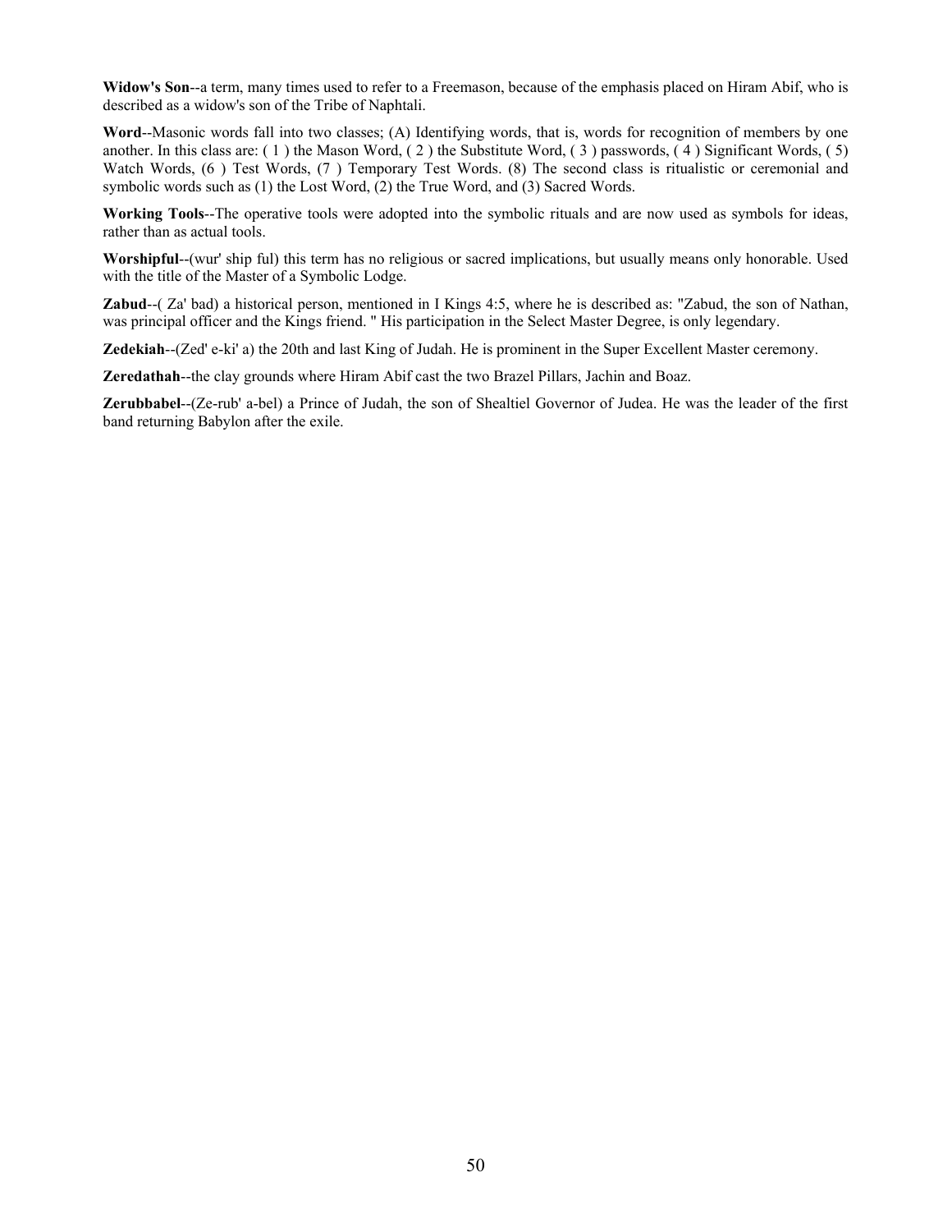**Widow's Son**--a term, many times used to refer to a Freemason, because of the emphasis placed on Hiram Abif, who is described as a widow's son of the Tribe of Naphtali.

**Word**--Masonic words fall into two classes; (A) Identifying words, that is, words for recognition of members by one another. In this class are: ( 1 ) the Mason Word, ( 2 ) the Substitute Word, ( 3 ) passwords, ( 4 ) Significant Words, ( 5) Watch Words, (6 ) Test Words, (7 ) Temporary Test Words. (8) The second class is ritualistic or ceremonial and symbolic words such as (1) the Lost Word, (2) the True Word, and (3) Sacred Words.

**Working Tools**--The operative tools were adopted into the symbolic rituals and are now used as symbols for ideas, rather than as actual tools.

**Worshipful**--(wur' ship ful) this term has no religious or sacred implications, but usually means only honorable. Used with the title of the Master of a Symbolic Lodge.

**Zabud**--( Za' bad) a historical person, mentioned in I Kings 4:5, where he is described as: "Zabud, the son of Nathan, was principal officer and the Kings friend. " His participation in the Select Master Degree, is only legendary.

**Zedekiah**--(Zed' e-ki' a) the 20th and last King of Judah. He is prominent in the Super Excellent Master ceremony.

**Zeredathah**--the clay grounds where Hiram Abif cast the two Brazel Pillars, Jachin and Boaz.

**Zerubbabel**--(Ze-rub' a-bel) a Prince of Judah, the son of Shealtiel Governor of Judea. He was the leader of the first band returning Babylon after the exile.